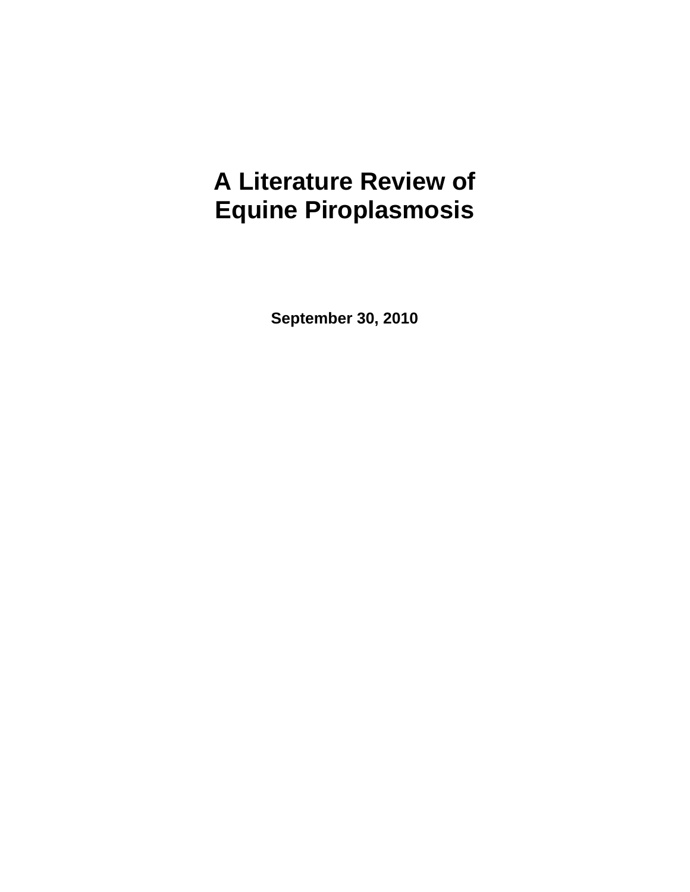# A Literature Review of Equine Piroplasmosis

**September 30, 2010**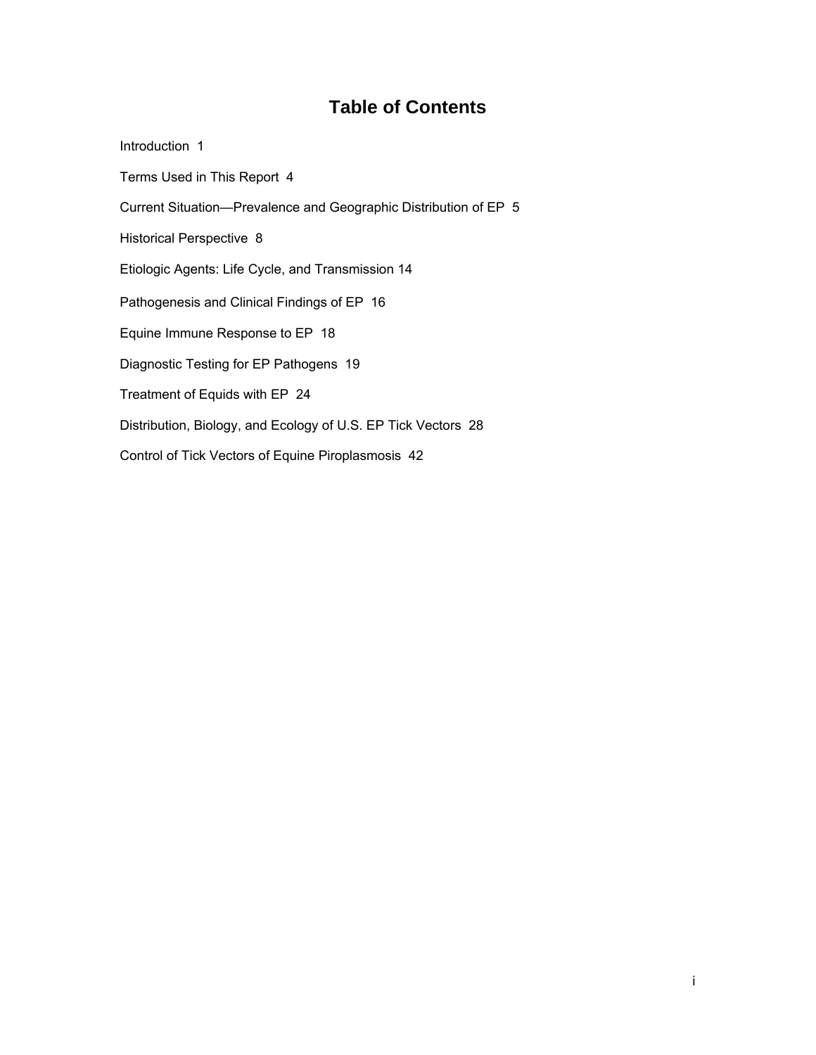# Table of Contents

Introduction 1

Terms Used in This Report 4

Current Situation—Prevalence and Geographic Distribution of EP 5

Historical Perspective 8

Etiologic Agents: Life Cycle, and Transmission 14

Pathogenesis and Clinical Findings of EP 16

Equine Immune Response to EP 18

Diagnostic Testing for EP Pathogens 19

Treatment of Equids with EP 24

Distribution, Biology, and Ecology of U.S. EP Tick Vectors 28

Control of Tick Vectors of Equine Piroplasmosis 42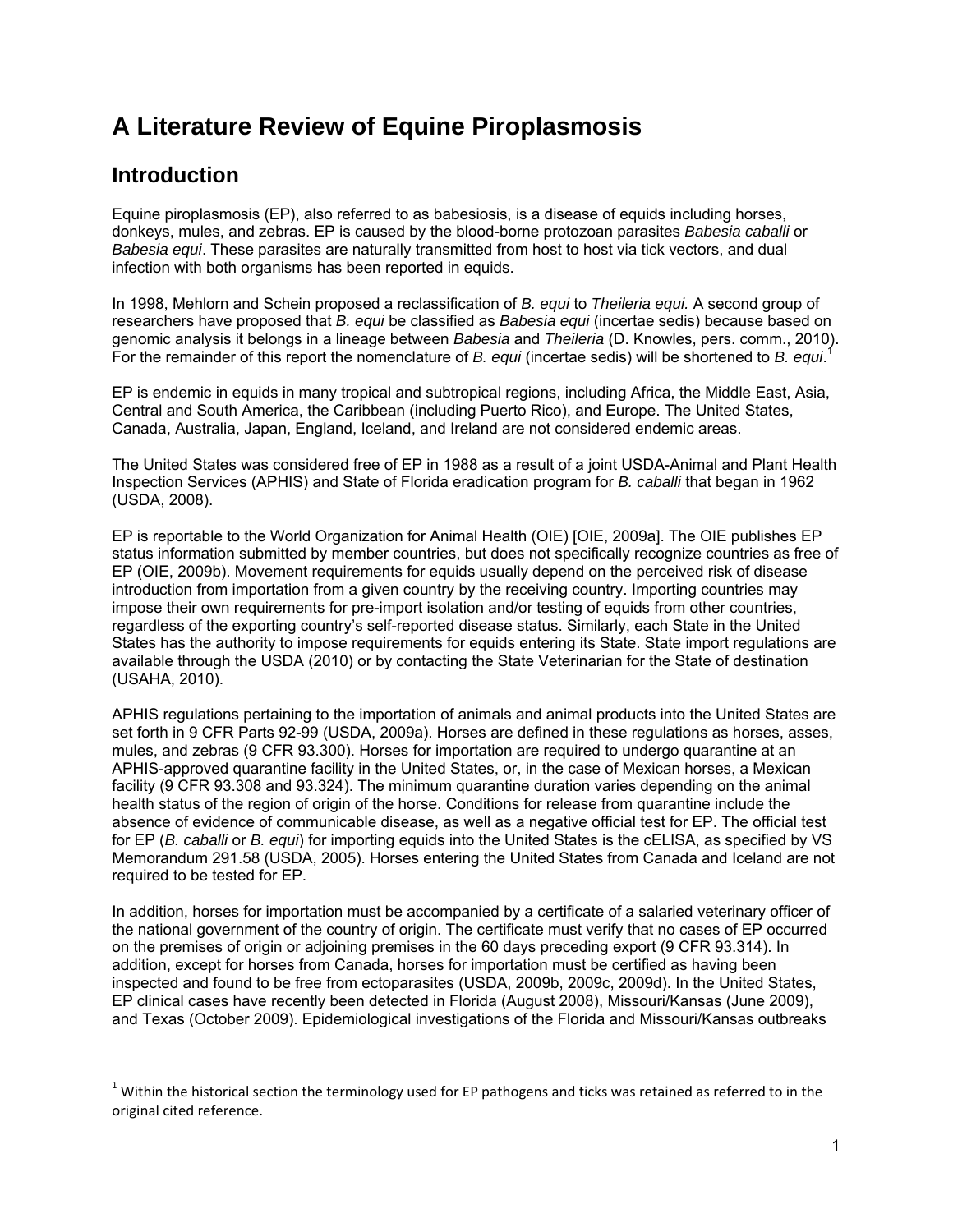# A Literature Review of Equine Piroplasmosis

## Introduction

Equine piroplasmosis (EP), also referred to as babesiosis, is a disease of equids including horses, donkeys, mules, and zebras. EP is caused by the blood-borne protozoan parasites *Babesia caballi* or *Babesia equi*. These parasites are naturally transmitted from host to host via tick vectors, and dual infection with both organisms has been reported in equids.

In 1998, Mehlorn and Schein proposed a reclassification of *B. equi* to *Theileria equi.* A second group of researchers have proposed that *B. equi* be classified as *Babesia equi* (incertae sedis) because based on genomic analysis it belongs in a lineage between *Babesia* and *Theileria* (D. Knowles, pers. comm., 2010). For the remainder of this report the nomenclature of *B. equi* (incertae sedis) will be shortened to *B. equi*.[1]

EP is endemic in equids in many tropical and subtropical regions, including Africa, the Middle East, Asia, Central and South America, the Caribbean (including Puerto Rico), and Europe. The United States, Canada, Australia, Japan, England, Iceland, and Ireland are not considered endemic areas.

The United States was considered free of EP in 1988 as a result of a joint USDA-Animal and Plant Health Inspection Services (APHIS) and State of Florida eradication program for *B. caballi* that began in 1962 (USDA, 2008).

EP is reportable to the World Organization for Animal Health (OIE) [OIE, 2009a]. The OIE publishes EP status information submitted by member countries, but does not specifically recognize countries as free of EP (OIE, 2009b). Movement requirements for equids usually depend on the perceived risk of disease introduction from importation from a given country by the receiving country. Importing countries may impose their own requirements for pre-import isolation and/or testing of equids from other countries, regardless of the exporting country's self-reported disease status. Similarly, each State in the United States has the authority to impose requirements for equids entering its State. State import regulations are available through the USDA (2010) or by contacting the State Veterinarian for the State of destination (USAHA, 2010).

APHIS regulations pertaining to the importation of animals and animal products into the United States are set forth in 9 CFR Parts 92-99 (USDA, 2009a). Horses are defined in these regulations as horses, asses, mules, and zebras (9 CFR 93.300). Horses for importation are required to undergo quarantine at an APHIS-approved quarantine facility in the United States, or, in the case of Mexican horses, a Mexican facility (9 CFR 93.308 and 93.324). The minimum quarantine duration varies depending on the animal health status of the region of origin of the horse. Conditions for release from quarantine include the absence of evidence of communicable disease, as well as a negative official test for EP. The official test for EP (*B. caballi* or *B. equi*) for importing equids into the United States is the cELISA, as specified by VS Memorandum 291.58 (USDA, 2005). Horses entering the United States from Canada and Iceland are not required to be tested for EP.

In addition, horses for importation must be accompanied by a certificate of a salaried veterinary officer of the national government of the country of origin. The certificate must verify that no cases of EP occurred on the premises of origin or adjoining premises in the 60 days preceding export (9 CFR 93.314). In addition, except for horses from Canada, horses for importation must be certified as having been inspected and found to be free from ectoparasites (USDA, 2009b, 2009c, 2009d). In the United States, EP clinical cases have recently been detected in Florida (August 2008), Missouri/Kansas (June 2009), and Texas (October 2009). Epidemiological investigations of the Florida and Missouri/Kansas outbreaks

[1] Within the historical section the terminology used for EP pathogens and ticks was retained as referred to in the original cited reference.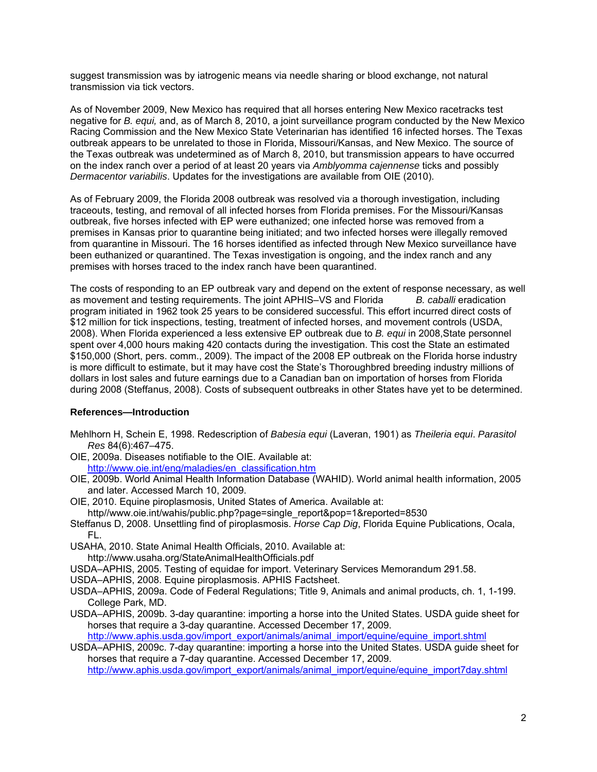suggest transmission was by iatrogenic means via needle sharing or blood exchange, not natural transmission via tick vectors.

As of November 2009, New Mexico has required that all horses entering New Mexico racetracks test negative for *B. equi,* and, as of March 8, 2010, a joint surveillance program conducted by the New Mexico Racing Commission and the New Mexico State Veterinarian has identified 16 infected horses. The Texas outbreak appears to be unrelated to those in Florida, Missouri/Kansas, and New Mexico. The source of the Texas outbreak was undetermined as of March 8, 2010, but transmission appears to have occurred on the index ranch over a period of at least 20 years via *Amblyomma cajennense* ticks and possibly *Dermacentor variabilis*. Updates for the investigations are available from OIE (2010).

As of February 2009, the Florida 2008 outbreak was resolved via a thorough investigation, including traceouts, testing, and removal of all infected horses from Florida premises. For the Missouri/Kansas outbreak, five horses infected with EP were euthanized; one infected horse was removed from a premises in Kansas prior to quarantine being initiated; and two infected horses were illegally removed from quarantine in Missouri. The 16 horses identified as infected through New Mexico surveillance have been euthanized or quarantined. The Texas investigation is ongoing, and the index ranch and any premises with horses traced to the index ranch have been quarantined.

The costs of responding to an EP outbreak vary and depend on the extent of response necessary, as well as movement and testing requirements. The joint APHIS–VS and Florida *B. caballi* eradication program initiated in 1962 took 25 years to be considered successful. This effort incurred direct costs of $12 million for tick inspections, testing, treatment of infected horses, and movement controls (USDA, 2008). When Florida experienced a less extensive EP outbreak due to *B. equi* in 2008,State personnel spent over 4,000 hours making 420 contacts during the investigation. This cost the State an estimated $150,000 (Short, pers. comm., 2009). The impact of the 2008 EP outbreak on the Florida horse industry is more difficult to estimate, but it may have cost the State's Thoroughbred breeding industry millions of dollars in lost sales and future earnings due to a Canadian ban on importation of horses from Florida during 2008 (Steffanus, 2008). Costs of subsequent outbreaks in other States have yet to be determined.

**References—Introduction**

Mehlhorn H, Schein E, 1998. Redescription of *Babesia equi* (Laveran, 1901) as *Theileria equi*. *Parasitol Res* 84(6):467–475.

OIE, 2009a. Diseases notifiable to the OIE. Available at: http://www.oie.int/eng/maladies/en_classification.htm

OIE, 2009b. World Animal Health Information Database (WAHID). World animal health information, 2005 and later. Accessed March 10, 2009.

OIE, 2010. Equine piroplasmosis, United States of America. Available at: http//www.oie.int/wahis/public.php?page=single_report&pop=1&reported=8530

Steffanus D, 2008. Unsettling find of piroplasmosis. *Horse Cap Dig*, Florida Equine Publications, Ocala, FL.

USAHA, 2010. State Animal Health Officials, 2010. Available at: http://www.usaha.org/StateAnimalHealthOfficials.pdf

USDA–APHIS, 2005. Testing of equidae for import. Veterinary Services Memorandum 291.58.

USDA–APHIS, 2008. Equine piroplasmosis. APHIS Factsheet.

USDA–APHIS, 2009a. Code of Federal Regulations; Title 9, Animals and animal products, ch. 1, 1-199. College Park, MD.

USDA–APHIS, 2009b. 3-day quarantine: importing a horse into the United States. USDA guide sheet for horses that require a 3-day quarantine. Accessed December 17, 2009. http://www.aphis.usda.gov/import_export/animals/animal_import/equine/equine_import.shtml

USDA–APHIS, 2009c. 7-day quarantine: importing a horse into the United States. USDA guide sheet for horses that require a 7-day quarantine. Accessed December 17, 2009. http://www.aphis.usda.gov/import_export/animals/animal_import/equine/equine_import7day.shtml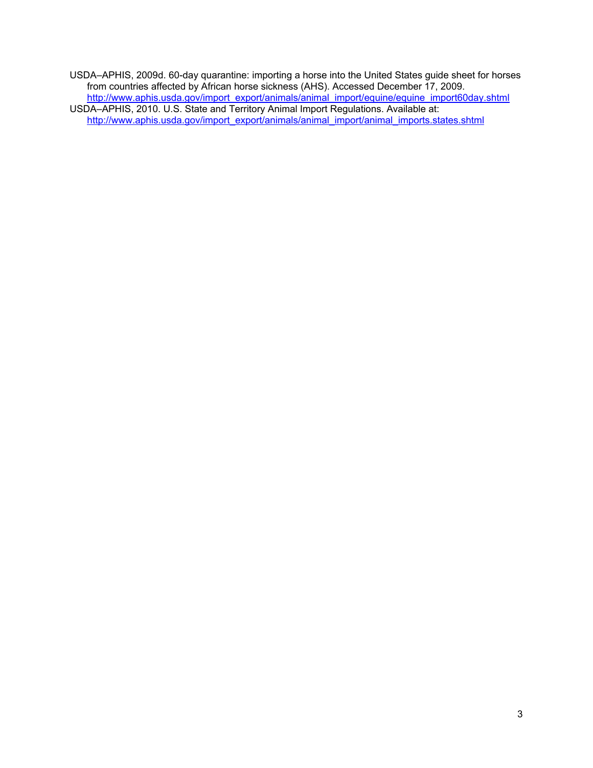USDA–APHIS, 2009d. 60-day quarantine: importing a horse into the United States guide sheet for horses from countries affected by African horse sickness (AHS). Accessed December 17, 2009. http://www.aphis.usda.gov/import_export/animals/animal_import/equine/equine_import60day.shtml

USDA–APHIS, 2010. U.S. State and Territory Animal Import Regulations. Available at: http://www.aphis.usda.gov/import_export/animals/animal_import/animal_imports.states.shtml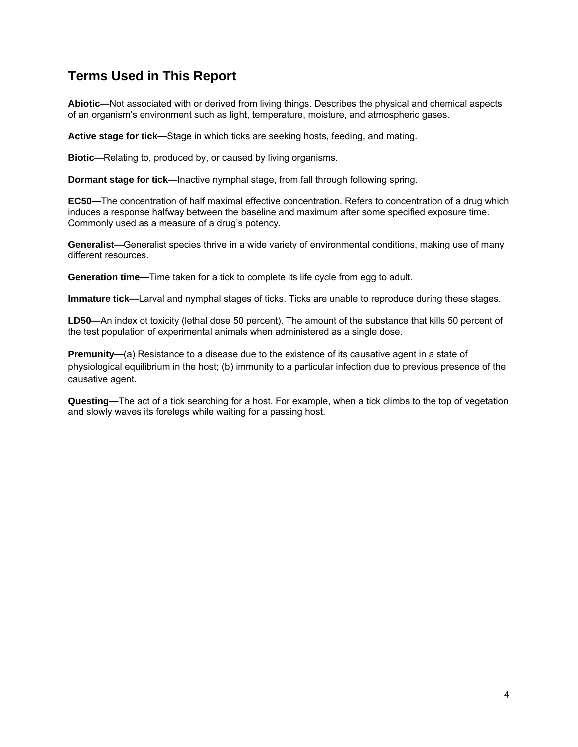## Terms Used in This Report

**Abiotic—**Not associated with or derived from living things. Describes the physical and chemical aspects of an organism's environment such as light, temperature, moisture, and atmospheric gases.

**Active stage for tick—**Stage in which ticks are seeking hosts, feeding, and mating.

**Biotic—**Relating to, produced by, or caused by living organisms.

**Dormant stage for tick—**Inactive nymphal stage, from fall through following spring.

**EC50—**The concentration of half maximal effective concentration. Refers to concentration of a drug which induces a response halfway between the baseline and maximum after some specified exposure time. Commonly used as a measure of a drug's potency.

**Generalist—**Generalist species thrive in a wide variety of environmental conditions, making use of many different resources.

**Generation time—**Time taken for a tick to complete its life cycle from egg to adult.

**Immature tick—**Larval and nymphal stages of ticks. Ticks are unable to reproduce during these stages.

**LD50—**An index ot toxicity (lethal dose 50 percent). The amount of the substance that kills 50 percent of the test population of experimental animals when administered as a single dose.

**Premunity—**(a) Resistance to a disease due to the existence of its causative agent in a state of physiological equilibrium in the host; (b) immunity to a particular infection due to previous presence of the causative agent.

**Questing—**The act of a tick searching for a host. For example, when a tick climbs to the top of vegetation and slowly waves its forelegs while waiting for a passing host.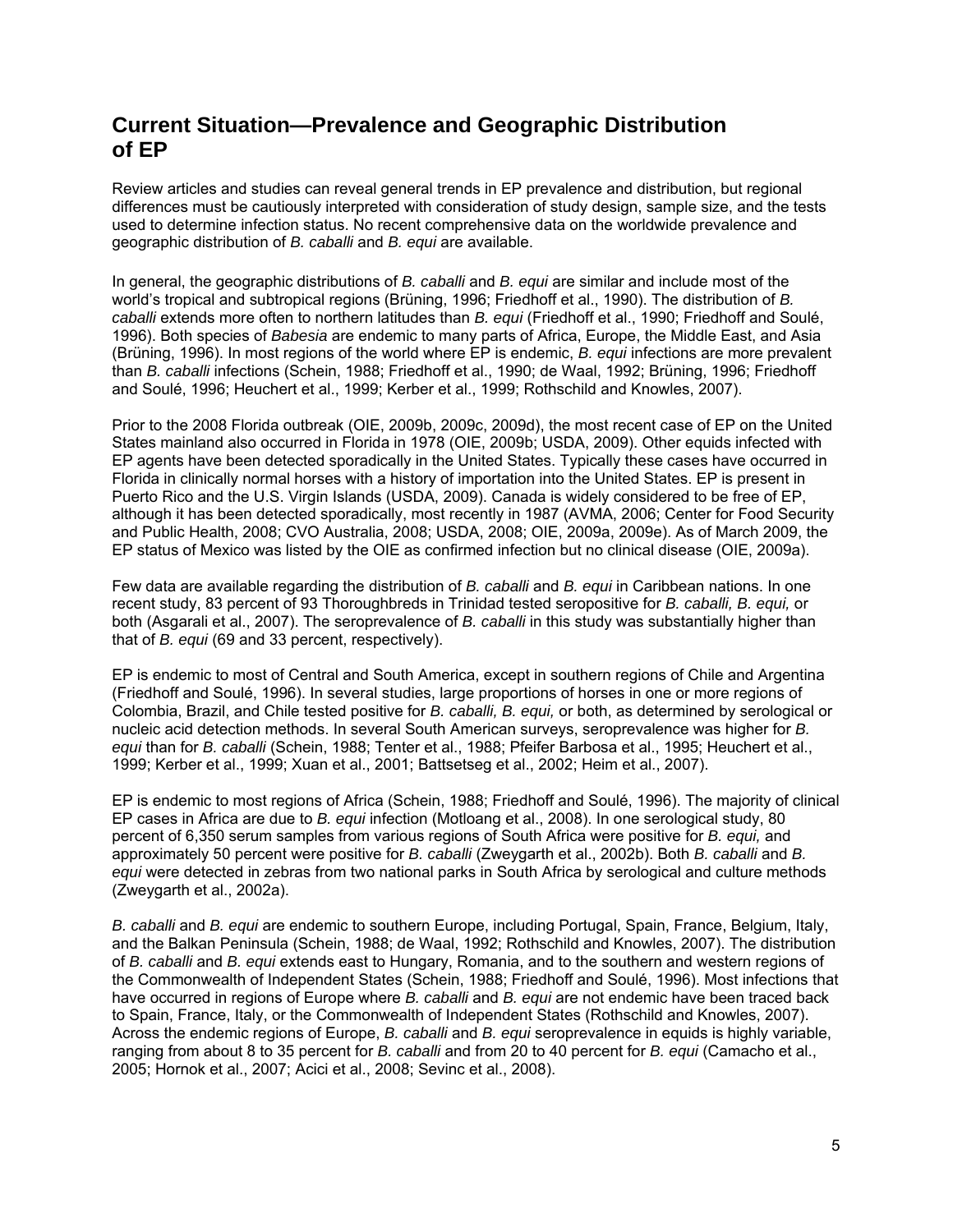## Current Situation—Prevalence and Geographic Distribution of EP

Review articles and studies can reveal general trends in EP prevalence and distribution, but regional differences must be cautiously interpreted with consideration of study design, sample size, and the tests used to determine infection status. No recent comprehensive data on the worldwide prevalence and geographic distribution of *B. caballi* and *B. equi* are available.

In general, the geographic distributions of *B. caballi* and *B. equi* are similar and include most of the world's tropical and subtropical regions (Brüning, 1996; Friedhoff et al., 1990). The distribution of *B. caballi* extends more often to northern latitudes than *B. equi* (Friedhoff et al., 1990; Friedhoff and Soulé, 1996). Both species of *Babesia* are endemic to many parts of Africa, Europe, the Middle East, and Asia (Brüning, 1996). In most regions of the world where EP is endemic, *B. equi* infections are more prevalent than *B. caballi* infections (Schein, 1988; Friedhoff et al., 1990; de Waal, 1992; Brüning, 1996; Friedhoff and Soulé, 1996; Heuchert et al., 1999; Kerber et al., 1999; Rothschild and Knowles, 2007).

Prior to the 2008 Florida outbreak (OIE, 2009b, 2009c, 2009d), the most recent case of EP on the United States mainland also occurred in Florida in 1978 (OIE, 2009b; USDA, 2009). Other equids infected with EP agents have been detected sporadically in the United States. Typically these cases have occurred in Florida in clinically normal horses with a history of importation into the United States. EP is present in Puerto Rico and the U.S. Virgin Islands (USDA, 2009). Canada is widely considered to be free of EP, although it has been detected sporadically, most recently in 1987 (AVMA, 2006; Center for Food Security and Public Health, 2008; CVO Australia, 2008; USDA, 2008; OIE, 2009a, 2009e). As of March 2009, the EP status of Mexico was listed by the OIE as confirmed infection but no clinical disease (OIE, 2009a).

Few data are available regarding the distribution of *B. caballi* and *B. equi* in Caribbean nations. In one recent study, 83 percent of 93 Thoroughbreds in Trinidad tested seropositive for *B. caballi, B. equi,* or both (Asgarali et al., 2007). The seroprevalence of *B. caballi* in this study was substantially higher than that of *B. equi* (69 and 33 percent, respectively).

EP is endemic to most of Central and South America, except in southern regions of Chile and Argentina (Friedhoff and Soulé, 1996). In several studies, large proportions of horses in one or more regions of Colombia, Brazil, and Chile tested positive for *B. caballi, B. equi,* or both, as determined by serological or nucleic acid detection methods. In several South American surveys, seroprevalence was higher for *B. equi* than for *B. caballi* (Schein, 1988; Tenter et al., 1988; Pfeifer Barbosa et al., 1995; Heuchert et al., 1999; Kerber et al., 1999; Xuan et al., 2001; Battsetseg et al., 2002; Heim et al., 2007).

EP is endemic to most regions of Africa (Schein, 1988; Friedhoff and Soulé, 1996). The majority of clinical EP cases in Africa are due to *B. equi* infection (Motloang et al., 2008). In one serological study, 80 percent of 6,350 serum samples from various regions of South Africa were positive for *B. equi,* and approximately 50 percent were positive for *B. caballi* (Zweygarth et al., 2002b). Both *B. caballi* and *B. equi* were detected in zebras from two national parks in South Africa by serological and culture methods (Zweygarth et al., 2002a).

*B. caballi* and *B. equi* are endemic to southern Europe, including Portugal, Spain, France, Belgium, Italy, and the Balkan Peninsula (Schein, 1988; de Waal, 1992; Rothschild and Knowles, 2007). The distribution of *B. caballi* and *B. equi* extends east to Hungary, Romania, and to the southern and western regions of the Commonwealth of Independent States (Schein, 1988; Friedhoff and Soulé, 1996). Most infections that have occurred in regions of Europe where *B. caballi* and *B. equi* are not endemic have been traced back to Spain, France, Italy, or the Commonwealth of Independent States (Rothschild and Knowles, 2007). Across the endemic regions of Europe, *B. caballi* and *B. equi* seroprevalence in equids is highly variable, ranging from about 8 to 35 percent for *B. caballi* and from 20 to 40 percent for *B. equi* (Camacho et al., 2005; Hornok et al., 2007; Acici et al., 2008; Sevinc et al., 2008).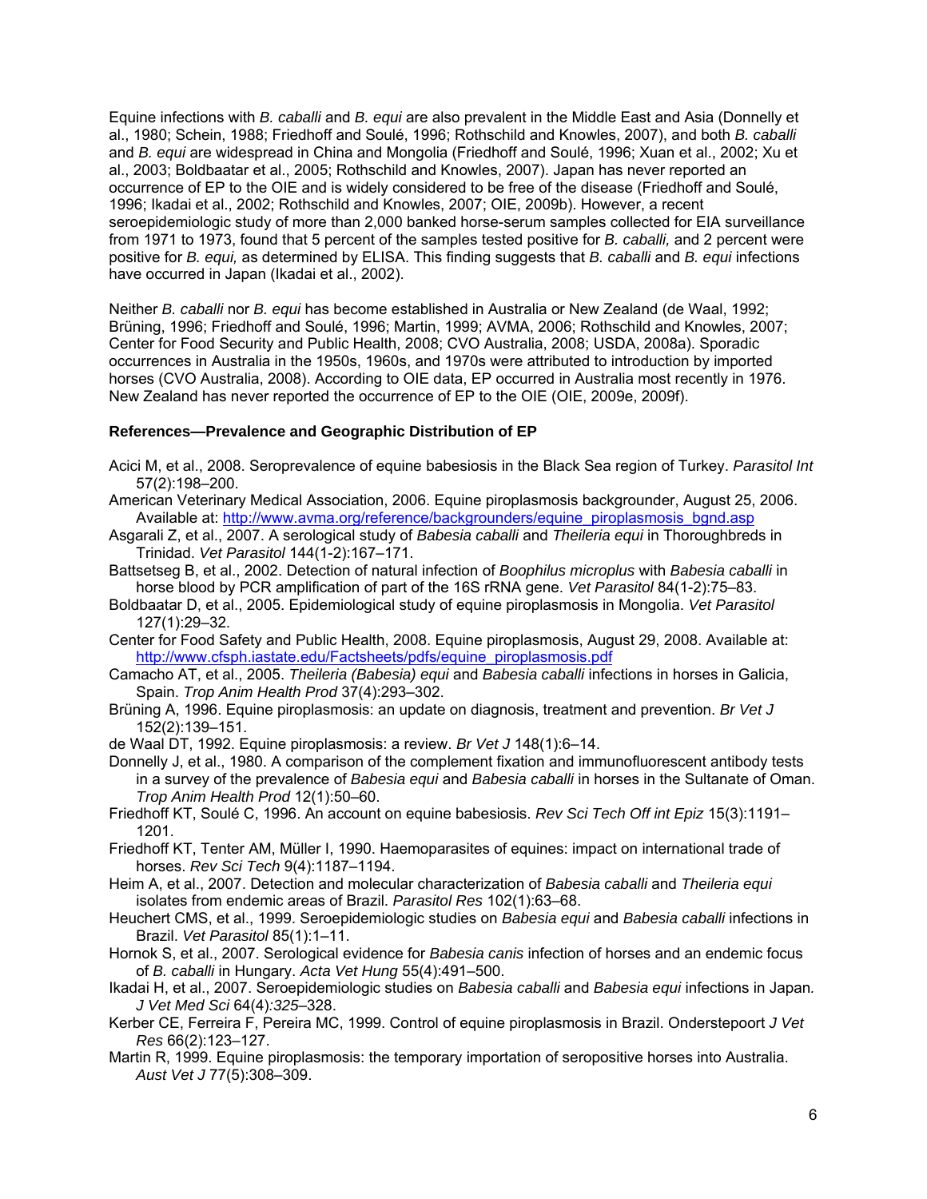Equine infections with *B. caballi* and *B. equi* are also prevalent in the Middle East and Asia (Donnelly et al., 1980; Schein, 1988; Friedhoff and Soulé, 1996; Rothschild and Knowles, 2007), and both *B. caballi* and *B. equi* are widespread in China and Mongolia (Friedhoff and Soulé, 1996; Xuan et al., 2002; Xu et al., 2003; Boldbaatar et al., 2005; Rothschild and Knowles, 2007). Japan has never reported an occurrence of EP to the OIE and is widely considered to be free of the disease (Friedhoff and Soulé, 1996; Ikadai et al., 2002; Rothschild and Knowles, 2007; OIE, 2009b). However, a recent seroepidemiologic study of more than 2,000 banked horse-serum samples collected for EIA surveillance from 1971 to 1973, found that 5 percent of the samples tested positive for *B. caballi,* and 2 percent were positive for *B. equi,* as determined by ELISA. This finding suggests that *B. caballi* and *B. equi* infections have occurred in Japan (Ikadai et al., 2002).

Neither *B. caballi* nor *B. equi* has become established in Australia or New Zealand (de Waal, 1992; Brüning, 1996; Friedhoff and Soulé, 1996; Martin, 1999; AVMA, 2006; Rothschild and Knowles, 2007; Center for Food Security and Public Health, 2008; CVO Australia, 2008; USDA, 2008a). Sporadic occurrences in Australia in the 1950s, 1960s, and 1970s were attributed to introduction by imported horses (CVO Australia, 2008). According to OIE data, EP occurred in Australia most recently in 1976. New Zealand has never reported the occurrence of EP to the OIE (OIE, 2009e, 2009f).

**References—Prevalence and Geographic Distribution of EP**

Acici M, et al., 2008. Seroprevalence of equine babesiosis in the Black Sea region of Turkey. *Parasitol Int* 57(2):198–200.

American Veterinary Medical Association, 2006. Equine piroplasmosis backgrounder, August 25, 2006. Available at: http://www.avma.org/reference/backgrounders/equine_piroplasmosis_bgnd.asp

Asgarali Z, et al., 2007. A serological study of *Babesia caballi* and *Theileria equi* in Thoroughbreds in Trinidad. *Vet Parasitol* 144(1-2):167–171.

Battsetseg B, et al., 2002. Detection of natural infection of *Boophilus microplus* with *Babesia caballi* in horse blood by PCR amplification of part of the 16S rRNA gene. *Vet Parasitol* 84(1-2):75–83.

Boldbaatar D, et al., 2005. Epidemiological study of equine piroplasmosis in Mongolia. *Vet Parasitol* 127(1):29–32.

Center for Food Safety and Public Health, 2008. Equine piroplasmosis, August 29, 2008. Available at: http://www.cfsph.iastate.edu/Factsheets/pdfs/equine_piroplasmosis.pdf

Camacho AT, et al., 2005. *Theileria (Babesia) equi* and *Babesia caballi* infections in horses in Galicia, Spain. *Trop Anim Health Prod* 37(4):293–302.

Brüning A, 1996. Equine piroplasmosis: an update on diagnosis, treatment and prevention. *Br Vet J* 152(2):139–151.

de Waal DT, 1992. Equine piroplasmosis: a review. *Br Vet J* 148(1):6–14.

Donnelly J, et al., 1980. A comparison of the complement fixation and immunofluorescent antibody tests in a survey of the prevalence of *Babesia equi* and *Babesia caballi* in horses in the Sultanate of Oman. *Trop Anim Health Prod* 12(1):50–60.

Friedhoff KT, Soulé C, 1996. An account on equine babesiosis. *Rev Sci Tech Off int Epiz* 15(3):1191–1201.

Friedhoff KT, Tenter AM, Müller I, 1990. Haemoparasites of equines: impact on international trade of horses. *Rev Sci Tech* 9(4):1187–1194.

Heim A, et al., 2007. Detection and molecular characterization of *Babesia caballi* and *Theileria equi* isolates from endemic areas of Brazil. *Parasitol Res* 102(1):63–68.

Heuchert CMS, et al., 1999. Seroepidemiologic studies on *Babesia equi* and *Babesia caballi* infections in Brazil. *Vet Parasitol* 85(1):1–11.

Hornok S, et al., 2007. Serological evidence for *Babesia canis* infection of horses and an endemic focus of *B. caballi* in Hungary. *Acta Vet Hung* 55(4):491–500.

Ikadai H, et al., 2007. Seroepidemiologic studies on *Babesia caballi* and *Babesia equi* infections in Japan. *J Vet Med Sci* 64(4):*325*–328.

Kerber CE, Ferreira F, Pereira MC, 1999. Control of equine piroplasmosis in Brazil. Onderstepoort *J Vet Res* 66(2):123–127.

Martin R, 1999. Equine piroplasmosis: the temporary importation of seropositive horses into Australia. *Aust Vet J* 77(5):308–309.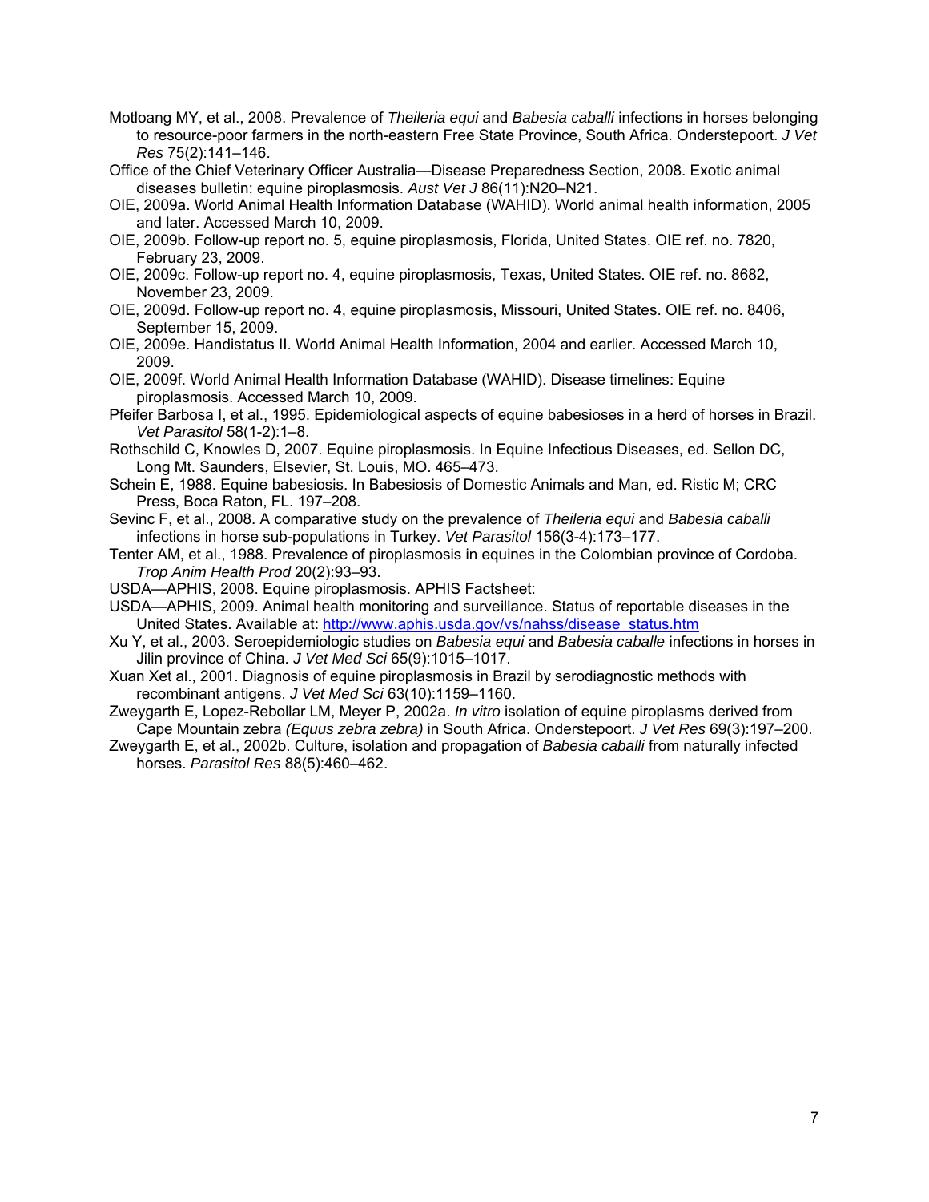Motloang MY, et al., 2008. Prevalence of *Theileria equi* and *Babesia caballi* infections in horses belonging to resource-poor farmers in the north-eastern Free State Province, South Africa. Onderstepoort. *J Vet Res* 75(2):141–146.

Office of the Chief Veterinary Officer Australia—Disease Preparedness Section, 2008. Exotic animal diseases bulletin: equine piroplasmosis. *Aust Vet J* 86(11):N20–N21.

OIE, 2009a. World Animal Health Information Database (WAHID). World animal health information, 2005 and later. Accessed March 10, 2009.

OIE, 2009b. Follow-up report no. 5, equine piroplasmosis, Florida, United States. OIE ref. no. 7820, February 23, 2009.

OIE, 2009c. Follow-up report no. 4, equine piroplasmosis, Texas, United States. OIE ref. no. 8682, November 23, 2009.

OIE, 2009d. Follow-up report no. 4, equine piroplasmosis, Missouri, United States. OIE ref. no. 8406, September 15, 2009.

OIE, 2009e. Handistatus II. World Animal Health Information, 2004 and earlier. Accessed March 10, 2009.

OIE, 2009f. World Animal Health Information Database (WAHID). Disease timelines: Equine piroplasmosis. Accessed March 10, 2009.

Pfeifer Barbosa I, et al., 1995. Epidemiological aspects of equine babesioses in a herd of horses in Brazil. *Vet Parasitol* 58(1-2):1–8.

Rothschild C, Knowles D, 2007. Equine piroplasmosis. In Equine Infectious Diseases, ed. Sellon DC, Long Mt. Saunders, Elsevier, St. Louis, MO. 465–473.

Schein E, 1988. Equine babesiosis. In Babesiosis of Domestic Animals and Man, ed. Ristic M; CRC Press, Boca Raton, FL. 197–208.

Sevinc F, et al., 2008. A comparative study on the prevalence of *Theileria equi* and *Babesia caballi* infections in horse sub-populations in Turkey. *Vet Parasitol* 156(3-4):173–177.

Tenter AM, et al., 1988. Prevalence of piroplasmosis in equines in the Colombian province of Cordoba. *Trop Anim Health Prod* 20(2):93–93.

USDA—APHIS, 2008. Equine piroplasmosis. APHIS Factsheet:

USDA—APHIS, 2009. Animal health monitoring and surveillance. Status of reportable diseases in the United States. Available at: [http://www.aphis.usda.gov/vs/nahss/disease_status.htm](http://www.aphis.usda.gov/vs/nahss/disease_status.htm)

Xu Y, et al., 2003. Seroepidemiologic studies on *Babesia equi* and *Babesia caballe* infections in horses in Jilin province of China. *J Vet Med Sci* 65(9):1015–1017.

Xuan Xet al., 2001. Diagnosis of equine piroplasmosis in Brazil by serodiagnostic methods with recombinant antigens. *J Vet Med Sci* 63(10):1159–1160.

Zweygarth E, Lopez-Rebollar LM, Meyer P, 2002a. *In vitro* isolation of equine piroplasms derived from Cape Mountain zebra *(Equus zebra zebra)* in South Africa. Onderstepoort. *J Vet Res* 69(3):197–200.

Zweygarth E, et al., 2002b. Culture, isolation and propagation of *Babesia caballi* from naturally infected horses. *Parasitol Res* 88(5):460–462.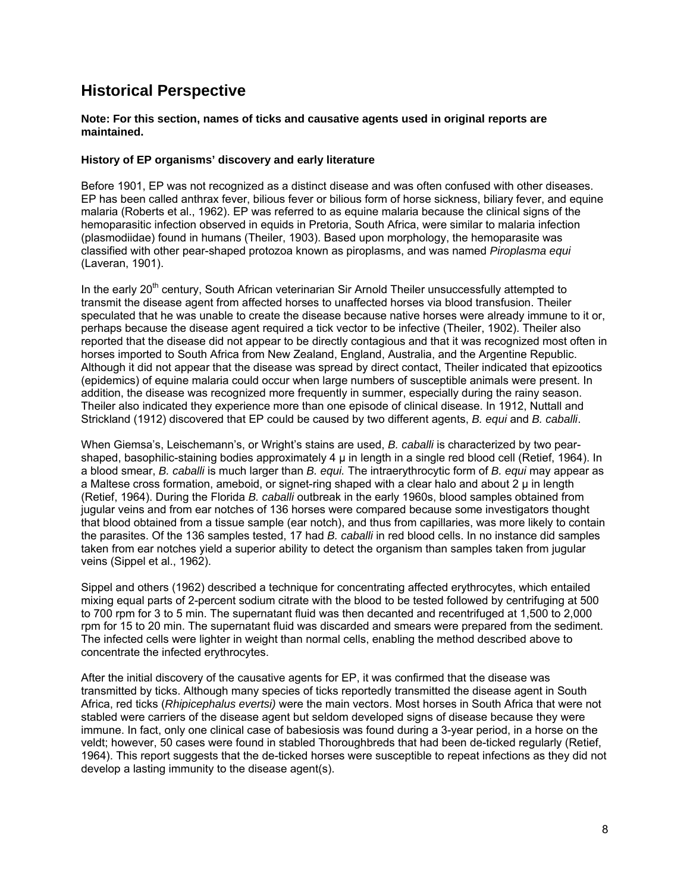## Historical Perspective

**Note: For this section, names of ticks and causative agents used in original reports are maintained.**

### History of EP organisms' discovery and early literature

Before 1901, EP was not recognized as a distinct disease and was often confused with other diseases. EP has been called anthrax fever, bilious fever or bilious form of horse sickness, biliary fever, and equine malaria (Roberts et al., 1962). EP was referred to as equine malaria because the clinical signs of the hemoparasitic infection observed in equids in Pretoria, South Africa, were similar to malaria infection (plasmodiidae) found in humans (Theiler, 1903). Based upon morphology, the hemoparasite was classified with other pear-shaped protozoa known as piroplasms, and was named *Piroplasma equi* (Laveran, 1901).

In the early 20th century, South African veterinarian Sir Arnold Theiler unsuccessfully attempted to transmit the disease agent from affected horses to unaffected horses via blood transfusion. Theiler speculated that he was unable to create the disease because native horses were already immune to it or, perhaps because the disease agent required a tick vector to be infective (Theiler, 1902). Theiler also reported that the disease did not appear to be directly contagious and that it was recognized most often in horses imported to South Africa from New Zealand, England, Australia, and the Argentine Republic. Although it did not appear that the disease was spread by direct contact, Theiler indicated that epizootics (epidemics) of equine malaria could occur when large numbers of susceptible animals were present. In addition, the disease was recognized more frequently in summer, especially during the rainy season. Theiler also indicated they experience more than one episode of clinical disease. In 1912, Nuttall and Strickland (1912) discovered that EP could be caused by two different agents, *B. equi* and *B. caballi*.

When Giemsa's, Leischemann's, or Wright's stains are used, *B. caballi* is characterized by two pear-shaped, basophilic-staining bodies approximately 4 µ in length in a single red blood cell (Retief, 1964). In a blood smear, *B. caballi* is much larger than *B. equi.* The intraerythrocytic form of *B. equi* may appear as a Maltese cross formation, ameboid, or signet-ring shaped with a clear halo and about 2 µ in length (Retief, 1964). During the Florida *B. caballi* outbreak in the early 1960s, blood samples obtained from jugular veins and from ear notches of 136 horses were compared because some investigators thought that blood obtained from a tissue sample (ear notch), and thus from capillaries, was more likely to contain the parasites. Of the 136 samples tested, 17 had *B. caballi* in red blood cells. In no instance did samples taken from ear notches yield a superior ability to detect the organism than samples taken from jugular veins (Sippel et al., 1962).

Sippel and others (1962) described a technique for concentrating affected erythrocytes, which entailed mixing equal parts of 2-percent sodium citrate with the blood to be tested followed by centrifuging at 500 to 700 rpm for 3 to 5 min. The supernatant fluid was then decanted and recentrifuged at 1,500 to 2,000 rpm for 15 to 20 min. The supernatant fluid was discarded and smears were prepared from the sediment. The infected cells were lighter in weight than normal cells, enabling the method described above to concentrate the infected erythrocytes.

After the initial discovery of the causative agents for EP, it was confirmed that the disease was transmitted by ticks. Although many species of ticks reportedly transmitted the disease agent in South Africa, red ticks (*Rhipicephalus evertsi)* were the main vectors. Most horses in South Africa that were not stabled were carriers of the disease agent but seldom developed signs of disease because they were immune. In fact, only one clinical case of babesiosis was found during a 3-year period, in a horse on the veldt; however, 50 cases were found in stabled Thoroughbreds that had been de-ticked regularly (Retief, 1964). This report suggests that the de-ticked horses were susceptible to repeat infections as they did not develop a lasting immunity to the disease agent(s).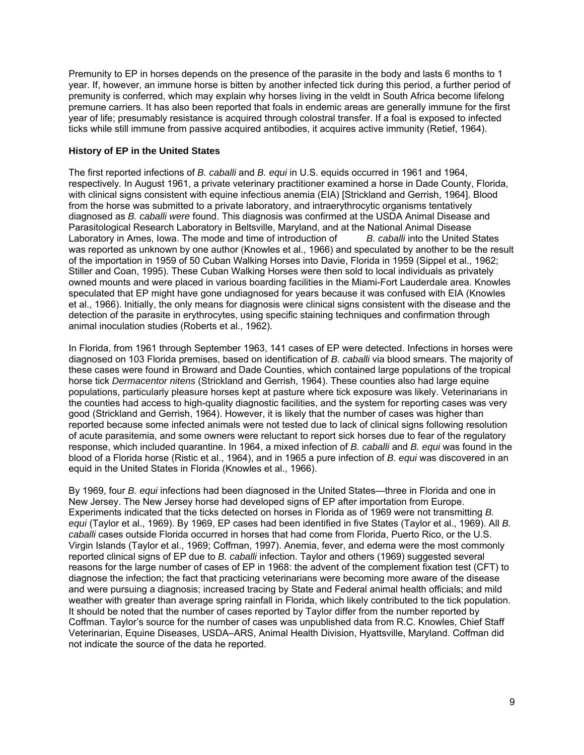Premunity to EP in horses depends on the presence of the parasite in the body and lasts 6 months to 1 year. If, however, an immune horse is bitten by another infected tick during this period, a further period of premunity is conferred, which may explain why horses living in the veldt in South Africa become lifelong premune carriers. It has also been reported that foals in endemic areas are generally immune for the first year of life; presumably resistance is acquired through colostral transfer. If a foal is exposed to infected ticks while still immune from passive acquired antibodies, it acquires active immunity (Retief, 1964).

### History of EP in the United States

The first reported infections of *B. caballi* and *B. equi* in U.S. equids occurred in 1961 and 1964, respectively. In August 1961, a private veterinary practitioner examined a horse in Dade County, Florida, with clinical signs consistent with equine infectious anemia (EIA) [Strickland and Gerrish, 1964]. Blood from the horse was submitted to a private laboratory, and intraerythrocytic organisms tentatively diagnosed as *B. caballi were* found. This diagnosis was confirmed at the USDA Animal Disease and Parasitological Research Laboratory in Beltsville, Maryland, and at the National Animal Disease Laboratory in Ames, Iowa. The mode and time of introduction of *B. caballi* into the United States was reported as unknown by one author (Knowles et al., 1966) and speculated by another to be the result of the importation in 1959 of 50 Cuban Walking Horses into Davie, Florida in 1959 (Sippel et al., 1962; Stiller and Coan, 1995). These Cuban Walking Horses were then sold to local individuals as privately owned mounts and were placed in various boarding facilities in the Miami-Fort Lauderdale area. Knowles speculated that EP might have gone undiagnosed for years because it was confused with EIA (Knowles et al., 1966). Initially, the only means for diagnosis were clinical signs consistent with the disease and the detection of the parasite in erythrocytes, using specific staining techniques and confirmation through animal inoculation studies (Roberts et al., 1962).

In Florida, from 1961 through September 1963, 141 cases of EP were detected. Infections in horses were diagnosed on 103 Florida premises, based on identification of *B. caballi* via blood smears. The majority of these cases were found in Broward and Dade Counties, which contained large populations of the tropical horse tick *Dermacentor nitens* (Strickland and Gerrish, 1964). These counties also had large equine populations, particularly pleasure horses kept at pasture where tick exposure was likely. Veterinarians in the counties had access to high-quality diagnostic facilities, and the system for reporting cases was very good (Strickland and Gerrish, 1964). However, it is likely that the number of cases was higher than reported because some infected animals were not tested due to lack of clinical signs following resolution of acute parasitemia, and some owners were reluctant to report sick horses due to fear of the regulatory response, which included quarantine. In 1964, a mixed infection of *B. caballi* and *B. equi* was found in the blood of a Florida horse (Ristic et al., 1964), and in 1965 a pure infection of *B. equi* was discovered in an equid in the United States in Florida (Knowles et al., 1966).

By 1969, four *B. equi* infections had been diagnosed in the United States—three in Florida and one in New Jersey. The New Jersey horse had developed signs of EP after importation from Europe. Experiments indicated that the ticks detected on horses in Florida as of 1969 were not transmitting *B. equi* (Taylor et al., 1969). By 1969, EP cases had been identified in five States (Taylor et al., 1969). All *B. caballi* cases outside Florida occurred in horses that had come from Florida, Puerto Rico, or the U.S. Virgin Islands (Taylor et al., 1969; Coffman, 1997). Anemia, fever, and edema were the most commonly reported clinical signs of EP due to *B. caballi* infection. Taylor and others (1969) suggested several reasons for the large number of cases of EP in 1968: the advent of the complement fixation test (CFT) to diagnose the infection; the fact that practicing veterinarians were becoming more aware of the disease and were pursuing a diagnosis; increased tracing by State and Federal animal health officials; and mild weather with greater than average spring rainfall in Florida, which likely contributed to the tick population. It should be noted that the number of cases reported by Taylor differ from the number reported by Coffman. Taylor's source for the number of cases was unpublished data from R.C. Knowles, Chief Staff Veterinarian, Equine Diseases, USDA–ARS, Animal Health Division, Hyattsville, Maryland. Coffman did not indicate the source of the data he reported.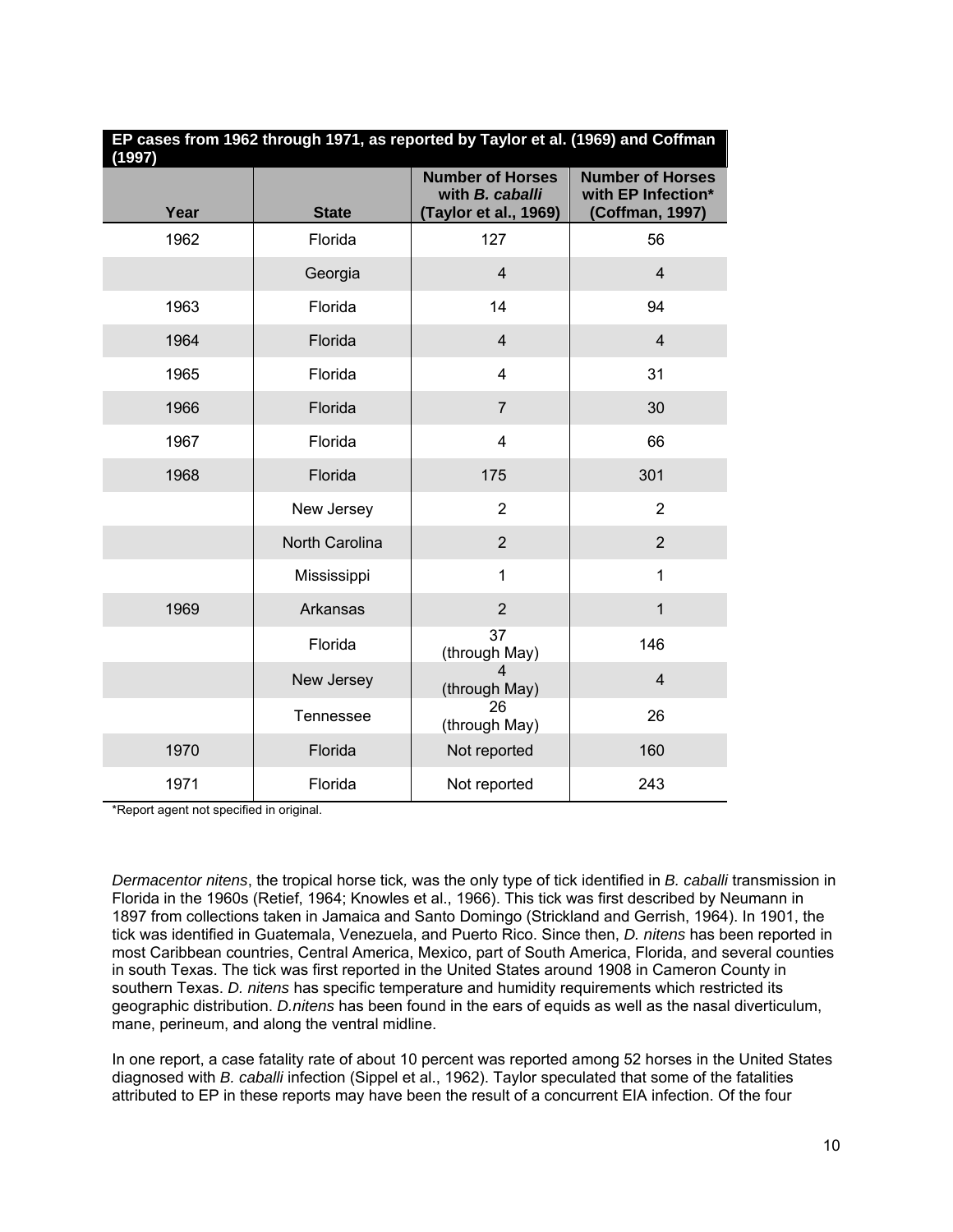**EP cases from 1962 through 1971, as reported by Taylor et al. (1969) and Coffman (1997)**

| Year | State | Number of Horses with *B. caballi* (Taylor et al., 1969) | Number of Horses with EP Infection* (Coffman, 1997) |
|---|---|---|---|
| 1962 | Florida | 127 | 56 |
| | Georgia | 4 | 4 |
| 1963 | Florida | 14 | 94 |
| 1964 | Florida | 4 | 4 |
| 1965 | Florida | 4 | 31 |
| 1966 | Florida | 7 | 30 |
| 1967 | Florida | 4 | 66 |
| 1968 | Florida | 175 | 301 |
| | New Jersey | 2 | 2 |
| | North Carolina | 2 | 2 |
| | Mississippi | 1 | 1 |
| 1969 | Arkansas | 2 | 1 |
| | Florida | 37 (through May) | 146 |
| | New Jersey | 4 (through May) | 4 |
| | Tennessee | 26 (through May) | 26 |
| 1970 | Florida | Not reported | 160 |
| 1971 | Florida | Not reported | 243 |

*Report agent not specified in original.

*Dermacentor nitens*, the tropical horse tick, was the only type of tick identified in *B. caballi* transmission in Florida in the 1960s (Retief, 1964; Knowles et al., 1966). This tick was first described by Neumann in 1897 from collections taken in Jamaica and Santo Domingo (Strickland and Gerrish, 1964). In 1901, the tick was identified in Guatemala, Venezuela, and Puerto Rico. Since then, *D. nitens* has been reported in most Caribbean countries, Central America, Mexico, part of South America, Florida, and several counties in south Texas. The tick was first reported in the United States around 1908 in Cameron County in southern Texas. *D. nitens* has specific temperature and humidity requirements which restricted its geographic distribution. *D.nitens* has been found in the ears of equids as well as the nasal diverticulum, mane, perineum, and along the ventral midline.

In one report, a case fatality rate of about 10 percent was reported among 52 horses in the United States diagnosed with *B. caballi* infection (Sippel et al., 1962). Taylor speculated that some of the fatalities attributed to EP in these reports may have been the result of a concurrent EIA infection. Of the four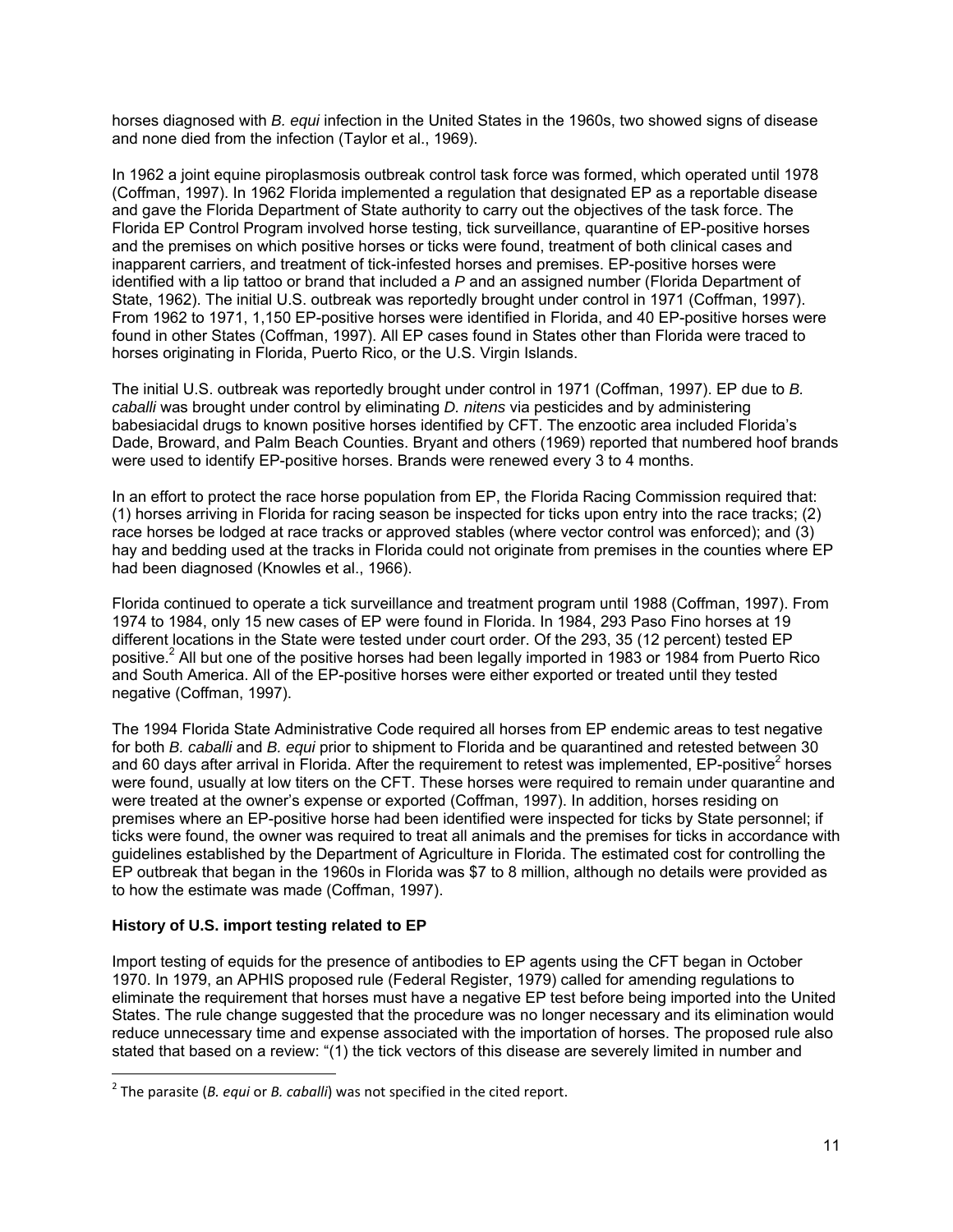horses diagnosed with *B. equi* infection in the United States in the 1960s, two showed signs of disease and none died from the infection (Taylor et al., 1969).

In 1962 a joint equine piroplasmosis outbreak control task force was formed, which operated until 1978 (Coffman, 1997). In 1962 Florida implemented a regulation that designated EP as a reportable disease and gave the Florida Department of State authority to carry out the objectives of the task force. The Florida EP Control Program involved horse testing, tick surveillance, quarantine of EP-positive horses and the premises on which positive horses or ticks were found, treatment of both clinical cases and inapparent carriers, and treatment of tick-infested horses and premises. EP-positive horses were identified with a lip tattoo or brand that included a *P* and an assigned number (Florida Department of State, 1962). The initial U.S. outbreak was reportedly brought under control in 1971 (Coffman, 1997). From 1962 to 1971, 1,150 EP-positive horses were identified in Florida, and 40 EP-positive horses were found in other States (Coffman, 1997). All EP cases found in States other than Florida were traced to horses originating in Florida, Puerto Rico, or the U.S. Virgin Islands.

The initial U.S. outbreak was reportedly brought under control in 1971 (Coffman, 1997). EP due to *B. caballi* was brought under control by eliminating *D. nitens* via pesticides and by administering babesiacidal drugs to known positive horses identified by CFT. The enzootic area included Florida's Dade, Broward, and Palm Beach Counties. Bryant and others (1969) reported that numbered hoof brands were used to identify EP-positive horses. Brands were renewed every 3 to 4 months.

In an effort to protect the race horse population from EP, the Florida Racing Commission required that: (1) horses arriving in Florida for racing season be inspected for ticks upon entry into the race tracks; (2) race horses be lodged at race tracks or approved stables (where vector control was enforced); and (3) hay and bedding used at the tracks in Florida could not originate from premises in the counties where EP had been diagnosed (Knowles et al., 1966).

Florida continued to operate a tick surveillance and treatment program until 1988 (Coffman, 1997). From 1974 to 1984, only 15 new cases of EP were found in Florida. In 1984, 293 Paso Fino horses at 19 different locations in the State were tested under court order. Of the 293, 35 (12 percent) tested EP positive.[2] All but one of the positive horses had been legally imported in 1983 or 1984 from Puerto Rico and South America. All of the EP-positive horses were either exported or treated until they tested negative (Coffman, 1997).

The 1994 Florida State Administrative Code required all horses from EP endemic areas to test negative for both *B. caballi* and *B. equi* prior to shipment to Florida and be quarantined and retested between 30 and 60 days after arrival in Florida. After the requirement to retest was implemented, EP-positive[2] horses were found, usually at low titers on the CFT. These horses were required to remain under quarantine and were treated at the owner's expense or exported (Coffman, 1997). In addition, horses residing on premises where an EP-positive horse had been identified were inspected for ticks by State personnel; if ticks were found, the owner was required to treat all animals and the premises for ticks in accordance with guidelines established by the Department of Agriculture in Florida. The estimated cost for controlling the EP outbreak that began in the 1960s in Florida was $7 to 8 million, although no details were provided as to how the estimate was made (Coffman, 1997).

### History of U.S. import testing related to EP

Import testing of equids for the presence of antibodies to EP agents using the CFT began in October 1970. In 1979, an APHIS proposed rule (Federal Register, 1979) called for amending regulations to eliminate the requirement that horses must have a negative EP test before being imported into the United States. The rule change suggested that the procedure was no longer necessary and its elimination would reduce unnecessary time and expense associated with the importation of horses. The proposed rule also stated that based on a review: "(1) the tick vectors of this disease are severely limited in number and

[2] The parasite (*B. equi* or *B. caballi*) was not specified in the cited report.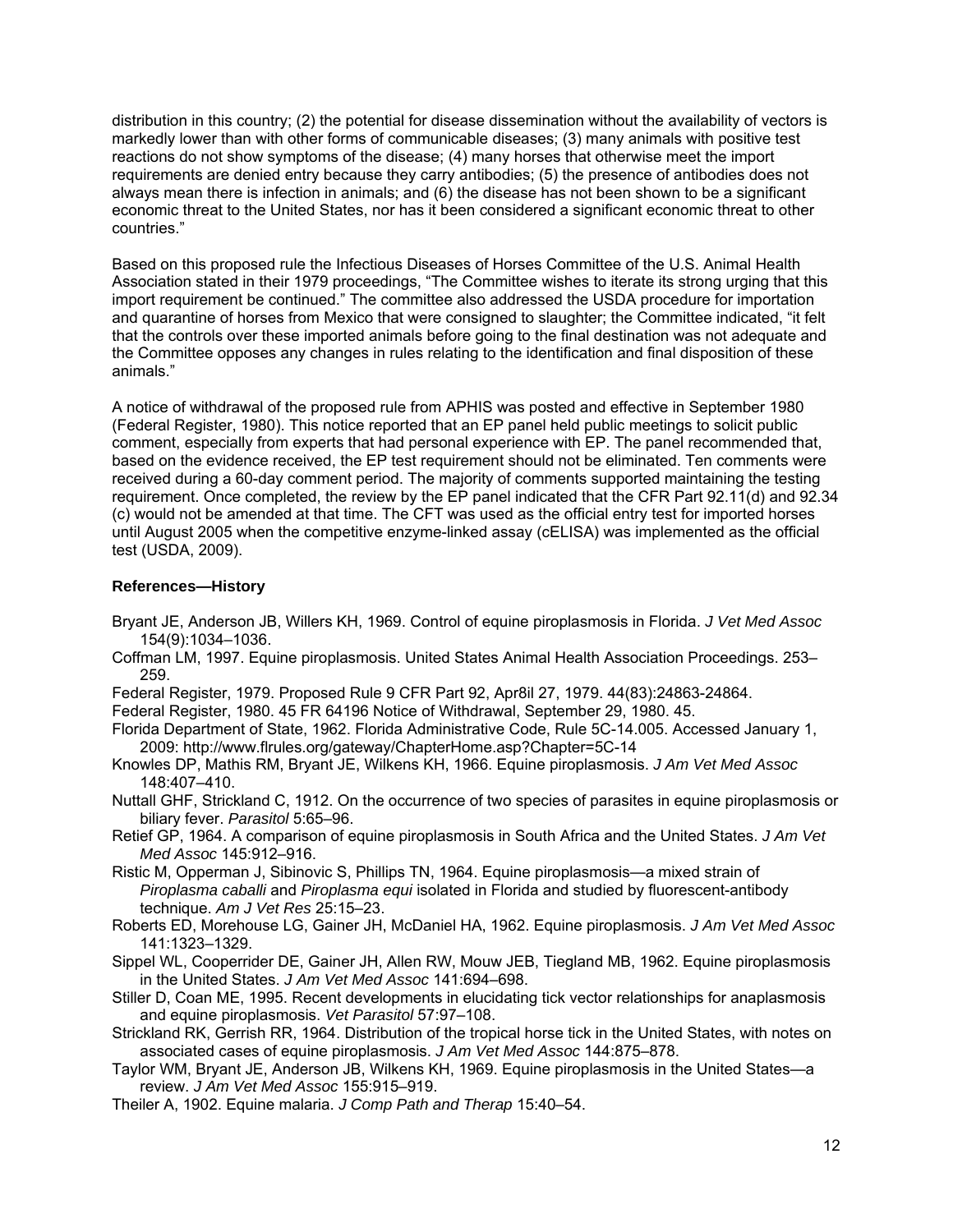distribution in this country; (2) the potential for disease dissemination without the availability of vectors is markedly lower than with other forms of communicable diseases; (3) many animals with positive test reactions do not show symptoms of the disease; (4) many horses that otherwise meet the import requirements are denied entry because they carry antibodies; (5) the presence of antibodies does not always mean there is infection in animals; and (6) the disease has not been shown to be a significant economic threat to the United States, nor has it been considered a significant economic threat to other countries."

Based on this proposed rule the Infectious Diseases of Horses Committee of the U.S. Animal Health Association stated in their 1979 proceedings, "The Committee wishes to iterate its strong urging that this import requirement be continued." The committee also addressed the USDA procedure for importation and quarantine of horses from Mexico that were consigned to slaughter; the Committee indicated, "it felt that the controls over these imported animals before going to the final destination was not adequate and the Committee opposes any changes in rules relating to the identification and final disposition of these animals."

A notice of withdrawal of the proposed rule from APHIS was posted and effective in September 1980 (Federal Register, 1980). This notice reported that an EP panel held public meetings to solicit public comment, especially from experts that had personal experience with EP. The panel recommended that, based on the evidence received, the EP test requirement should not be eliminated. Ten comments were received during a 60-day comment period. The majority of comments supported maintaining the testing requirement. Once completed, the review by the EP panel indicated that the CFR Part 92.11(d) and 92.34 (c) would not be amended at that time. The CFT was used as the official entry test for imported horses until August 2005 when the competitive enzyme-linked assay (cELISA) was implemented as the official test (USDA, 2009).

### References—History

Bryant JE, Anderson JB, Willers KH, 1969. Control of equine piroplasmosis in Florida. *J Vet Med Assoc* 154(9):1034–1036.

Coffman LM, 1997. Equine piroplasmosis. United States Animal Health Association Proceedings. 253–259.

Federal Register, 1979. Proposed Rule 9 CFR Part 92, Apr8il 27, 1979. 44(83):24863-24864.

Federal Register, 1980. 45 FR 64196 Notice of Withdrawal, September 29, 1980. 45.

Florida Department of State, 1962. Florida Administrative Code, Rule 5C-14.005. Accessed January 1, 2009: http://www.flrules.org/gateway/ChapterHome.asp?Chapter=5C-14

Knowles DP, Mathis RM, Bryant JE, Wilkens KH, 1966. Equine piroplasmosis. *J Am Vet Med Assoc* 148:407–410.

Nuttall GHF, Strickland C, 1912. On the occurrence of two species of parasites in equine piroplasmosis or biliary fever. *Parasitol* 5:65–96.

Retief GP, 1964. A comparison of equine piroplasmosis in South Africa and the United States. *J Am Vet Med Assoc* 145:912–916.

Ristic M, Opperman J, Sibinovic S, Phillips TN, 1964. Equine piroplasmosis—a mixed strain of *Piroplasma caballi* and *Piroplasma equi* isolated in Florida and studied by fluorescent-antibody technique. *Am J Vet Res* 25:15–23.

Roberts ED, Morehouse LG, Gainer JH, McDaniel HA, 1962. Equine piroplasmosis. *J Am Vet Med Assoc* 141:1323–1329.

Sippel WL, Cooperrider DE, Gainer JH, Allen RW, Mouw JEB, Tiegland MB, 1962. Equine piroplasmosis in the United States. *J Am Vet Med Assoc* 141:694–698.

Stiller D, Coan ME, 1995. Recent developments in elucidating tick vector relationships for anaplasmosis and equine piroplasmosis. *Vet Parasitol* 57:97–108.

Strickland RK, Gerrish RR, 1964. Distribution of the tropical horse tick in the United States, with notes on associated cases of equine piroplasmosis. *J Am Vet Med Assoc* 144:875–878.

Taylor WM, Bryant JE, Anderson JB, Wilkens KH, 1969. Equine piroplasmosis in the United States—a review. *J Am Vet Med Assoc* 155:915–919.

Theiler A, 1902. Equine malaria. *J Comp Path and Therap* 15:40–54.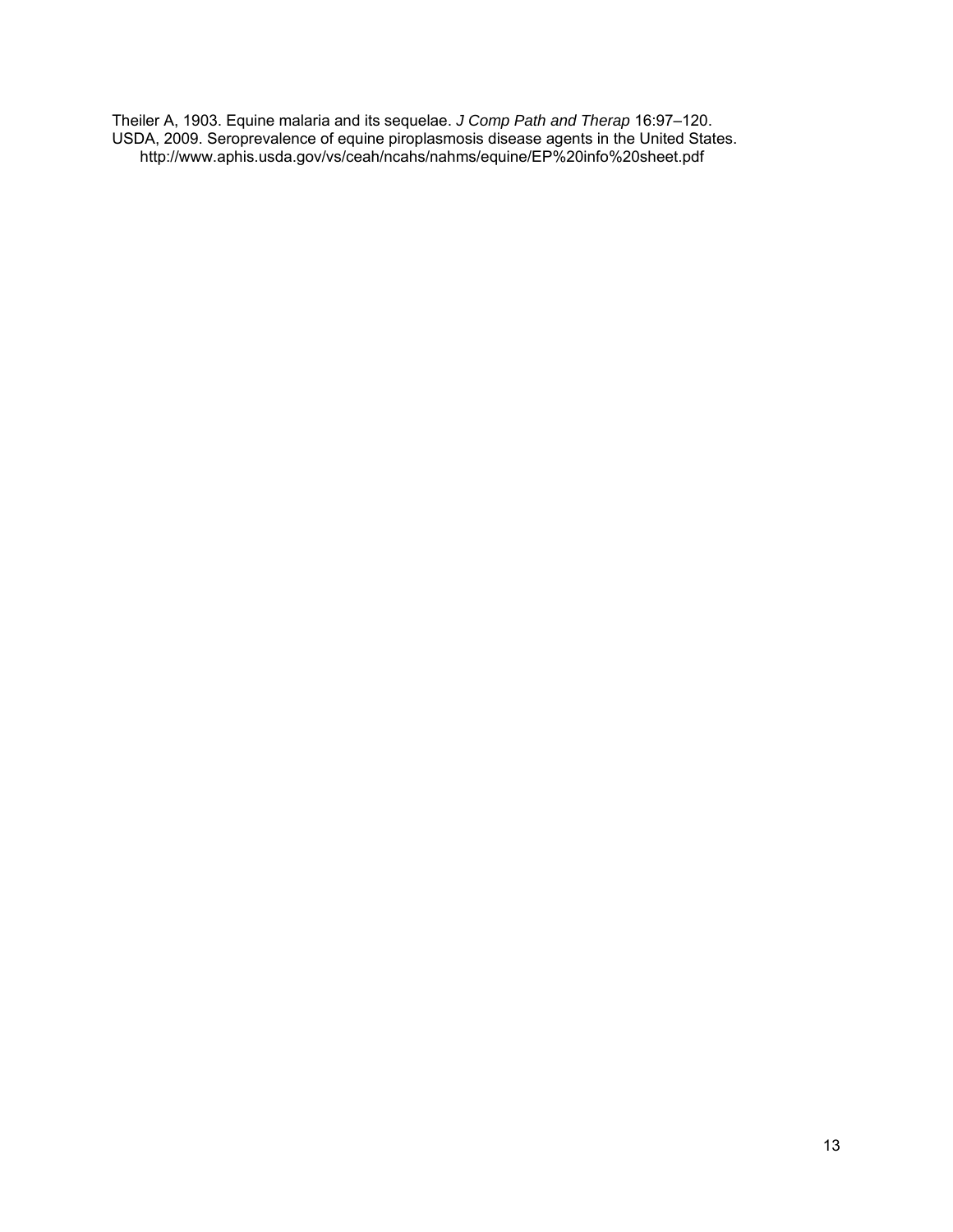Theiler A, 1903. Equine malaria and its sequelae. *J Comp Path and Therap* 16:97–120.

USDA, 2009. Seroprevalence of equine piroplasmosis disease agents in the United States. http://www.aphis.usda.gov/vs/ceah/ncahs/nahms/equine/EP%20info%20sheet.pdf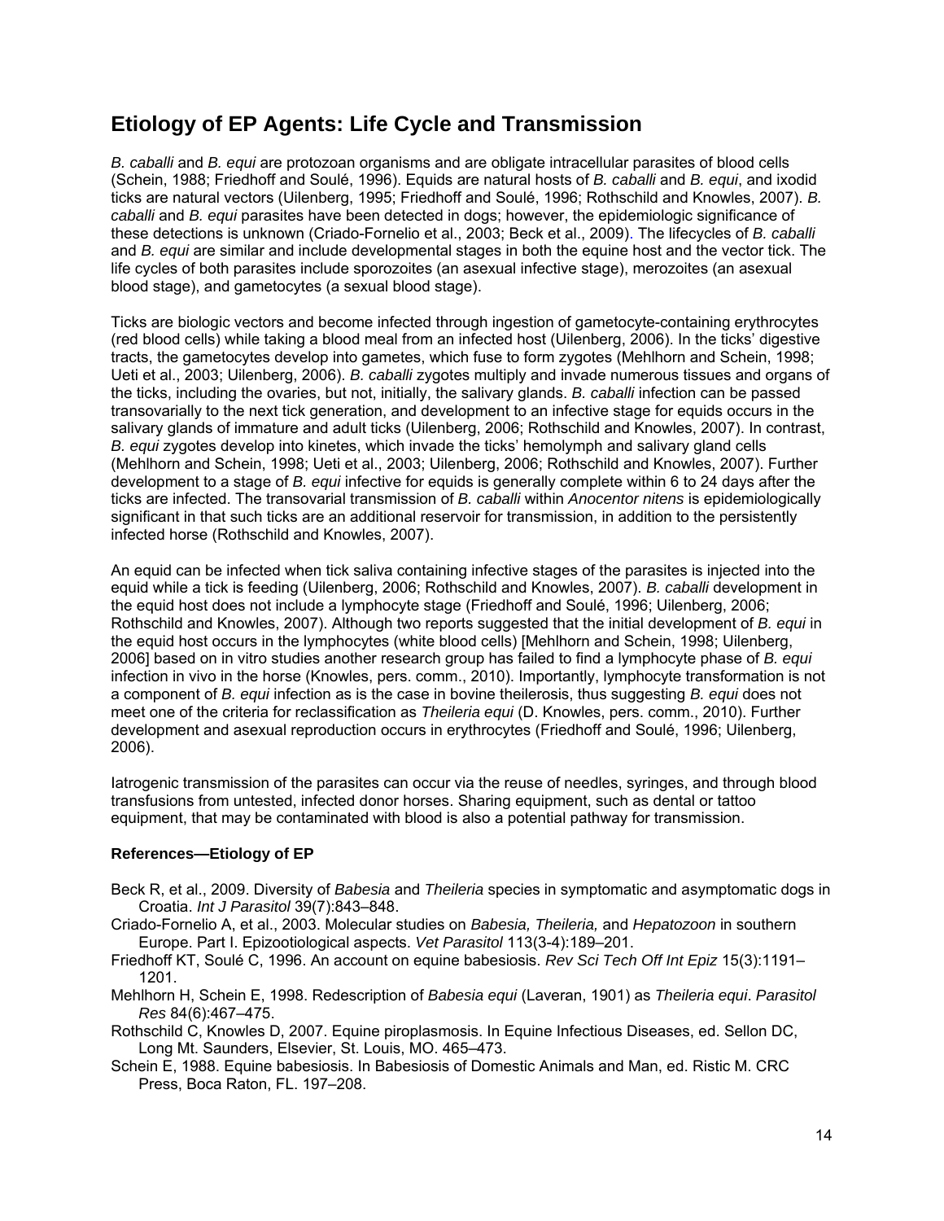## Etiology of EP Agents: Life Cycle and Transmission

*B. caballi* and *B. equi* are protozoan organisms and are obligate intracellular parasites of blood cells (Schein, 1988; Friedhoff and Soulé, 1996). Equids are natural hosts of *B. caballi* and *B. equi*, and ixodid ticks are natural vectors (Uilenberg, 1995; Friedhoff and Soulé, 1996; Rothschild and Knowles, 2007). *B. caballi* and *B. equi* parasites have been detected in dogs; however, the epidemiologic significance of these detections is unknown (Criado-Fornelio et al., 2003; Beck et al., 2009). The lifecycles of *B. caballi* and *B. equi* are similar and include developmental stages in both the equine host and the vector tick. The life cycles of both parasites include sporozoites (an asexual infective stage), merozoites (an asexual blood stage), and gametocytes (a sexual blood stage).

Ticks are biologic vectors and become infected through ingestion of gametocyte-containing erythrocytes (red blood cells) while taking a blood meal from an infected host (Uilenberg, 2006). In the ticks' digestive tracts, the gametocytes develop into gametes, which fuse to form zygotes (Mehlhorn and Schein, 1998; Ueti et al., 2003; Uilenberg, 2006). *B. caballi* zygotes multiply and invade numerous tissues and organs of the ticks, including the ovaries, but not, initially, the salivary glands. *B. caballi* infection can be passed transovarially to the next tick generation, and development to an infective stage for equids occurs in the salivary glands of immature and adult ticks (Uilenberg, 2006; Rothschild and Knowles, 2007). In contrast, *B. equi* zygotes develop into kinetes, which invade the ticks' hemolymph and salivary gland cells (Mehlhorn and Schein, 1998; Ueti et al., 2003; Uilenberg, 2006; Rothschild and Knowles, 2007). Further development to a stage of *B. equi* infective for equids is generally complete within 6 to 24 days after the ticks are infected. The transovarial transmission of *B. caballi* within *Anocentor nitens* is epidemiologically significant in that such ticks are an additional reservoir for transmission, in addition to the persistently infected horse (Rothschild and Knowles, 2007).

An equid can be infected when tick saliva containing infective stages of the parasites is injected into the equid while a tick is feeding (Uilenberg, 2006; Rothschild and Knowles, 2007). *B. caballi* development in the equid host does not include a lymphocyte stage (Friedhoff and Soulé, 1996; Uilenberg, 2006; Rothschild and Knowles, 2007). Although two reports suggested that the initial development of *B. equi* in the equid host occurs in the lymphocytes (white blood cells) [Mehlhorn and Schein, 1998; Uilenberg, 2006] based on in vitro studies another research group has failed to find a lymphocyte phase of *B. equi* infection in vivo in the horse (Knowles, pers. comm., 2010). Importantly, lymphocyte transformation is not a component of *B. equi* infection as is the case in bovine theilerosis, thus suggesting *B. equi* does not meet one of the criteria for reclassification as *Theileria equi* (D. Knowles, pers. comm., 2010). Further development and asexual reproduction occurs in erythrocytes (Friedhoff and Soulé, 1996; Uilenberg, 2006).

Iatrogenic transmission of the parasites can occur via the reuse of needles, syringes, and through blood transfusions from untested, infected donor horses. Sharing equipment, such as dental or tattoo equipment, that may be contaminated with blood is also a potential pathway for transmission.

### References—Etiology of EP

Beck R, et al., 2009. Diversity of *Babesia* and *Theileria* species in symptomatic and asymptomatic dogs in Croatia. *Int J Parasitol* 39(7):843–848.

Criado-Fornelio A, et al., 2003. Molecular studies on *Babesia, Theileria,* and *Hepatozoon* in southern Europe. Part I. Epizootiological aspects. *Vet Parasitol* 113(3-4):189–201.

Friedhoff KT, Soulé C, 1996. An account on equine babesiosis. *Rev Sci Tech Off Int Epiz* 15(3):1191–1201.

Mehlhorn H, Schein E, 1998. Redescription of *Babesia equi* (Laveran, 1901) as *Theileria equi*. *Parasitol Res* 84(6):467–475.

Rothschild C, Knowles D, 2007. Equine piroplasmosis. In Equine Infectious Diseases, ed. Sellon DC, Long Mt. Saunders, Elsevier, St. Louis, MO. 465–473.

Schein E, 1988. Equine babesiosis. In Babesiosis of Domestic Animals and Man, ed. Ristic M. CRC Press, Boca Raton, FL. 197–208.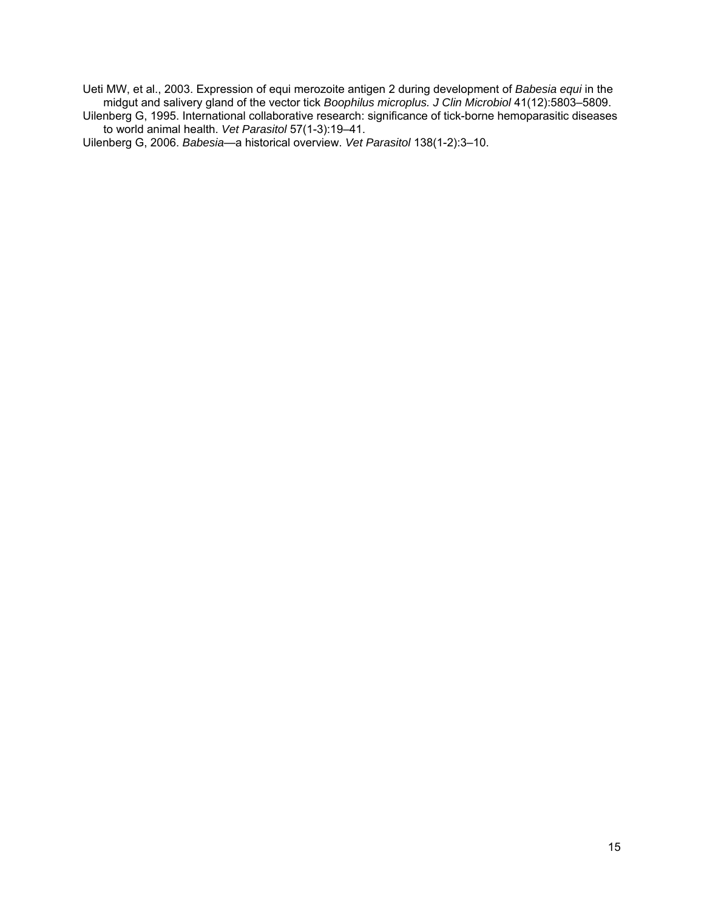Ueti MW, et al., 2003. Expression of equi merozoite antigen 2 during development of *Babesia equi* in the midgut and salivery gland of the vector tick *Boophilus microplus. J Clin Microbiol* 41(12):5803–5809.

Uilenberg G, 1995. International collaborative research: significance of tick-borne hemoparasitic diseases to world animal health. *Vet Parasitol* 57(1-3):19–41.

Uilenberg G, 2006. *Babesia*—a historical overview. *Vet Parasitol* 138(1-2):3–10.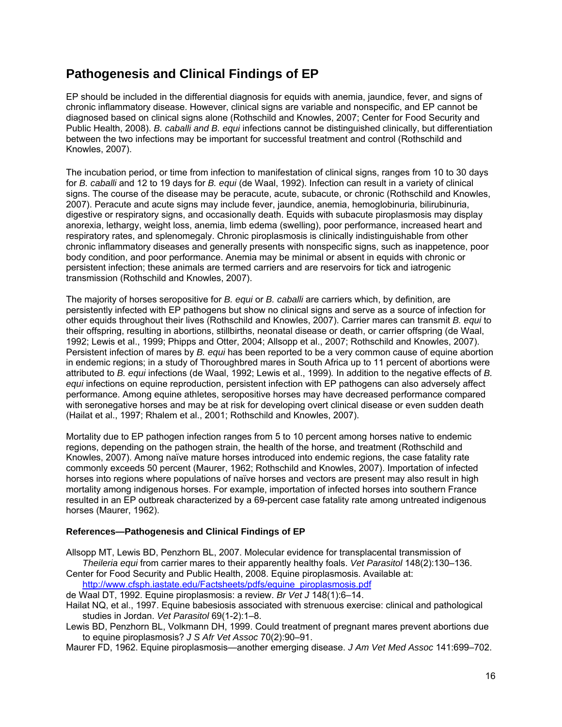## Pathogenesis and Clinical Findings of EP

EP should be included in the differential diagnosis for equids with anemia, jaundice, fever, and signs of chronic inflammatory disease. However, clinical signs are variable and nonspecific, and EP cannot be diagnosed based on clinical signs alone (Rothschild and Knowles, 2007; Center for Food Security and Public Health, 2008). *B. caballi and B. equi* infections cannot be distinguished clinically, but differentiation between the two infections may be important for successful treatment and control (Rothschild and Knowles, 2007).

The incubation period, or time from infection to manifestation of clinical signs, ranges from 10 to 30 days for *B. caballi* and 12 to 19 days for *B. equi* (de Waal, 1992). Infection can result in a variety of clinical signs. The course of the disease may be peracute, acute, subacute, or chronic (Rothschild and Knowles, 2007). Peracute and acute signs may include fever, jaundice, anemia, hemoglobinuria, bilirubinuria, digestive or respiratory signs, and occasionally death. Equids with subacute piroplasmosis may display anorexia, lethargy, weight loss, anemia, limb edema (swelling), poor performance, increased heart and respiratory rates, and splenomegaly. Chronic piroplasmosis is clinically indistinguishable from other chronic inflammatory diseases and generally presents with nonspecific signs, such as inappetence, poor body condition, and poor performance. Anemia may be minimal or absent in equids with chronic or persistent infection; these animals are termed carriers and are reservoirs for tick and iatrogenic transmission (Rothschild and Knowles, 2007).

The majority of horses seropositive for *B. equi* or *B. caballi* are carriers which, by definition, are persistently infected with EP pathogens but show no clinical signs and serve as a source of infection for other equids throughout their lives (Rothschild and Knowles, 2007). Carrier mares can transmit *B. equi* to their offspring, resulting in abortions, stillbirths, neonatal disease or death, or carrier offspring (de Waal, 1992; Lewis et al., 1999; Phipps and Otter, 2004; Allsopp et al., 2007; Rothschild and Knowles, 2007). Persistent infection of mares by *B. equi* has been reported to be a very common cause of equine abortion in endemic regions; in a study of Thoroughbred mares in South Africa up to 11 percent of abortions were attributed to *B. equi* infections (de Waal, 1992; Lewis et al., 1999). In addition to the negative effects of *B. equi* infections on equine reproduction, persistent infection with EP pathogens can also adversely affect performance. Among equine athletes, seropositive horses may have decreased performance compared with seronegative horses and may be at risk for developing overt clinical disease or even sudden death (Hailat et al., 1997; Rhalem et al., 2001; Rothschild and Knowles, 2007).

Mortality due to EP pathogen infection ranges from 5 to 10 percent among horses native to endemic regions, depending on the pathogen strain, the health of the horse, and treatment (Rothschild and Knowles, 2007). Among naïve mature horses introduced into endemic regions, the case fatality rate commonly exceeds 50 percent (Maurer, 1962; Rothschild and Knowles, 2007). Importation of infected horses into regions where populations of naïve horses and vectors are present may also result in high mortality among indigenous horses. For example, importation of infected horses into southern France resulted in an EP outbreak characterized by a 69-percent case fatality rate among untreated indigenous horses (Maurer, 1962).

### References—Pathogenesis and Clinical Findings of EP

Allsopp MT, Lewis BD, Penzhorn BL, 2007. Molecular evidence for transplacental transmission of *Theileria equi* from carrier mares to their apparently healthy foals. *Vet Parasitol* 148(2):130–136.

Center for Food Security and Public Health, 2008. Equine piroplasmosis. Available at: http://www.cfsph.iastate.edu/Factsheets/pdfs/equine_piroplasmosis.pdf

de Waal DT, 1992. Equine piroplasmosis: a review. *Br Vet J* 148(1):6–14.

Hailat NQ, et al., 1997. Equine babesiosis associated with strenuous exercise: clinical and pathological studies in Jordan. *Vet Parasitol* 69(1-2):1–8.

Lewis BD, Penzhorn BL, Volkmann DH, 1999. Could treatment of pregnant mares prevent abortions due to equine piroplasmosis? *J S Afr Vet Assoc* 70(2):90–91.

Maurer FD, 1962. Equine piroplasmosis—another emerging disease. *J Am Vet Med Assoc* 141:699–702.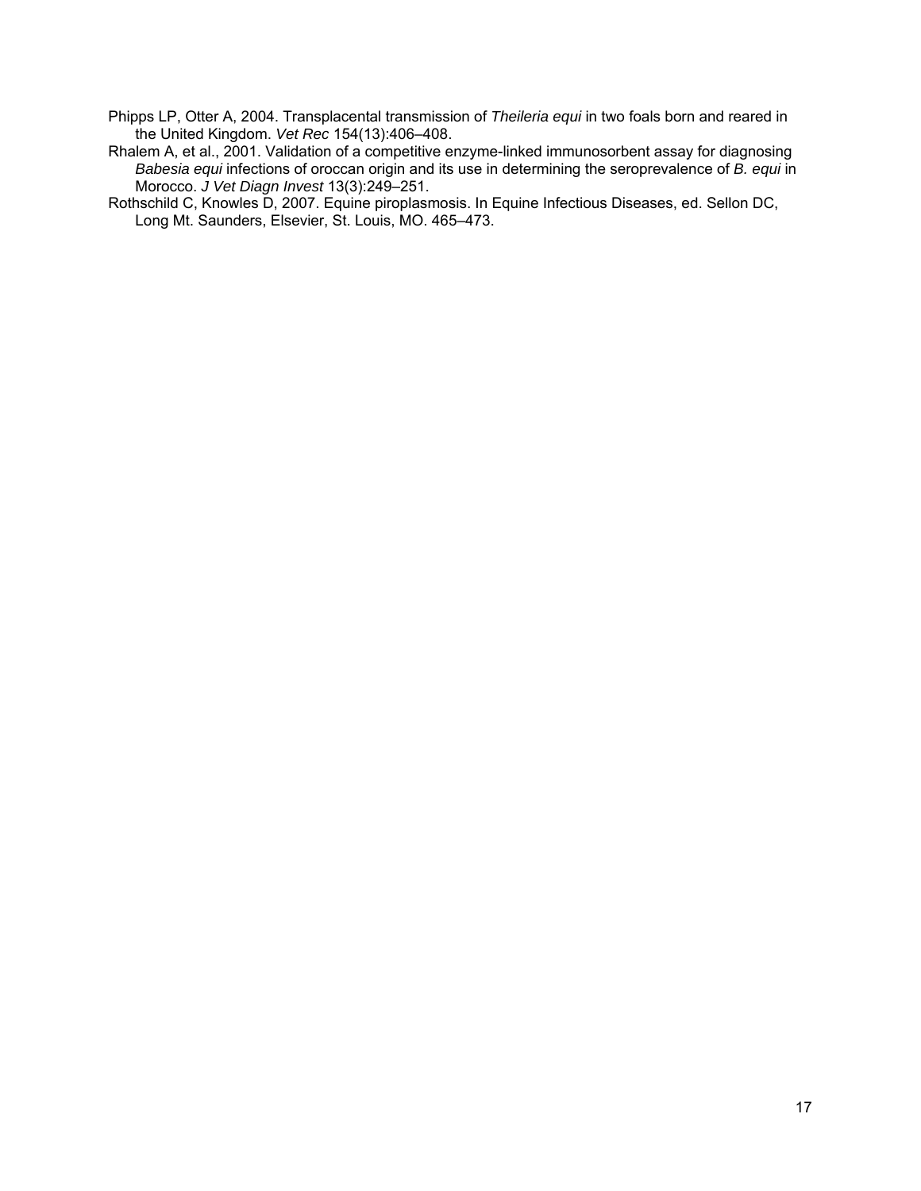Phipps LP, Otter A, 2004. Transplacental transmission of *Theileria equi* in two foals born and reared in the United Kingdom. *Vet Rec* 154(13):406–408.

Rhalem A, et al., 2001. Validation of a competitive enzyme-linked immunosorbent assay for diagnosing *Babesia equi* infections of oroccan origin and its use in determining the seroprevalence of *B. equi* in Morocco. *J Vet Diagn Invest* 13(3):249–251.

Rothschild C, Knowles D, 2007. Equine piroplasmosis. In Equine Infectious Diseases, ed. Sellon DC, Long Mt. Saunders, Elsevier, St. Louis, MO. 465–473.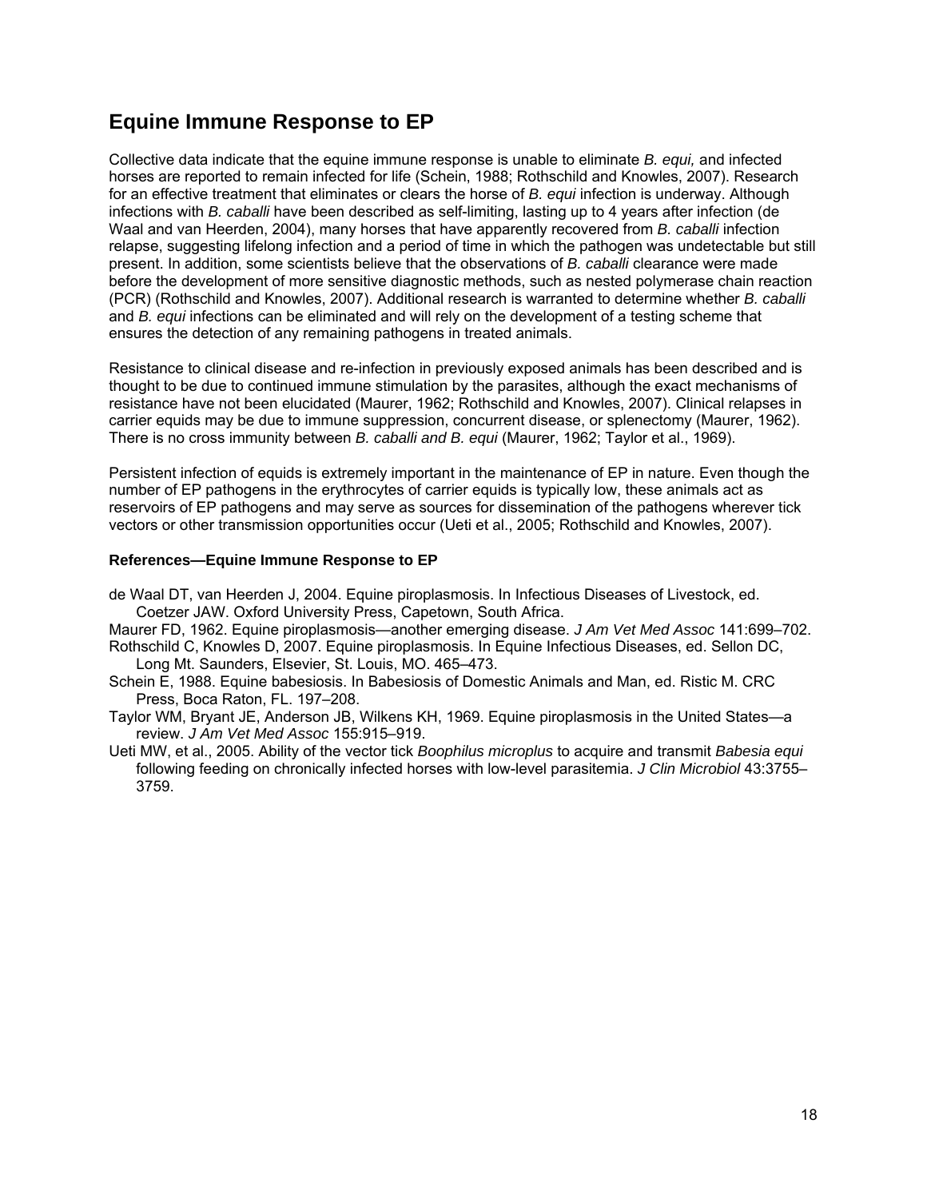## Equine Immune Response to EP

Collective data indicate that the equine immune response is unable to eliminate *B. equi,* and infected horses are reported to remain infected for life (Schein, 1988; Rothschild and Knowles, 2007). Research for an effective treatment that eliminates or clears the horse of *B. equi* infection is underway. Although infections with *B. caballi* have been described as self-limiting, lasting up to 4 years after infection (de Waal and van Heerden, 2004), many horses that have apparently recovered from *B. caballi* infection relapse, suggesting lifelong infection and a period of time in which the pathogen was undetectable but still present. In addition, some scientists believe that the observations of *B. caballi* clearance were made before the development of more sensitive diagnostic methods, such as nested polymerase chain reaction (PCR) (Rothschild and Knowles, 2007). Additional research is warranted to determine whether *B. caballi* and *B. equi* infections can be eliminated and will rely on the development of a testing scheme that ensures the detection of any remaining pathogens in treated animals.

Resistance to clinical disease and re-infection in previously exposed animals has been described and is thought to be due to continued immune stimulation by the parasites, although the exact mechanisms of resistance have not been elucidated (Maurer, 1962; Rothschild and Knowles, 2007). Clinical relapses in carrier equids may be due to immune suppression, concurrent disease, or splenectomy (Maurer, 1962). There is no cross immunity between *B. caballi and B. equi* (Maurer, 1962; Taylor et al., 1969).

Persistent infection of equids is extremely important in the maintenance of EP in nature. Even though the number of EP pathogens in the erythrocytes of carrier equids is typically low, these animals act as reservoirs of EP pathogens and may serve as sources for dissemination of the pathogens wherever tick vectors or other transmission opportunities occur (Ueti et al., 2005; Rothschild and Knowles, 2007).

#### References—Equine Immune Response to EP

de Waal DT, van Heerden J, 2004. Equine piroplasmosis. In Infectious Diseases of Livestock, ed. Coetzer JAW. Oxford University Press, Capetown, South Africa.

Maurer FD, 1962. Equine piroplasmosis—another emerging disease. *J Am Vet Med Assoc* 141:699–702.

Rothschild C, Knowles D, 2007. Equine piroplasmosis. In Equine Infectious Diseases, ed. Sellon DC, Long Mt. Saunders, Elsevier, St. Louis, MO. 465–473.

Schein E, 1988. Equine babesiosis. In Babesiosis of Domestic Animals and Man, ed. Ristic M. CRC Press, Boca Raton, FL. 197–208.

Taylor WM, Bryant JE, Anderson JB, Wilkens KH, 1969. Equine piroplasmosis in the United States—a review. *J Am Vet Med Assoc* 155:915–919.

Ueti MW, et al., 2005. Ability of the vector tick *Boophilus microplus* to acquire and transmit *Babesia equi* following feeding on chronically infected horses with low-level parasitemia. *J Clin Microbiol* 43:3755–3759.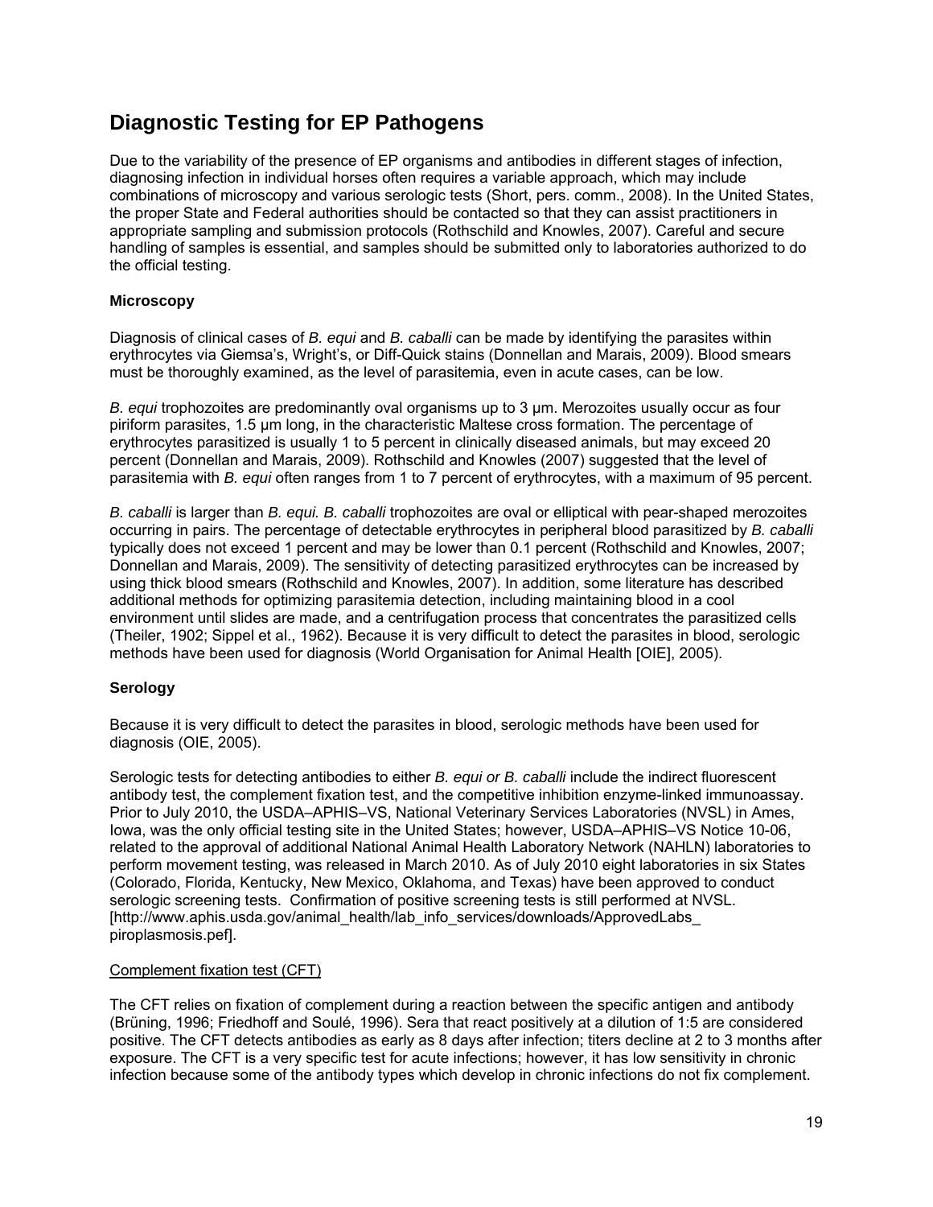## Diagnostic Testing for EP Pathogens

Due to the variability of the presence of EP organisms and antibodies in different stages of infection, diagnosing infection in individual horses often requires a variable approach, which may include combinations of microscopy and various serologic tests (Short, pers. comm., 2008). In the United States, the proper State and Federal authorities should be contacted so that they can assist practitioners in appropriate sampling and submission protocols (Rothschild and Knowles, 2007). Careful and secure handling of samples is essential, and samples should be submitted only to laboratories authorized to do the official testing.

### Microscopy

Diagnosis of clinical cases of *B. equi* and *B. caballi* can be made by identifying the parasites within erythrocytes via Giemsa's, Wright's, or Diff-Quick stains (Donnellan and Marais, 2009). Blood smears must be thoroughly examined, as the level of parasitemia, even in acute cases, can be low.

*B. equi* trophozoites are predominantly oval organisms up to 3 µm. Merozoites usually occur as four piriform parasites, 1.5 µm long, in the characteristic Maltese cross formation. The percentage of erythrocytes parasitized is usually 1 to 5 percent in clinically diseased animals, but may exceed 20 percent (Donnellan and Marais, 2009). Rothschild and Knowles (2007) suggested that the level of parasitemia with *B. equi* often ranges from 1 to 7 percent of erythrocytes, with a maximum of 95 percent.

*B. caballi* is larger than *B. equi. B. caballi* trophozoites are oval or elliptical with pear-shaped merozoites occurring in pairs. The percentage of detectable erythrocytes in peripheral blood parasitized by *B. caballi* typically does not exceed 1 percent and may be lower than 0.1 percent (Rothschild and Knowles, 2007; Donnellan and Marais, 2009). The sensitivity of detecting parasitized erythrocytes can be increased by using thick blood smears (Rothschild and Knowles, 2007). In addition, some literature has described additional methods for optimizing parasitemia detection, including maintaining blood in a cool environment until slides are made, and a centrifugation process that concentrates the parasitized cells (Theiler, 1902; Sippel et al., 1962). Because it is very difficult to detect the parasites in blood, serologic methods have been used for diagnosis (World Organisation for Animal Health [OIE], 2005).

### Serology

Because it is very difficult to detect the parasites in blood, serologic methods have been used for diagnosis (OIE, 2005).

Serologic tests for detecting antibodies to either *B. equi or B. caballi* include the indirect fluorescent antibody test, the complement fixation test, and the competitive inhibition enzyme-linked immunoassay. Prior to July 2010, the USDA–APHIS–VS, National Veterinary Services Laboratories (NVSL) in Ames, Iowa, was the only official testing site in the United States; however, USDA–APHIS–VS Notice 10-06, related to the approval of additional National Animal Health Laboratory Network (NAHLN) laboratories to perform movement testing, was released in March 2010. As of July 2010 eight laboratories in six States (Colorado, Florida, Kentucky, New Mexico, Oklahoma, and Texas) have been approved to conduct serologic screening tests. Confirmation of positive screening tests is still performed at NVSL. [http://www.aphis.usda.gov/animal_health/lab_info_services/downloads/ApprovedLabs_ piroplasmosis.pef].

#### Complement fixation test (CFT)

The CFT relies on fixation of complement during a reaction between the specific antigen and antibody (Brüning, 1996; Friedhoff and Soulé, 1996). Sera that react positively at a dilution of 1:5 are considered positive. The CFT detects antibodies as early as 8 days after infection; titers decline at 2 to 3 months after exposure. The CFT is a very specific test for acute infections; however, it has low sensitivity in chronic infection because some of the antibody types which develop in chronic infections do not fix complement.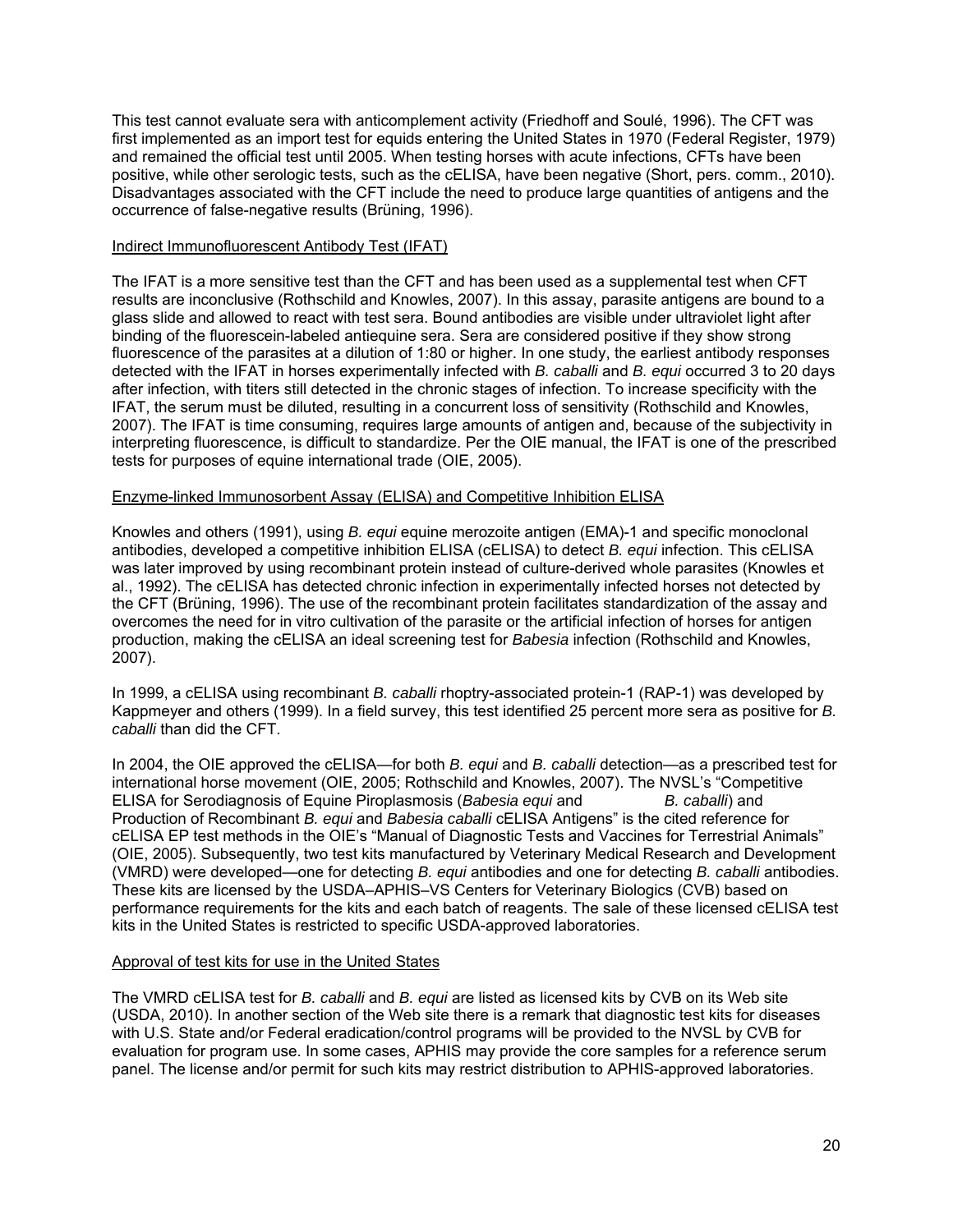This test cannot evaluate sera with anticomplement activity (Friedhoff and Soulé, 1996). The CFT was first implemented as an import test for equids entering the United States in 1970 (Federal Register, 1979) and remained the official test until 2005. When testing horses with acute infections, CFTs have been positive, while other serologic tests, such as the cELISA, have been negative (Short, pers. comm., 2010). Disadvantages associated with the CFT include the need to produce large quantities of antigens and the occurrence of false-negative results (Brüning, 1996).

Indirect Immunofluorescent Antibody Test (IFAT)

The IFAT is a more sensitive test than the CFT and has been used as a supplemental test when CFT results are inconclusive (Rothschild and Knowles, 2007). In this assay, parasite antigens are bound to a glass slide and allowed to react with test sera. Bound antibodies are visible under ultraviolet light after binding of the fluorescein-labeled antiequine sera. Sera are considered positive if they show strong fluorescence of the parasites at a dilution of 1:80 or higher. In one study, the earliest antibody responses detected with the IFAT in horses experimentally infected with *B. caballi* and *B. equi* occurred 3 to 20 days after infection, with titers still detected in the chronic stages of infection. To increase specificity with the IFAT, the serum must be diluted, resulting in a concurrent loss of sensitivity (Rothschild and Knowles, 2007). The IFAT is time consuming, requires large amounts of antigen and, because of the subjectivity in interpreting fluorescence, is difficult to standardize. Per the OIE manual, the IFAT is one of the prescribed tests for purposes of equine international trade (OIE, 2005).

Enzyme-linked Immunosorbent Assay (ELISA) and Competitive Inhibition ELISA

Knowles and others (1991), using *B. equi* equine merozoite antigen (EMA)-1 and specific monoclonal antibodies, developed a competitive inhibition ELISA (cELISA) to detect *B. equi* infection. This cELISA was later improved by using recombinant protein instead of culture-derived whole parasites (Knowles et al., 1992). The cELISA has detected chronic infection in experimentally infected horses not detected by the CFT (Brüning, 1996). The use of the recombinant protein facilitates standardization of the assay and overcomes the need for in vitro cultivation of the parasite or the artificial infection of horses for antigen production, making the cELISA an ideal screening test for *Babesia* infection (Rothschild and Knowles, 2007).

In 1999, a cELISA using recombinant *B. caballi* rhoptry-associated protein-1 (RAP-1) was developed by Kappmeyer and others (1999). In a field survey, this test identified 25 percent more sera as positive for *B. caballi* than did the CFT.

In 2004, the OIE approved the cELISA—for both *B. equi* and *B. caballi* detection—as a prescribed test for international horse movement (OIE, 2005; Rothschild and Knowles, 2007). The NVSL's "Competitive ELISA for Serodiagnosis of Equine Piroplasmosis (*Babesia equi* and *B. caballi*) and Production of Recombinant *B. equi* and *Babesia caballi* cELISA Antigens" is the cited reference for cELISA EP test methods in the OIE's "Manual of Diagnostic Tests and Vaccines for Terrestrial Animals" (OIE, 2005). Subsequently, two test kits manufactured by Veterinary Medical Research and Development (VMRD) were developed—one for detecting *B. equi* antibodies and one for detecting *B. caballi* antibodies. These kits are licensed by the USDA–APHIS–VS Centers for Veterinary Biologics (CVB) based on performance requirements for the kits and each batch of reagents. The sale of these licensed cELISA test kits in the United States is restricted to specific USDA-approved laboratories.

Approval of test kits for use in the United States

The VMRD cELISA test for *B. caballi* and *B. equi* are listed as licensed kits by CVB on its Web site (USDA, 2010). In another section of the Web site there is a remark that diagnostic test kits for diseases with U.S. State and/or Federal eradication/control programs will be provided to the NVSL by CVB for evaluation for program use. In some cases, APHIS may provide the core samples for a reference serum panel. The license and/or permit for such kits may restrict distribution to APHIS-approved laboratories.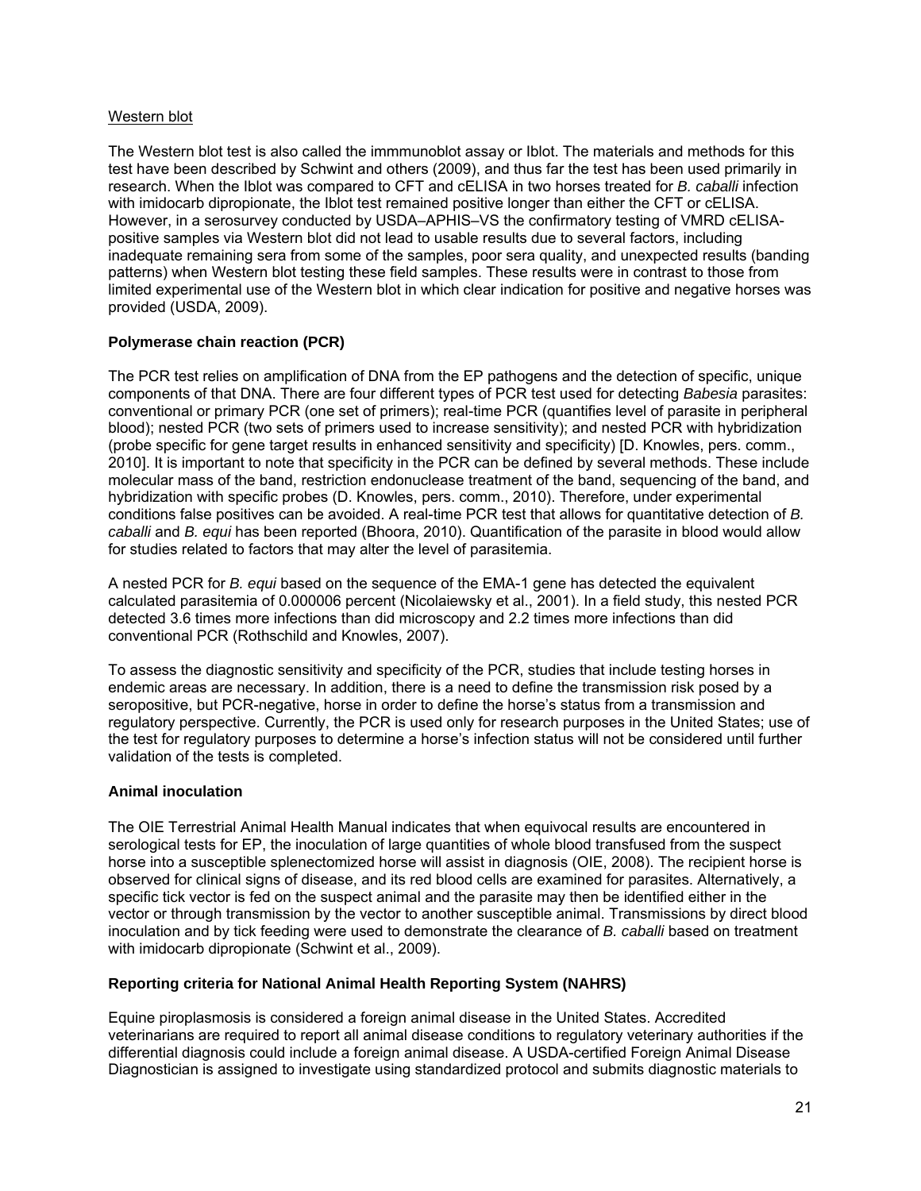Western blot

The Western blot test is also called the immmunoblot assay or Iblot. The materials and methods for this test have been described by Schwint and others (2009), and thus far the test has been used primarily in research. When the Iblot was compared to CFT and cELISA in two horses treated for *B. caballi* infection with imidocarb dipropionate, the Iblot test remained positive longer than either the CFT or cELISA. However, in a serosurvey conducted by USDA–APHIS–VS the confirmatory testing of VMRD cELISA-positive samples via Western blot did not lead to usable results due to several factors, including inadequate remaining sera from some of the samples, poor sera quality, and unexpected results (banding patterns) when Western blot testing these field samples. These results were in contrast to those from limited experimental use of the Western blot in which clear indication for positive and negative horses was provided (USDA, 2009).

**Polymerase chain reaction (PCR)**

The PCR test relies on amplification of DNA from the EP pathogens and the detection of specific, unique components of that DNA. There are four different types of PCR test used for detecting *Babesia* parasites: conventional or primary PCR (one set of primers); real-time PCR (quantifies level of parasite in peripheral blood); nested PCR (two sets of primers used to increase sensitivity); and nested PCR with hybridization (probe specific for gene target results in enhanced sensitivity and specificity) [D. Knowles, pers. comm., 2010]. It is important to note that specificity in the PCR can be defined by several methods. These include molecular mass of the band, restriction endonuclease treatment of the band, sequencing of the band, and hybridization with specific probes (D. Knowles, pers. comm., 2010). Therefore, under experimental conditions false positives can be avoided. A real-time PCR test that allows for quantitative detection of *B. caballi* and *B. equi* has been reported (Bhoora, 2010). Quantification of the parasite in blood would allow for studies related to factors that may alter the level of parasitemia.

A nested PCR for *B. equi* based on the sequence of the EMA-1 gene has detected the equivalent calculated parasitemia of 0.000006 percent (Nicolaiewsky et al., 2001). In a field study, this nested PCR detected 3.6 times more infections than did microscopy and 2.2 times more infections than did conventional PCR (Rothschild and Knowles, 2007).

To assess the diagnostic sensitivity and specificity of the PCR, studies that include testing horses in endemic areas are necessary. In addition, there is a need to define the transmission risk posed by a seropositive, but PCR-negative, horse in order to define the horse's status from a transmission and regulatory perspective. Currently, the PCR is used only for research purposes in the United States; use of the test for regulatory purposes to determine a horse's infection status will not be considered until further validation of the tests is completed.

**Animal inoculation**

The OIE Terrestrial Animal Health Manual indicates that when equivocal results are encountered in serological tests for EP, the inoculation of large quantities of whole blood transfused from the suspect horse into a susceptible splenectomized horse will assist in diagnosis (OIE, 2008). The recipient horse is observed for clinical signs of disease, and its red blood cells are examined for parasites. Alternatively, a specific tick vector is fed on the suspect animal and the parasite may then be identified either in the vector or through transmission by the vector to another susceptible animal. Transmissions by direct blood inoculation and by tick feeding were used to demonstrate the clearance of *B. caballi* based on treatment with imidocarb dipropionate (Schwint et al., 2009).

**Reporting criteria for National Animal Health Reporting System (NAHRS)**

Equine piroplasmosis is considered a foreign animal disease in the United States. Accredited veterinarians are required to report all animal disease conditions to regulatory veterinary authorities if the differential diagnosis could include a foreign animal disease. A USDA-certified Foreign Animal Disease Diagnostician is assigned to investigate using standardized protocol and submits diagnostic materials to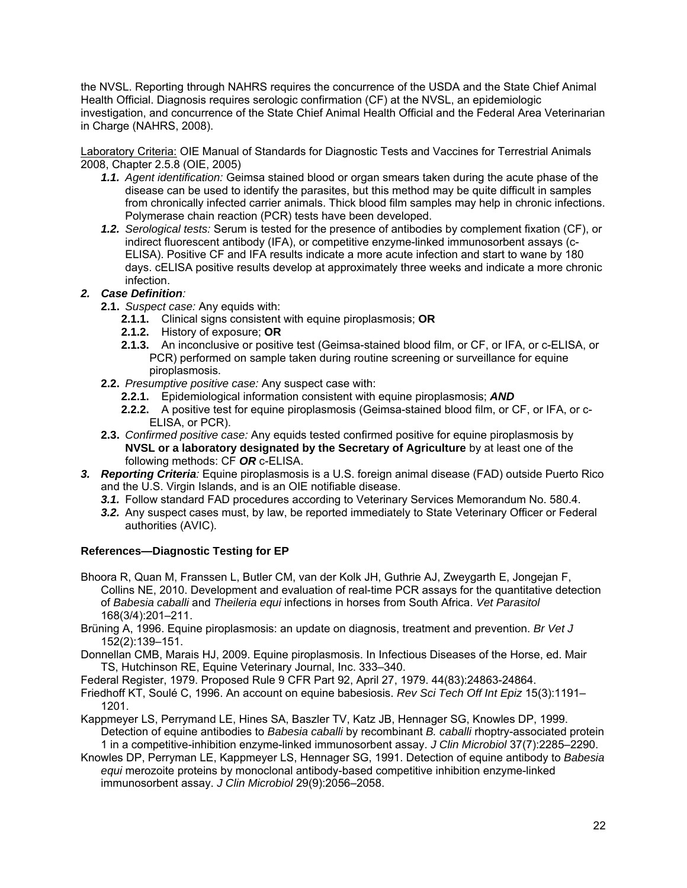the NVSL. Reporting through NAHRS requires the concurrence of the USDA and the State Chief Animal Health Official. Diagnosis requires serologic confirmation (CF) at the NVSL, an epidemiologic investigation, and concurrence of the State Chief Animal Health Official and the Federal Area Veterinarian in Charge (NAHRS, 2008).

Laboratory Criteria: OIE Manual of Standards for Diagnostic Tests and Vaccines for Terrestrial Animals 2008, Chapter 2.5.8 (OIE, 2005)

- ***1.1.*** *Agent identification:* Geimsa stained blood or organ smears taken during the acute phase of the disease can be used to identify the parasites, but this method may be quite difficult in samples from chronically infected carrier animals. Thick blood film samples may help in chronic infections. Polymerase chain reaction (PCR) tests have been developed.
- ***1.2.*** *Serological tests:* Serum is tested for the presence of antibodies by complement fixation (CF), or indirect fluorescent antibody (IFA), or competitive enzyme-linked immunosorbent assays (c-ELISA). Positive CF and IFA results indicate a more acute infection and start to wane by 180 days. cELISA positive results develop at approximately three weeks and indicate a more chronic infection.

***2. Case Definition****:*

- **2.1.** *Suspect case:* Any equids with:
  - **2.1.1.** Clinical signs consistent with equine piroplasmosis; **OR**
  - **2.1.2.** History of exposure; **OR**
  - **2.1.3.** An inconclusive or positive test (Geimsa-stained blood film, or CF, or IFA, or c-ELISA, or PCR) performed on sample taken during routine screening or surveillance for equine piroplasmosis.
- **2.2.** *Presumptive positive case:* Any suspect case with:
  - **2.2.1.** Epidemiological information consistent with equine piroplasmosis; ***AND***
  - **2.2.2.** A positive test for equine piroplasmosis (Geimsa-stained blood film, or CF, or IFA, or c-ELISA, or PCR).
- **2.3.** *Confirmed positive case:* Any equids tested confirmed positive for equine piroplasmosis by **NVSL or a laboratory designated by the Secretary of Agriculture** by at least one of the following methods: CF ***OR*** c-ELISA.

***3. Reporting Criteria****:* Equine piroplasmosis is a U.S. foreign animal disease (FAD) outside Puerto Rico and the U.S. Virgin Islands, and is an OIE notifiable disease.

- ***3.1.*** Follow standard FAD procedures according to Veterinary Services Memorandum No. 580.4.
- ***3.2.*** Any suspect cases must, by law, be reported immediately to State Veterinary Officer or Federal authorities (AVIC).

**References—Diagnostic Testing for EP**

Bhoora R, Quan M, Franssen L, Butler CM, van der Kolk JH, Guthrie AJ, Zweygarth E, Jongejan F, Collins NE, 2010. Development and evaluation of real-time PCR assays for the quantitative detection of *Babesia caballi* and *Theileria equi* infections in horses from South Africa. *Vet Parasitol* 168(3/4):201–211.

Brüning A, 1996. Equine piroplasmosis: an update on diagnosis, treatment and prevention. *Br Vet J* 152(2):139–151.

Donnellan CMB, Marais HJ, 2009. Equine piroplasmosis. In Infectious Diseases of the Horse, ed. Mair TS, Hutchinson RE, Equine Veterinary Journal, Inc. 333–340.

Federal Register, 1979. Proposed Rule 9 CFR Part 92, April 27, 1979. 44(83):24863-24864.

Friedhoff KT, Soulé C, 1996. An account on equine babesiosis. *Rev Sci Tech Off Int Epiz* 15(3):1191–1201.

Kappmeyer LS, Perrymand LE, Hines SA, Baszler TV, Katz JB, Hennager SG, Knowles DP, 1999. Detection of equine antibodies to *Babesia caballi* by recombinant *B. caballi* rhoptry-associated protein 1 in a competitive-inhibition enzyme-linked immunosorbent assay. *J Clin Microbiol* 37(7):2285–2290.

Knowles DP, Perryman LE, Kappmeyer LS, Hennager SG, 1991. Detection of equine antibody to *Babesia equi* merozoite proteins by monoclonal antibody-based competitive inhibition enzyme-linked immunosorbent assay. *J Clin Microbiol* 29(9):2056–2058.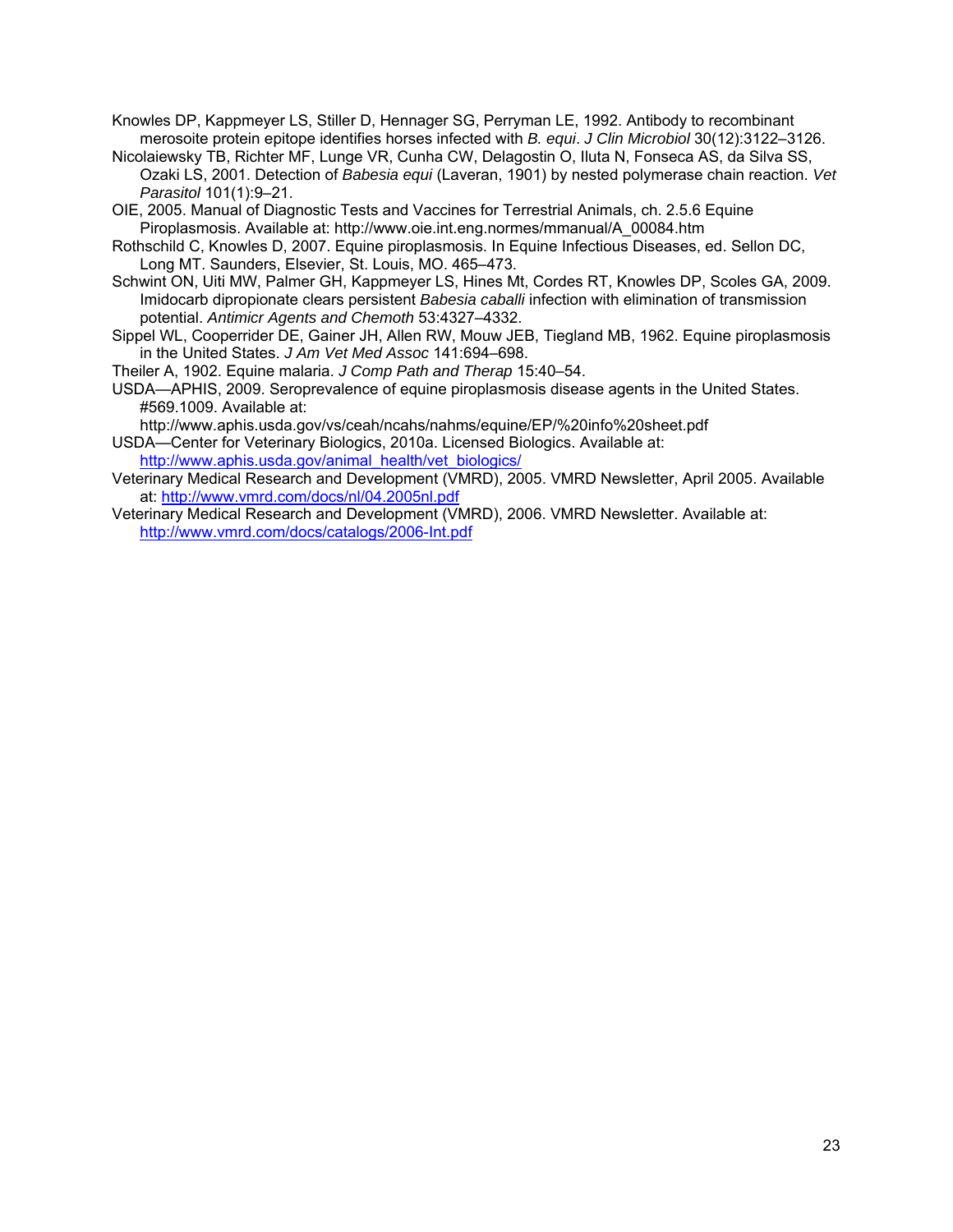Knowles DP, Kappmeyer LS, Stiller D, Hennager SG, Perryman LE, 1992. Antibody to recombinant merosoite protein epitope identifies horses infected with *B. equi*. *J Clin Microbiol* 30(12):3122–3126.

Nicolaiewsky TB, Richter MF, Lunge VR, Cunha CW, Delagostin O, Iluta N, Fonseca AS, da Silva SS, Ozaki LS, 2001. Detection of *Babesia equi* (Laveran, 1901) by nested polymerase chain reaction. *Vet Parasitol* 101(1):9–21.

OIE, 2005. Manual of Diagnostic Tests and Vaccines for Terrestrial Animals, ch. 2.5.6 Equine Piroplasmosis. Available at: http://www.oie.int.eng.normes/mmanual/A_00084.htm

Rothschild C, Knowles D, 2007. Equine piroplasmosis. In Equine Infectious Diseases, ed. Sellon DC, Long MT. Saunders, Elsevier, St. Louis, MO. 465–473.

Schwint ON, Uiti MW, Palmer GH, Kappmeyer LS, Hines Mt, Cordes RT, Knowles DP, Scoles GA, 2009. Imidocarb dipropionate clears persistent *Babesia caballi* infection with elimination of transmission potential. *Antimicr Agents and Chemoth* 53:4327–4332.

Sippel WL, Cooperrider DE, Gainer JH, Allen RW, Mouw JEB, Tiegland MB, 1962. Equine piroplasmosis in the United States. *J Am Vet Med Assoc* 141:694–698.

Theiler A, 1902. Equine malaria. *J Comp Path and Therap* 15:40–54.

USDA—APHIS, 2009. Seroprevalence of equine piroplasmosis disease agents in the United States. #569.1009. Available at: http://www.aphis.usda.gov/vs/ceah/ncahs/nahms/equine/EP/%20info%20sheet.pdf

USDA—Center for Veterinary Biologics, 2010a. Licensed Biologics. Available at: http://www.aphis.usda.gov/animal_health/vet_biologics/

Veterinary Medical Research and Development (VMRD), 2005. VMRD Newsletter, April 2005. Available at: http://www.vmrd.com/docs/nl/04.2005nl.pdf

Veterinary Medical Research and Development (VMRD), 2006. VMRD Newsletter. Available at: http://www.vmrd.com/docs/catalogs/2006-Int.pdf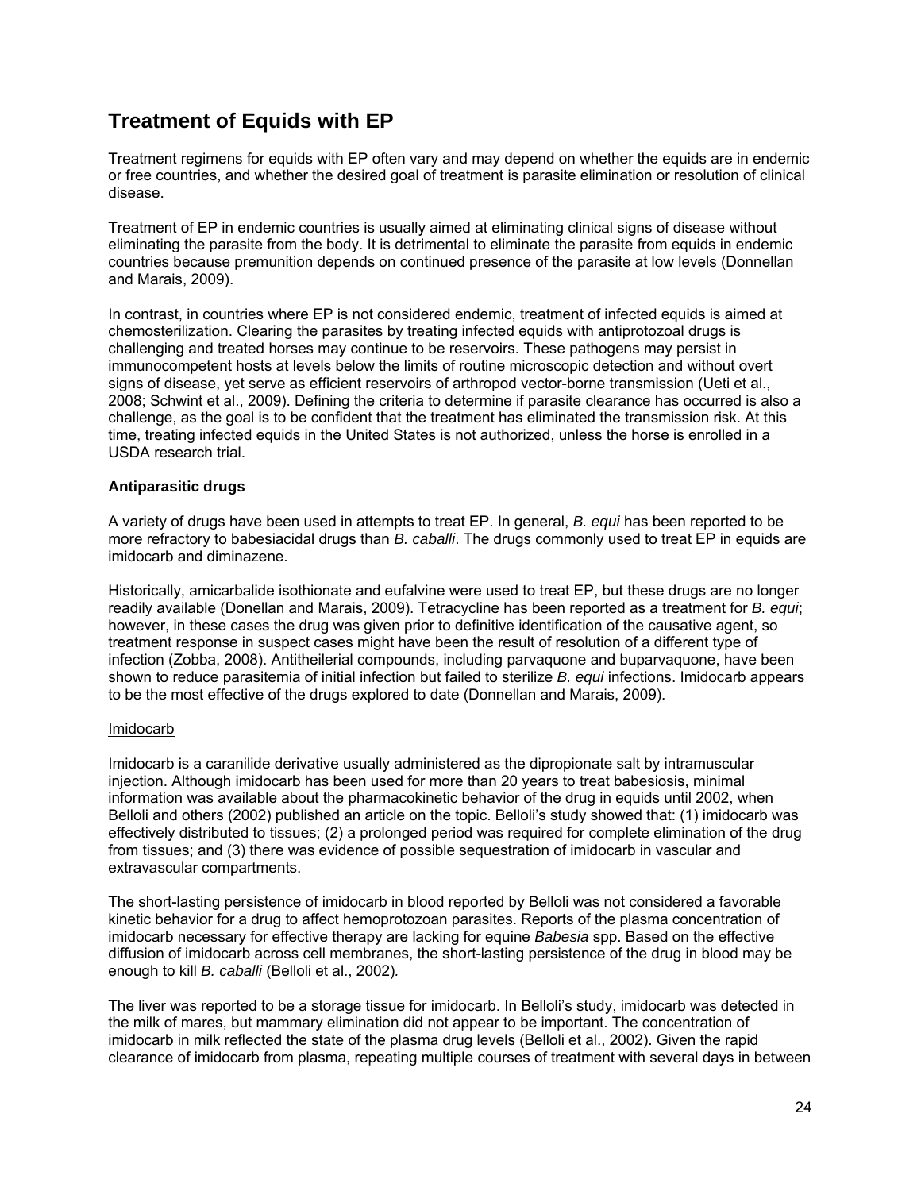## Treatment of Equids with EP

Treatment regimens for equids with EP often vary and may depend on whether the equids are in endemic or free countries, and whether the desired goal of treatment is parasite elimination or resolution of clinical disease.

Treatment of EP in endemic countries is usually aimed at eliminating clinical signs of disease without eliminating the parasite from the body. It is detrimental to eliminate the parasite from equids in endemic countries because premunition depends on continued presence of the parasite at low levels (Donnellan and Marais, 2009).

In contrast, in countries where EP is not considered endemic, treatment of infected equids is aimed at chemosterilization. Clearing the parasites by treating infected equids with antiprotozoal drugs is challenging and treated horses may continue to be reservoirs. These pathogens may persist in immunocompetent hosts at levels below the limits of routine microscopic detection and without overt signs of disease, yet serve as efficient reservoirs of arthropod vector-borne transmission (Ueti et al., 2008; Schwint et al., 2009). Defining the criteria to determine if parasite clearance has occurred is also a challenge, as the goal is to be confident that the treatment has eliminated the transmission risk. At this time, treating infected equids in the United States is not authorized, unless the horse is enrolled in a USDA research trial.

**Antiparasitic drugs**

A variety of drugs have been used in attempts to treat EP. In general, *B. equi* has been reported to be more refractory to babesiacidal drugs than *B. caballi*. The drugs commonly used to treat EP in equids are imidocarb and diminazene.

Historically, amicarbalide isothionate and eufalvine were used to treat EP, but these drugs are no longer readily available (Donellan and Marais, 2009). Tetracycline has been reported as a treatment for *B. equi*; however, in these cases the drug was given prior to definitive identification of the causative agent, so treatment response in suspect cases might have been the result of resolution of a different type of infection (Zobba, 2008). Antitheilerial compounds, including parvaquone and buparvaquone, have been shown to reduce parasitemia of initial infection but failed to sterilize *B. equi* infections. Imidocarb appears to be the most effective of the drugs explored to date (Donnellan and Marais, 2009).

Imidocarb

Imidocarb is a caranilide derivative usually administered as the dipropionate salt by intramuscular injection. Although imidocarb has been used for more than 20 years to treat babesiosis, minimal information was available about the pharmacokinetic behavior of the drug in equids until 2002, when Belloli and others (2002) published an article on the topic. Belloli's study showed that: (1) imidocarb was effectively distributed to tissues; (2) a prolonged period was required for complete elimination of the drug from tissues; and (3) there was evidence of possible sequestration of imidocarb in vascular and extravascular compartments.

The short-lasting persistence of imidocarb in blood reported by Belloli was not considered a favorable kinetic behavior for a drug to affect hemoprotozoan parasites. Reports of the plasma concentration of imidocarb necessary for effective therapy are lacking for equine *Babesia* spp. Based on the effective diffusion of imidocarb across cell membranes, the short-lasting persistence of the drug in blood may be enough to kill *B. caballi* (Belloli et al., 2002).

The liver was reported to be a storage tissue for imidocarb. In Belloli's study, imidocarb was detected in the milk of mares, but mammary elimination did not appear to be important. The concentration of imidocarb in milk reflected the state of the plasma drug levels (Belloli et al., 2002). Given the rapid clearance of imidocarb from plasma, repeating multiple courses of treatment with several days in between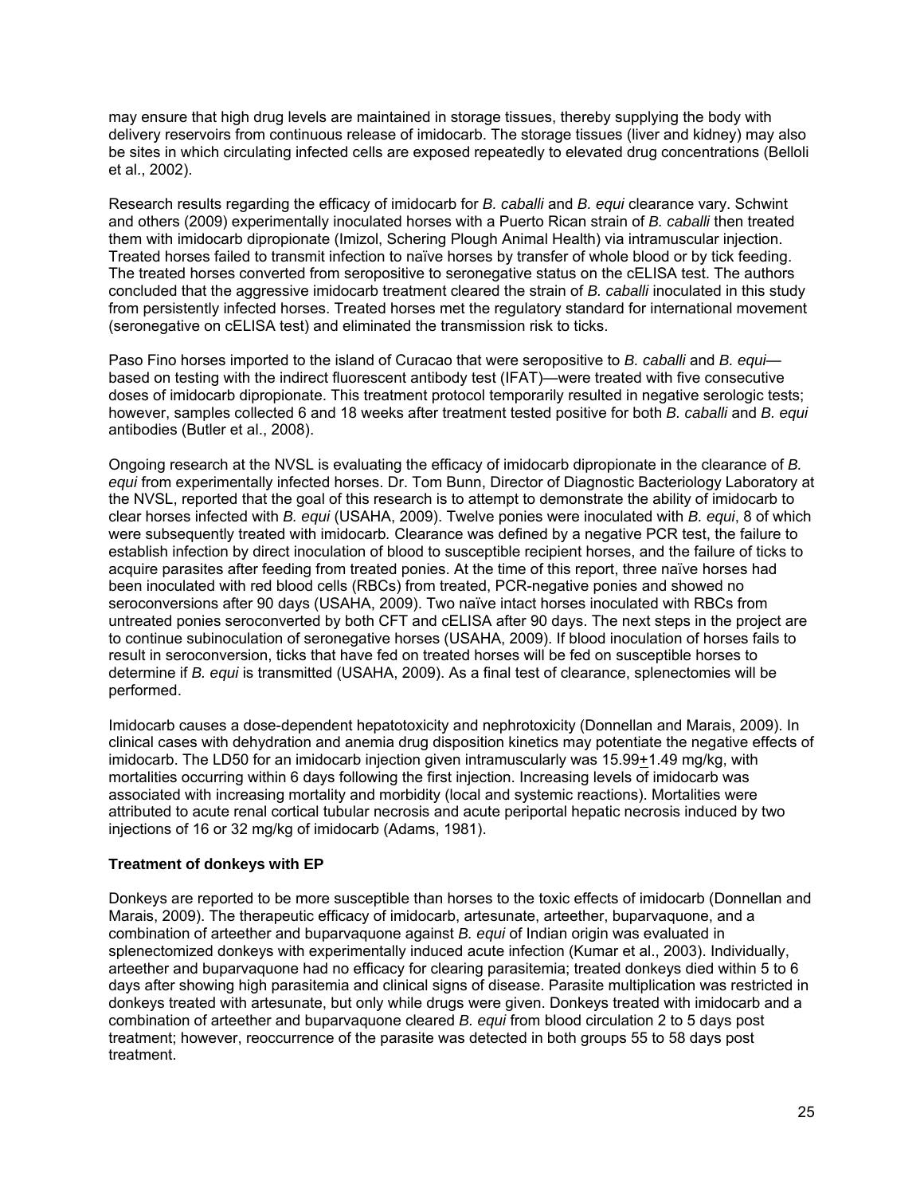may ensure that high drug levels are maintained in storage tissues, thereby supplying the body with delivery reservoirs from continuous release of imidocarb. The storage tissues (liver and kidney) may also be sites in which circulating infected cells are exposed repeatedly to elevated drug concentrations (Belloli et al., 2002).

Research results regarding the efficacy of imidocarb for *B. caballi* and *B. equi* clearance vary. Schwint and others (2009) experimentally inoculated horses with a Puerto Rican strain of *B. caballi* then treated them with imidocarb dipropionate (Imizol, Schering Plough Animal Health) via intramuscular injection. Treated horses failed to transmit infection to naïve horses by transfer of whole blood or by tick feeding. The treated horses converted from seropositive to seronegative status on the cELISA test. The authors concluded that the aggressive imidocarb treatment cleared the strain of *B. caballi* inoculated in this study from persistently infected horses. Treated horses met the regulatory standard for international movement (seronegative on cELISA test) and eliminated the transmission risk to ticks.

Paso Fino horses imported to the island of Curacao that were seropositive to *B. caballi* and *B. equi*—based on testing with the indirect fluorescent antibody test (IFAT)—were treated with five consecutive doses of imidocarb dipropionate. This treatment protocol temporarily resulted in negative serologic tests; however, samples collected 6 and 18 weeks after treatment tested positive for both *B. caballi* and *B. equi* antibodies (Butler et al., 2008).

Ongoing research at the NVSL is evaluating the efficacy of imidocarb dipropionate in the clearance of *B. equi* from experimentally infected horses. Dr. Tom Bunn, Director of Diagnostic Bacteriology Laboratory at the NVSL, reported that the goal of this research is to attempt to demonstrate the ability of imidocarb to clear horses infected with *B. equi* (USAHA, 2009). Twelve ponies were inoculated with *B. equi*, 8 of which were subsequently treated with imidocarb. Clearance was defined by a negative PCR test, the failure to establish infection by direct inoculation of blood to susceptible recipient horses, and the failure of ticks to acquire parasites after feeding from treated ponies. At the time of this report, three naïve horses had been inoculated with red blood cells (RBCs) from treated, PCR-negative ponies and showed no seroconversions after 90 days (USAHA, 2009). Two naïve intact horses inoculated with RBCs from untreated ponies seroconverted by both CFT and cELISA after 90 days. The next steps in the project are to continue subinoculation of seronegative horses (USAHA, 2009). If blood inoculation of horses fails to result in seroconversion, ticks that have fed on treated horses will be fed on susceptible horses to determine if *B. equi* is transmitted (USAHA, 2009). As a final test of clearance, splenectomies will be performed.

Imidocarb causes a dose-dependent hepatotoxicity and nephrotoxicity (Donnellan and Marais, 2009). In clinical cases with dehydration and anemia drug disposition kinetics may potentiate the negative effects of imidocarb. The LD50 for an imidocarb injection given intramuscularly was 15.99±1.49 mg/kg, with mortalities occurring within 6 days following the first injection. Increasing levels of imidocarb was associated with increasing mortality and morbidity (local and systemic reactions). Mortalities were attributed to acute renal cortical tubular necrosis and acute periportal hepatic necrosis induced by two injections of 16 or 32 mg/kg of imidocarb (Adams, 1981).

**Treatment of donkeys with EP**

Donkeys are reported to be more susceptible than horses to the toxic effects of imidocarb (Donnellan and Marais, 2009). The therapeutic efficacy of imidocarb, artesunate, arteether, buparvaquone, and a combination of arteether and buparvaquone against *B. equi* of Indian origin was evaluated in splenectomized donkeys with experimentally induced acute infection (Kumar et al., 2003). Individually, arteether and buparvaquone had no efficacy for clearing parasitemia; treated donkeys died within 5 to 6 days after showing high parasitemia and clinical signs of disease. Parasite multiplication was restricted in donkeys treated with artesunate, but only while drugs were given. Donkeys treated with imidocarb and a combination of arteether and buparvaquone cleared *B. equi* from blood circulation 2 to 5 days post treatment; however, reoccurrence of the parasite was detected in both groups 55 to 58 days post treatment.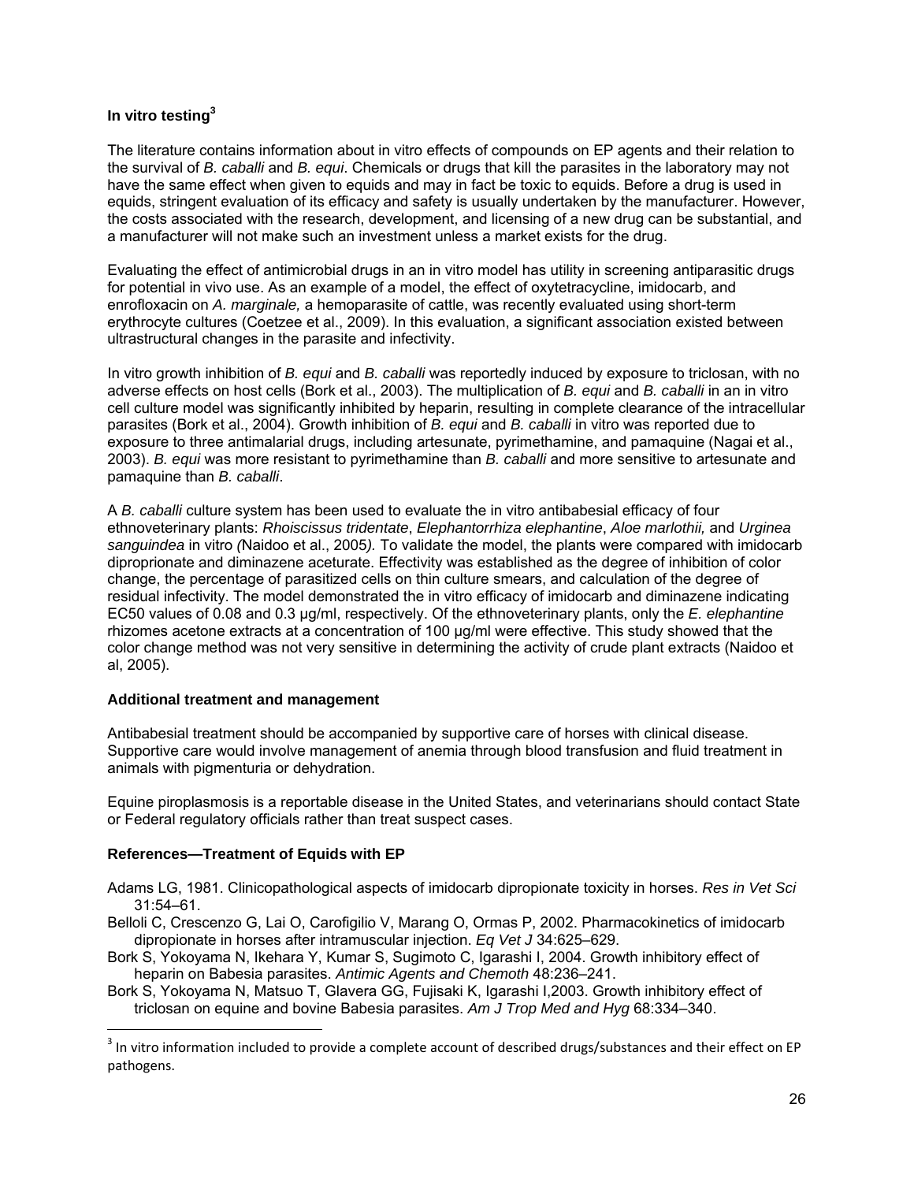### In vitro testing[3]

The literature contains information about in vitro effects of compounds on EP agents and their relation to the survival of *B. caballi* and *B. equi*. Chemicals or drugs that kill the parasites in the laboratory may not have the same effect when given to equids and may in fact be toxic to equids. Before a drug is used in equids, stringent evaluation of its efficacy and safety is usually undertaken by the manufacturer. However, the costs associated with the research, development, and licensing of a new drug can be substantial, and a manufacturer will not make such an investment unless a market exists for the drug.

Evaluating the effect of antimicrobial drugs in an in vitro model has utility in screening antiparasitic drugs for potential in vivo use. As an example of a model, the effect of oxytetracycline, imidocarb, and enrofloxacin on *A. marginale,* a hemoparasite of cattle, was recently evaluated using short-term erythrocyte cultures (Coetzee et al., 2009). In this evaluation, a significant association existed between ultrastructural changes in the parasite and infectivity.

In vitro growth inhibition of *B. equi* and *B. caballi* was reportedly induced by exposure to triclosan, with no adverse effects on host cells (Bork et al., 2003). The multiplication of *B. equi* and *B. caballi* in an in vitro cell culture model was significantly inhibited by heparin, resulting in complete clearance of the intracellular parasites (Bork et al., 2004). Growth inhibition of *B. equi* and *B. caballi* in vitro was reported due to exposure to three antimalarial drugs, including artesunate, pyrimethamine, and pamaquine (Nagai et al., 2003). *B. equi* was more resistant to pyrimethamine than *B. caballi* and more sensitive to artesunate and pamaquine than *B. caballi*.

A *B. caballi* culture system has been used to evaluate the in vitro antibabesial efficacy of four ethnoveterinary plants: *Rhoiscissus tridentate*, *Elephantorrhiza elephantine*, *Aloe marlothii,* and *Urginea sanguindea* in vitro *(*Naidoo et al., 2005*).* To validate the model, the plants were compared with imidocarb diproprionate and diminazene aceturate. Effectivity was established as the degree of inhibition of color change, the percentage of parasitized cells on thin culture smears, and calculation of the degree of residual infectivity. The model demonstrated the in vitro efficacy of imidocarb and diminazene indicating EC50 values of 0.08 and 0.3 µg/ml, respectively. Of the ethnoveterinary plants, only the *E. elephantine* rhizomes acetone extracts at a concentration of 100 µg/ml were effective. This study showed that the color change method was not very sensitive in determining the activity of crude plant extracts (Naidoo et al, 2005).

### Additional treatment and management

Antibabesial treatment should be accompanied by supportive care of horses with clinical disease. Supportive care would involve management of anemia through blood transfusion and fluid treatment in animals with pigmenturia or dehydration.

Equine piroplasmosis is a reportable disease in the United States, and veterinarians should contact State or Federal regulatory officials rather than treat suspect cases.

### References—Treatment of Equids with EP

Adams LG, 1981. Clinicopathological aspects of imidocarb dipropionate toxicity in horses. *Res in Vet Sci* 31:54–61.

Belloli C, Crescenzo G, Lai O, Carofigilio V, Marang O, Ormas P, 2002. Pharmacokinetics of imidocarb dipropionate in horses after intramuscular injection. *Eq Vet J* 34:625–629.

Bork S, Yokoyama N, Ikehara Y, Kumar S, Sugimoto C, Igarashi I, 2004. Growth inhibitory effect of heparin on Babesia parasites. *Antimic Agents and Chemoth* 48:236–241.

Bork S, Yokoyama N, Matsuo T, Glavera GG, Fujisaki K, Igarashi I,2003. Growth inhibitory effect of triclosan on equine and bovine Babesia parasites. *Am J Trop Med and Hyg* 68:334–340.

[3] In vitro information included to provide a complete account of described drugs/substances and their effect on EP pathogens.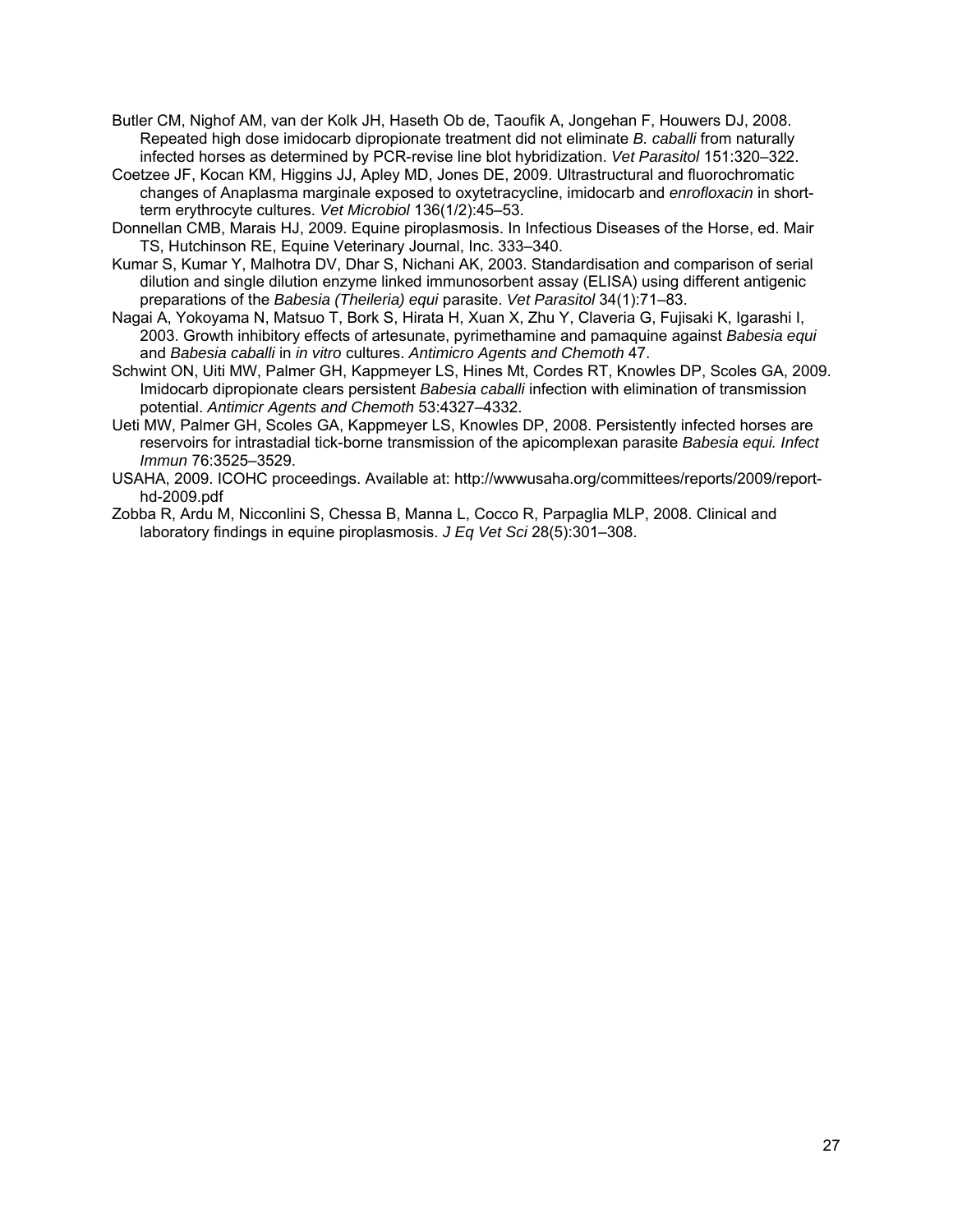Butler CM, Nighof AM, van der Kolk JH, Haseth Ob de, Taoufik A, Jongehan F, Houwers DJ, 2008. Repeated high dose imidocarb dipropionate treatment did not eliminate *B. caballi* from naturally infected horses as determined by PCR-revise line blot hybridization. *Vet Parasitol* 151:320–322.

Coetzee JF, Kocan KM, Higgins JJ, Apley MD, Jones DE, 2009. Ultrastructural and fluorochromatic changes of Anaplasma marginale exposed to oxytetracycline, imidocarb and *enrofloxacin* in short-term erythrocyte cultures. *Vet Microbiol* 136(1/2):45–53.

Donnellan CMB, Marais HJ, 2009. Equine piroplasmosis. In Infectious Diseases of the Horse, ed. Mair TS, Hutchinson RE, Equine Veterinary Journal, Inc. 333–340.

Kumar S, Kumar Y, Malhotra DV, Dhar S, Nichani AK, 2003. Standardisation and comparison of serial dilution and single dilution enzyme linked immunosorbent assay (ELISA) using different antigenic preparations of the *Babesia (Theileria) equi* parasite. *Vet Parasitol* 34(1):71–83.

Nagai A, Yokoyama N, Matsuo T, Bork S, Hirata H, Xuan X, Zhu Y, Claveria G, Fujisaki K, Igarashi I, 2003. Growth inhibitory effects of artesunate, pyrimethamine and pamaquine against *Babesia equi* and *Babesia caballi* in *in vitro* cultures. *Antimicro Agents and Chemoth* 47.

Schwint ON, Uiti MW, Palmer GH, Kappmeyer LS, Hines Mt, Cordes RT, Knowles DP, Scoles GA, 2009. Imidocarb dipropionate clears persistent *Babesia caballi* infection with elimination of transmission potential. *Antimicr Agents and Chemoth* 53:4327–4332.

Ueti MW, Palmer GH, Scoles GA, Kappmeyer LS, Knowles DP, 2008. Persistently infected horses are reservoirs for intrastadial tick-borne transmission of the apicomplexan parasite *Babesia equi. Infect Immun* 76:3525–3529.

USAHA, 2009. ICOHC proceedings. Available at: http://wwwusaha.org/committees/reports/2009/report-hd-2009.pdf

Zobba R, Ardu M, Nicconlini S, Chessa B, Manna L, Cocco R, Parpaglia MLP, 2008. Clinical and laboratory findings in equine piroplasmosis. *J Eq Vet Sci* 28(5):301–308.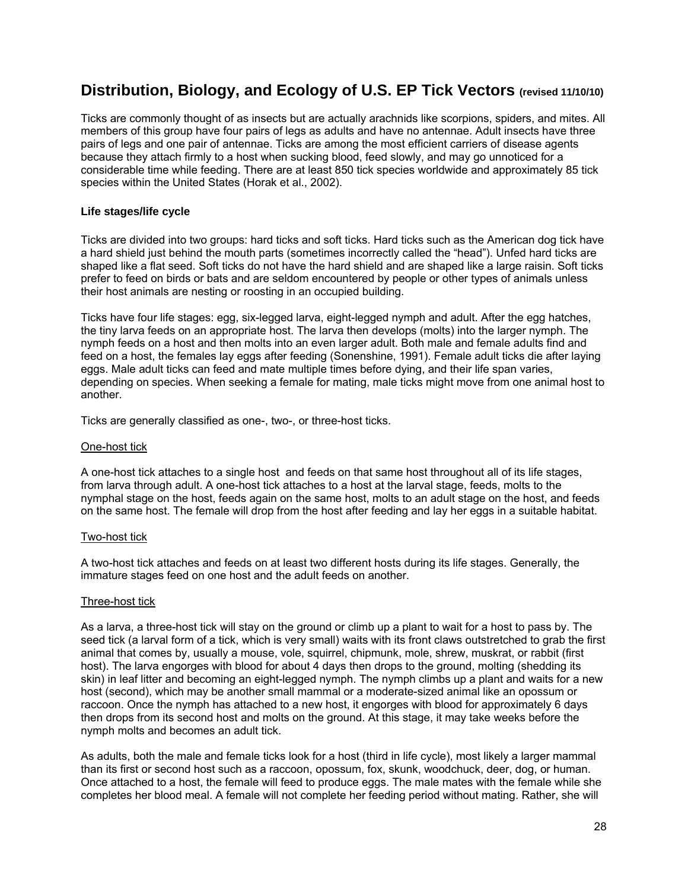## Distribution, Biology, and Ecology of U.S. EP Tick Vectors (revised 11/10/10)

Ticks are commonly thought of as insects but are actually arachnids like scorpions, spiders, and mites. All members of this group have four pairs of legs as adults and have no antennae. Adult insects have three pairs of legs and one pair of antennae. Ticks are among the most efficient carriers of disease agents because they attach firmly to a host when sucking blood, feed slowly, and may go unnoticed for a considerable time while feeding. There are at least 850 tick species worldwide and approximately 85 tick species within the United States (Horak et al., 2002).

### Life stages/life cycle

Ticks are divided into two groups: hard ticks and soft ticks. Hard ticks such as the American dog tick have a hard shield just behind the mouth parts (sometimes incorrectly called the "head"). Unfed hard ticks are shaped like a flat seed. Soft ticks do not have the hard shield and are shaped like a large raisin. Soft ticks prefer to feed on birds or bats and are seldom encountered by people or other types of animals unless their host animals are nesting or roosting in an occupied building.

Ticks have four life stages: egg, six-legged larva, eight-legged nymph and adult. After the egg hatches, the tiny larva feeds on an appropriate host. The larva then develops (molts) into the larger nymph. The nymph feeds on a host and then molts into an even larger adult. Both male and female adults find and feed on a host, the females lay eggs after feeding (Sonenshine, 1991). Female adult ticks die after laying eggs. Male adult ticks can feed and mate multiple times before dying, and their life span varies, depending on species. When seeking a female for mating, male ticks might move from one animal host to another.

Ticks are generally classified as one-, two-, or three-host ticks.

#### One-host tick

A one-host tick attaches to a single host and feeds on that same host throughout all of its life stages, from larva through adult. A one-host tick attaches to a host at the larval stage, feeds, molts to the nymphal stage on the host, feeds again on the same host, molts to an adult stage on the host, and feeds on the same host. The female will drop from the host after feeding and lay her eggs in a suitable habitat.

#### Two-host tick

A two-host tick attaches and feeds on at least two different hosts during its life stages. Generally, the immature stages feed on one host and the adult feeds on another.

#### Three-host tick

As a larva, a three-host tick will stay on the ground or climb up a plant to wait for a host to pass by. The seed tick (a larval form of a tick, which is very small) waits with its front claws outstretched to grab the first animal that comes by, usually a mouse, vole, squirrel, chipmunk, mole, shrew, muskrat, or rabbit (first host). The larva engorges with blood for about 4 days then drops to the ground, molting (shedding its skin) in leaf litter and becoming an eight-legged nymph. The nymph climbs up a plant and waits for a new host (second), which may be another small mammal or a moderate-sized animal like an opossum or raccoon. Once the nymph has attached to a new host, it engorges with blood for approximately 6 days then drops from its second host and molts on the ground. At this stage, it may take weeks before the nymph molts and becomes an adult tick.

As adults, both the male and female ticks look for a host (third in life cycle), most likely a larger mammal than its first or second host such as a raccoon, opossum, fox, skunk, woodchuck, deer, dog, or human. Once attached to a host, the female will feed to produce eggs. The male mates with the female while she completes her blood meal. A female will not complete her feeding period without mating. Rather, she will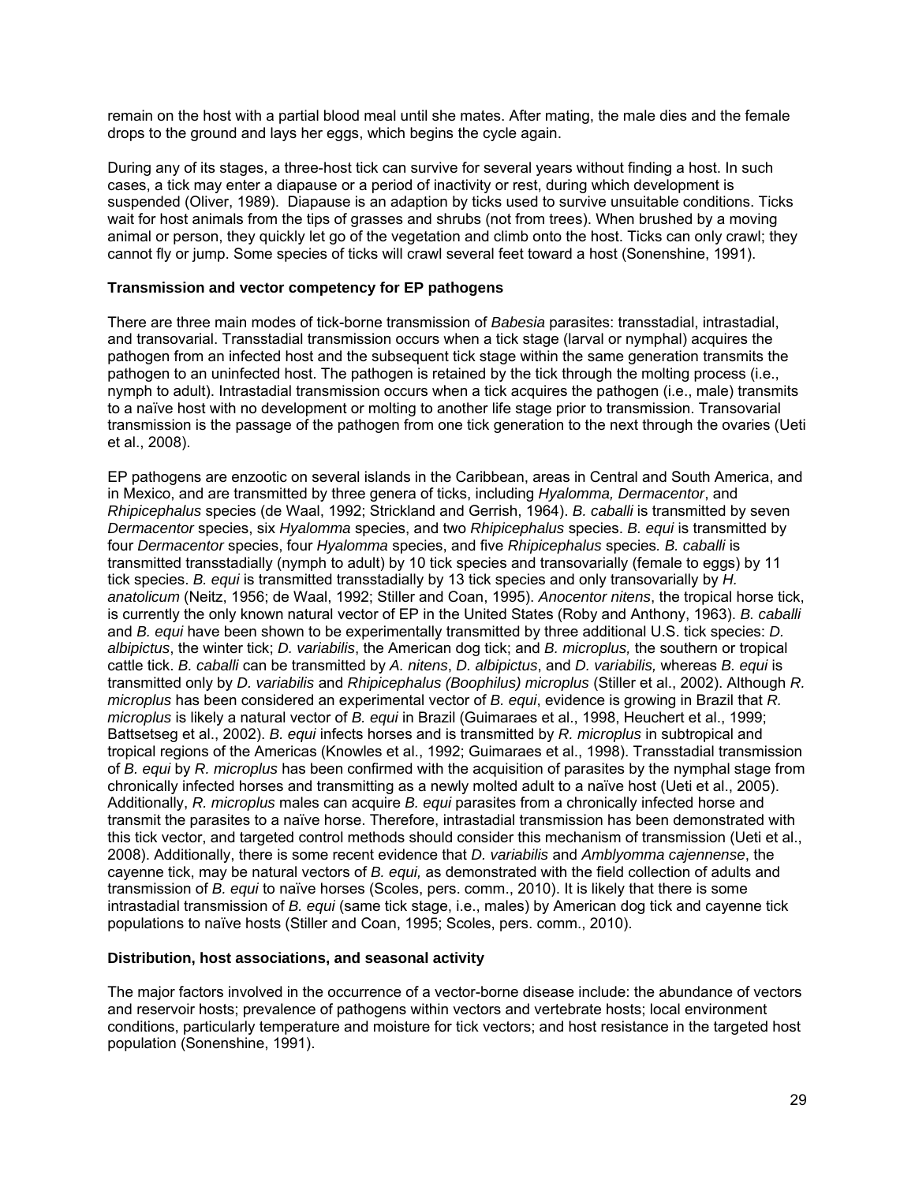remain on the host with a partial blood meal until she mates. After mating, the male dies and the female drops to the ground and lays her eggs, which begins the cycle again.

During any of its stages, a three-host tick can survive for several years without finding a host. In such cases, a tick may enter a diapause or a period of inactivity or rest, during which development is suspended (Oliver, 1989). Diapause is an adaption by ticks used to survive unsuitable conditions. Ticks wait for host animals from the tips of grasses and shrubs (not from trees). When brushed by a moving animal or person, they quickly let go of the vegetation and climb onto the host. Ticks can only crawl; they cannot fly or jump. Some species of ticks will crawl several feet toward a host (Sonenshine, 1991).

**Transmission and vector competency for EP pathogens**

There are three main modes of tick-borne transmission of *Babesia* parasites: transstadial, intrastadial, and transovarial. Transstadial transmission occurs when a tick stage (larval or nymphal) acquires the pathogen from an infected host and the subsequent tick stage within the same generation transmits the pathogen to an uninfected host. The pathogen is retained by the tick through the molting process (i.e., nymph to adult). Intrastadial transmission occurs when a tick acquires the pathogen (i.e., male) transmits to a naïve host with no development or molting to another life stage prior to transmission. Transovarial transmission is the passage of the pathogen from one tick generation to the next through the ovaries (Ueti et al., 2008).

EP pathogens are enzootic on several islands in the Caribbean, areas in Central and South America, and in Mexico, and are transmitted by three genera of ticks, including *Hyalomma, Dermacentor*, and *Rhipicephalus* species (de Waal, 1992; Strickland and Gerrish, 1964). *B. caballi* is transmitted by seven *Dermacentor* species, six *Hyalomma* species, and two *Rhipicephalus* species. *B. equi* is transmitted by four *Dermacentor* species, four *Hyalomma* species, and five *Rhipicephalus* species. *B. caballi* is transmitted transstadially (nymph to adult) by 10 tick species and transovarially (female to eggs) by 11 tick species. *B. equi* is transmitted transstadially by 13 tick species and only transovarially by *H. anatolicum* (Neitz, 1956; de Waal, 1992; Stiller and Coan, 1995). *Anocentor nitens*, the tropical horse tick, is currently the only known natural vector of EP in the United States (Roby and Anthony, 1963). *B. caballi* and *B. equi* have been shown to be experimentally transmitted by three additional U.S. tick species: *D. albipictus*, the winter tick; *D. variabilis*, the American dog tick; and *B. microplus,* the southern or tropical cattle tick. *B. caballi* can be transmitted by *A. nitens*, *D. albipictus*, and *D. variabilis,* whereas *B. equi* is transmitted only by *D. variabilis* and *Rhipicephalus (Boophilus) microplus* (Stiller et al., 2002). Although *R. microplus* has been considered an experimental vector of *B. equi*, evidence is growing in Brazil that *R. microplus* is likely a natural vector of *B. equi* in Brazil (Guimaraes et al., 1998, Heuchert et al., 1999; Battsetseg et al., 2002). *B. equi* infects horses and is transmitted by *R. microplus* in subtropical and tropical regions of the Americas (Knowles et al., 1992; Guimaraes et al., 1998). Transstadial transmission of *B. equi* by *R. microplus* has been confirmed with the acquisition of parasites by the nymphal stage from chronically infected horses and transmitting as a newly molted adult to a naïve host (Ueti et al., 2005). Additionally, *R. microplus* males can acquire *B. equi* parasites from a chronically infected horse and transmit the parasites to a naïve horse. Therefore, intrastadial transmission has been demonstrated with this tick vector, and targeted control methods should consider this mechanism of transmission (Ueti et al., 2008). Additionally, there is some recent evidence that *D. variabilis* and *Amblyomma cajennense*, the cayenne tick, may be natural vectors of *B. equi,* as demonstrated with the field collection of adults and transmission of *B. equi* to naïve horses (Scoles, pers. comm., 2010). It is likely that there is some intrastadial transmission of *B. equi* (same tick stage, i.e., males) by American dog tick and cayenne tick populations to naïve hosts (Stiller and Coan, 1995; Scoles, pers. comm., 2010).

**Distribution, host associations, and seasonal activity**

The major factors involved in the occurrence of a vector-borne disease include: the abundance of vectors and reservoir hosts; prevalence of pathogens within vectors and vertebrate hosts; local environment conditions, particularly temperature and moisture for tick vectors; and host resistance in the targeted host population (Sonenshine, 1991).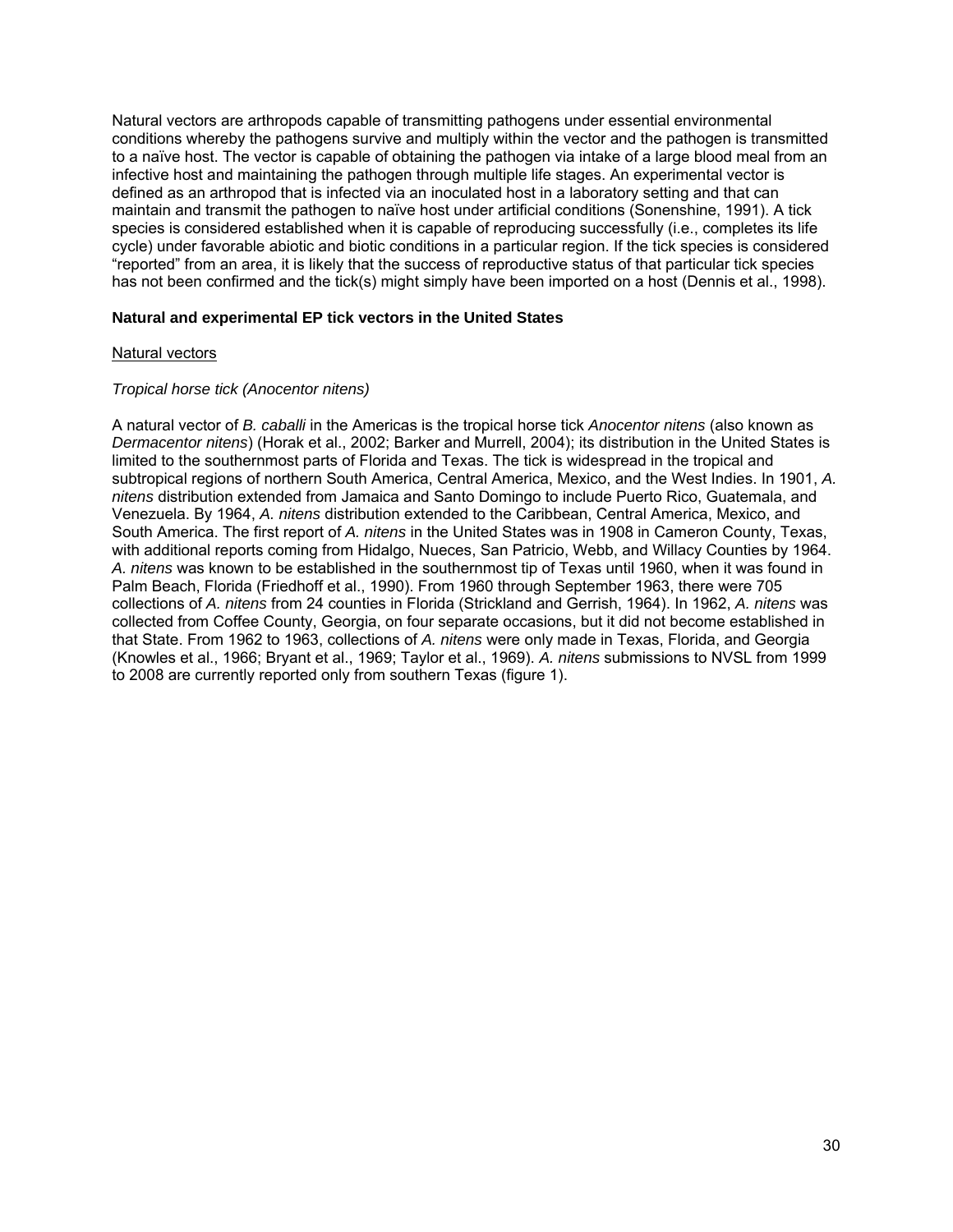Natural vectors are arthropods capable of transmitting pathogens under essential environmental conditions whereby the pathogens survive and multiply within the vector and the pathogen is transmitted to a naïve host. The vector is capable of obtaining the pathogen via intake of a large blood meal from an infective host and maintaining the pathogen through multiple life stages. An experimental vector is defined as an arthropod that is infected via an inoculated host in a laboratory setting and that can maintain and transmit the pathogen to naïve host under artificial conditions (Sonenshine, 1991). A tick species is considered established when it is capable of reproducing successfully (i.e., completes its life cycle) under favorable abiotic and biotic conditions in a particular region. If the tick species is considered "reported" from an area, it is likely that the success of reproductive status of that particular tick species has not been confirmed and the tick(s) might simply have been imported on a host (Dennis et al., 1998).

**Natural and experimental EP tick vectors in the United States**

Natural vectors

*Tropical horse tick (Anocentor nitens)*

A natural vector of *B. caballi* in the Americas is the tropical horse tick *Anocentor nitens* (also known as *Dermacentor nitens*) (Horak et al., 2002; Barker and Murrell, 2004); its distribution in the United States is limited to the southernmost parts of Florida and Texas. The tick is widespread in the tropical and subtropical regions of northern South America, Central America, Mexico, and the West Indies. In 1901, *A. nitens* distribution extended from Jamaica and Santo Domingo to include Puerto Rico, Guatemala, and Venezuela. By 1964, *A. nitens* distribution extended to the Caribbean, Central America, Mexico, and South America. The first report of *A. nitens* in the United States was in 1908 in Cameron County, Texas, with additional reports coming from Hidalgo, Nueces, San Patricio, Webb, and Willacy Counties by 1964. *A. nitens* was known to be established in the southernmost tip of Texas until 1960, when it was found in Palm Beach, Florida (Friedhoff et al., 1990). From 1960 through September 1963, there were 705 collections of *A. nitens* from 24 counties in Florida (Strickland and Gerrish, 1964). In 1962, *A. nitens* was collected from Coffee County, Georgia, on four separate occasions, but it did not become established in that State. From 1962 to 1963, collections of *A. nitens* were only made in Texas, Florida, and Georgia (Knowles et al., 1966; Bryant et al., 1969; Taylor et al., 1969). *A. nitens* submissions to NVSL from 1999 to 2008 are currently reported only from southern Texas (figure 1).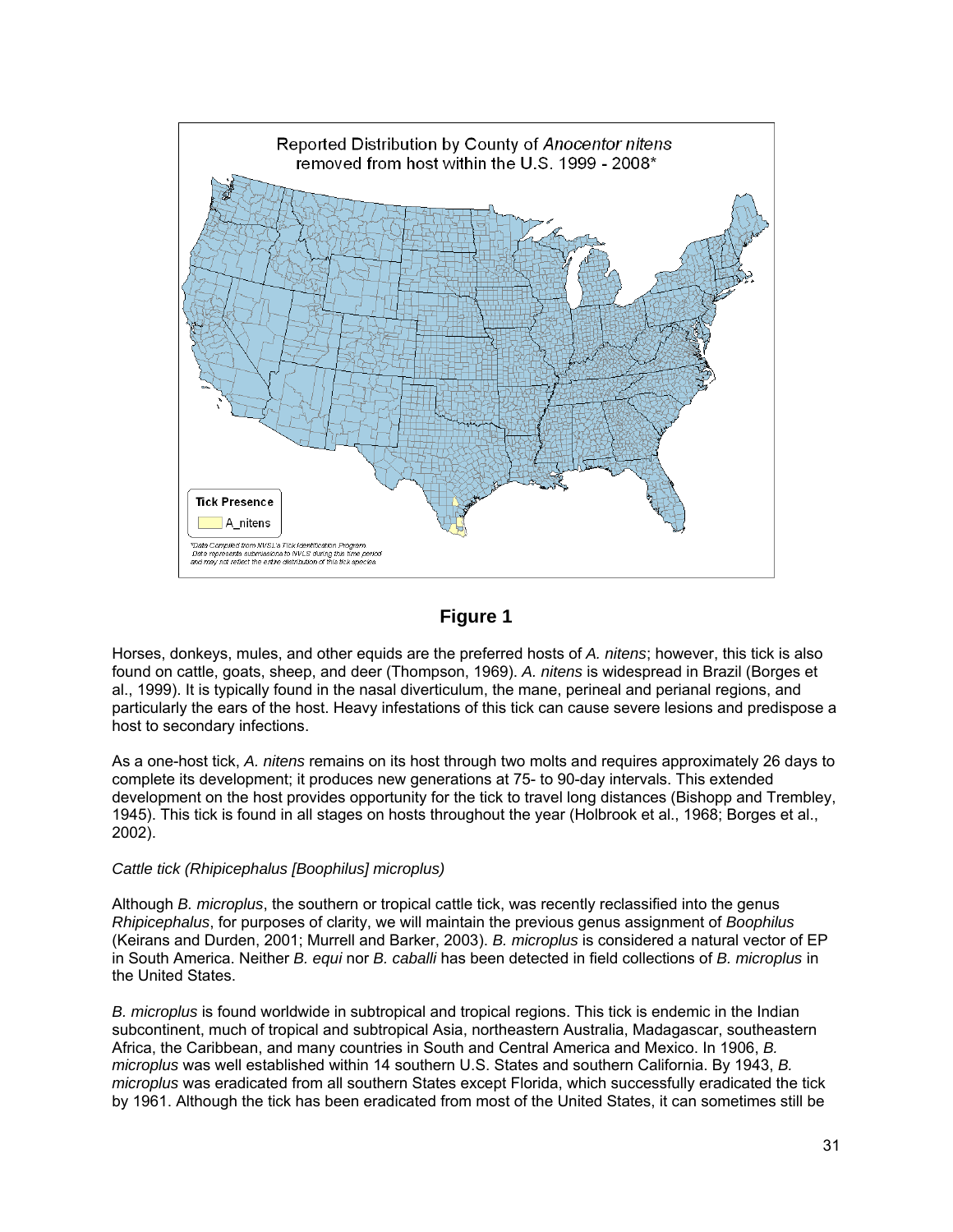Reported Distribution by County of *Anocentor nitens* removed from host within the U.S. 1999 - 2008*

Tick Presence

A_nitens

*Data Compiled from NVSL's Tick Identification Program. Data represents submissions to NVLS during this time period and may not reflect the entire distribution of this tick species.

**Figure 1**

Horses, donkeys, mules, and other equids are the preferred hosts of *A. nitens*; however, this tick is also found on cattle, goats, sheep, and deer (Thompson, 1969). *A. nitens* is widespread in Brazil (Borges et al., 1999). It is typically found in the nasal diverticulum, the mane, perineal and perianal regions, and particularly the ears of the host. Heavy infestations of this tick can cause severe lesions and predispose a host to secondary infections.

As a one-host tick, *A. nitens* remains on its host through two molts and requires approximately 26 days to complete its development; it produces new generations at 75- to 90-day intervals. This extended development on the host provides opportunity for the tick to travel long distances (Bishopp and Trembley, 1945). This tick is found in all stages on hosts throughout the year (Holbrook et al., 1968; Borges et al., 2002).

*Cattle tick (Rhipicephalus [Boophilus] microplus)*

Although *B. microplus*, the southern or tropical cattle tick, was recently reclassified into the genus *Rhipicephalus*, for purposes of clarity, we will maintain the previous genus assignment of *Boophilus* (Keirans and Durden, 2001; Murrell and Barker, 2003). *B. microplus* is considered a natural vector of EP in South America. Neither *B. equi* nor *B. caballi* has been detected in field collections of *B. microplus* in the United States.

*B. microplus* is found worldwide in subtropical and tropical regions. This tick is endemic in the Indian subcontinent, much of tropical and subtropical Asia, northeastern Australia, Madagascar, southeastern Africa, the Caribbean, and many countries in South and Central America and Mexico. In 1906, *B. microplus* was well established within 14 southern U.S. States and southern California. By 1943, *B. microplus* was eradicated from all southern States except Florida, which successfully eradicated the tick by 1961. Although the tick has been eradicated from most of the United States, it can sometimes still be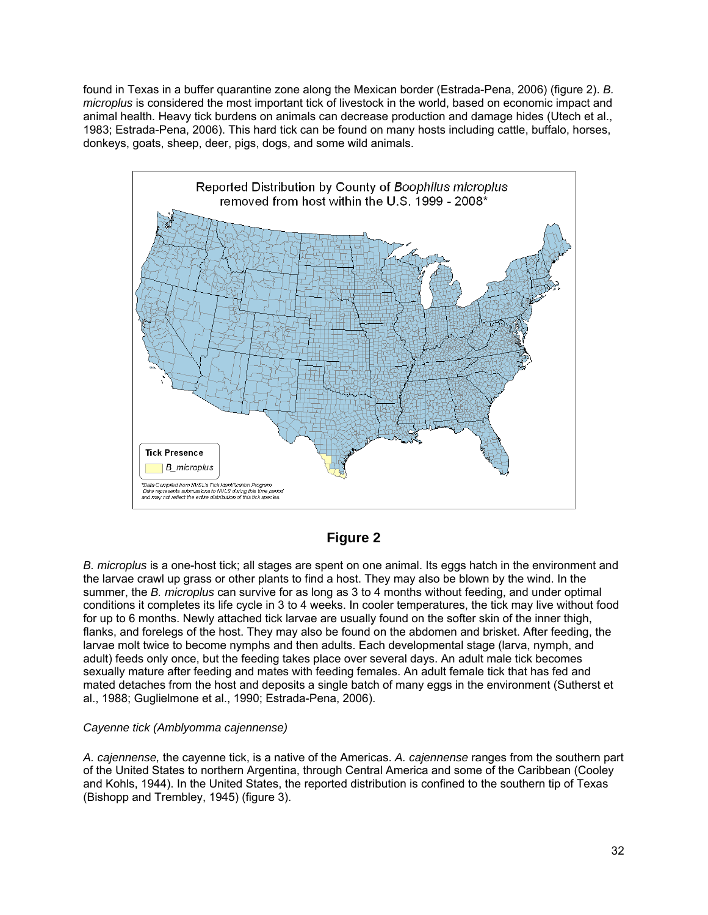found in Texas in a buffer quarantine zone along the Mexican border (Estrada-Pena, 2006) (figure 2). *B. microplus* is considered the most important tick of livestock in the world, based on economic impact and animal health. Heavy tick burdens on animals can decrease production and damage hides (Utech et al., 1983; Estrada-Pena, 2006). This hard tick can be found on many hosts including cattle, buffalo, horses, donkeys, goats, sheep, deer, pigs, dogs, and some wild animals.

Reported Distribution by County of *Boophilus microplus* removed from host within the U.S. 1999 - 2008*

Tick Presence

B_microplus

*Data Compiled from NVSL's Tick Identification Program. Data represents submissions to NVLS during this time period and may not reflect the entire distribution of this tick species.

**Figure 2**

*B. microplus* is a one-host tick; all stages are spent on one animal. Its eggs hatch in the environment and the larvae crawl up grass or other plants to find a host. They may also be blown by the wind. In the summer, the *B. microplus* can survive for as long as 3 to 4 months without feeding, and under optimal conditions it completes its life cycle in 3 to 4 weeks. In cooler temperatures, the tick may live without food for up to 6 months. Newly attached tick larvae are usually found on the softer skin of the inner thigh, flanks, and forelegs of the host. They may also be found on the abdomen and brisket. After feeding, the larvae molt twice to become nymphs and then adults. Each developmental stage (larva, nymph, and adult) feeds only once, but the feeding takes place over several days. An adult male tick becomes sexually mature after feeding and mates with feeding females. An adult female tick that has fed and mated detaches from the host and deposits a single batch of many eggs in the environment (Sutherst et al., 1988; Guglielmone et al., 1990; Estrada-Pena, 2006).

*Cayenne tick (Amblyomma cajennense)*

*A. cajennense,* the cayenne tick, is a native of the Americas. *A. cajennense* ranges from the southern part of the United States to northern Argentina, through Central America and some of the Caribbean (Cooley and Kohls, 1944). In the United States, the reported distribution is confined to the southern tip of Texas (Bishopp and Trembley, 1945) (figure 3).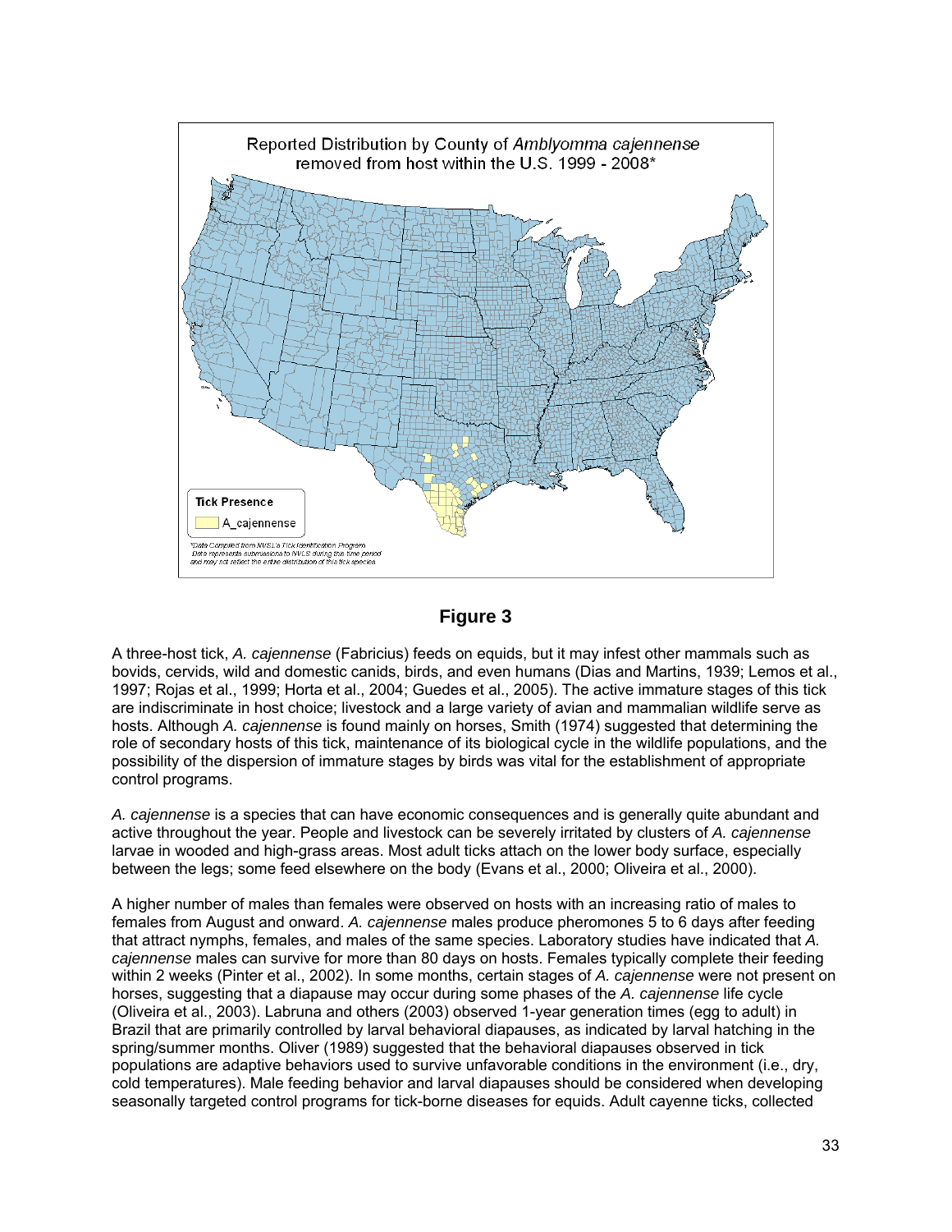Reported Distribution by County of *Amblyomma cajennense* removed from host within the U.S. 1999 - 2008*

Tick Presence

A_cajennense

*Data Compiled from NVSL's Tick Identification Program. Data represents submissions to NVLS during this time period and may not reflect the entire distribution of this tick species.

**Figure 3**

A three-host tick, *A. cajennense* (Fabricius) feeds on equids, but it may infest other mammals such as bovids, cervids, wild and domestic canids, birds, and even humans (Dias and Martins, 1939; Lemos et al., 1997; Rojas et al., 1999; Horta et al., 2004; Guedes et al., 2005). The active immature stages of this tick are indiscriminate in host choice; livestock and a large variety of avian and mammalian wildlife serve as hosts. Although *A. cajennense* is found mainly on horses, Smith (1974) suggested that determining the role of secondary hosts of this tick, maintenance of its biological cycle in the wildlife populations, and the possibility of the dispersion of immature stages by birds was vital for the establishment of appropriate control programs.

*A. cajennense* is a species that can have economic consequences and is generally quite abundant and active throughout the year. People and livestock can be severely irritated by clusters of *A. cajennense* larvae in wooded and high-grass areas. Most adult ticks attach on the lower body surface, especially between the legs; some feed elsewhere on the body (Evans et al., 2000; Oliveira et al., 2000).

A higher number of males than females were observed on hosts with an increasing ratio of males to females from August and onward. *A. cajennense* males produce pheromones 5 to 6 days after feeding that attract nymphs, females, and males of the same species. Laboratory studies have indicated that *A. cajennense* males can survive for more than 80 days on hosts. Females typically complete their feeding within 2 weeks (Pinter et al., 2002). In some months, certain stages of *A. cajennense* were not present on horses, suggesting that a diapause may occur during some phases of the *A. cajennense* life cycle (Oliveira et al., 2003). Labruna and others (2003) observed 1-year generation times (egg to adult) in Brazil that are primarily controlled by larval behavioral diapauses, as indicated by larval hatching in the spring/summer months. Oliver (1989) suggested that the behavioral diapauses observed in tick populations are adaptive behaviors used to survive unfavorable conditions in the environment (i.e., dry, cold temperatures). Male feeding behavior and larval diapauses should be considered when developing seasonally targeted control programs for tick-borne diseases for equids. Adult cayenne ticks, collected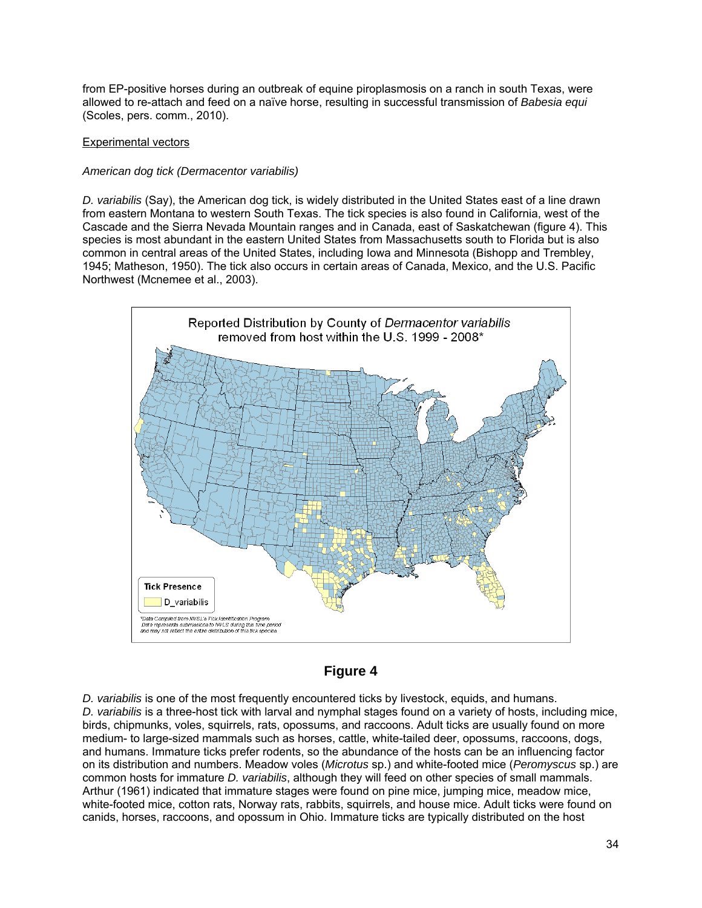from EP-positive horses during an outbreak of equine piroplasmosis on a ranch in south Texas, were allowed to re-attach and feed on a naïve horse, resulting in successful transmission of *Babesia equi* (Scoles, pers. comm., 2010).

<u>Experimental vectors</u>

*American dog tick (Dermacentor variabilis)*

*D. variabilis* (Say), the American dog tick, is widely distributed in the United States east of a line drawn from eastern Montana to western South Texas. The tick species is also found in California, west of the Cascade and the Sierra Nevada Mountain ranges and in Canada, east of Saskatchewan (figure 4). This species is most abundant in the eastern United States from Massachusetts south to Florida but is also common in central areas of the United States, including Iowa and Minnesota (Bishopp and Trembley, 1945; Matheson, 1950). The tick also occurs in certain areas of Canada, Mexico, and the U.S. Pacific Northwest (Mcnemee et al., 2003).

Reported Distribution by County of *Dermacentor variabilis* removed from host within the U.S. 1999 - 2008*

Tick Presence

D_variabilis

*Data Compiled from NVSL's Tick Identification Program. Data represents submissions to NVLS during this time period and may not reflect the entire distribution of this tick species.

**Figure 4**

*D. variabilis* is one of the most frequently encountered ticks by livestock, equids, and humans. *D. variabilis* is a three-host tick with larval and nymphal stages found on a variety of hosts, including mice, birds, chipmunks, voles, squirrels, rats, opossums, and raccoons. Adult ticks are usually found on more medium- to large-sized mammals such as horses, cattle, white-tailed deer, opossums, raccoons, dogs, and humans. Immature ticks prefer rodents, so the abundance of the hosts can be an influencing factor on its distribution and numbers. Meadow voles (*Microtus* sp.) and white-footed mice (*Peromyscus* sp.) are common hosts for immature *D. variabilis*, although they will feed on other species of small mammals. Arthur (1961) indicated that immature stages were found on pine mice, jumping mice, meadow mice, white-footed mice, cotton rats, Norway rats, rabbits, squirrels, and house mice. Adult ticks were found on canids, horses, raccoons, and opossum in Ohio. Immature ticks are typically distributed on the host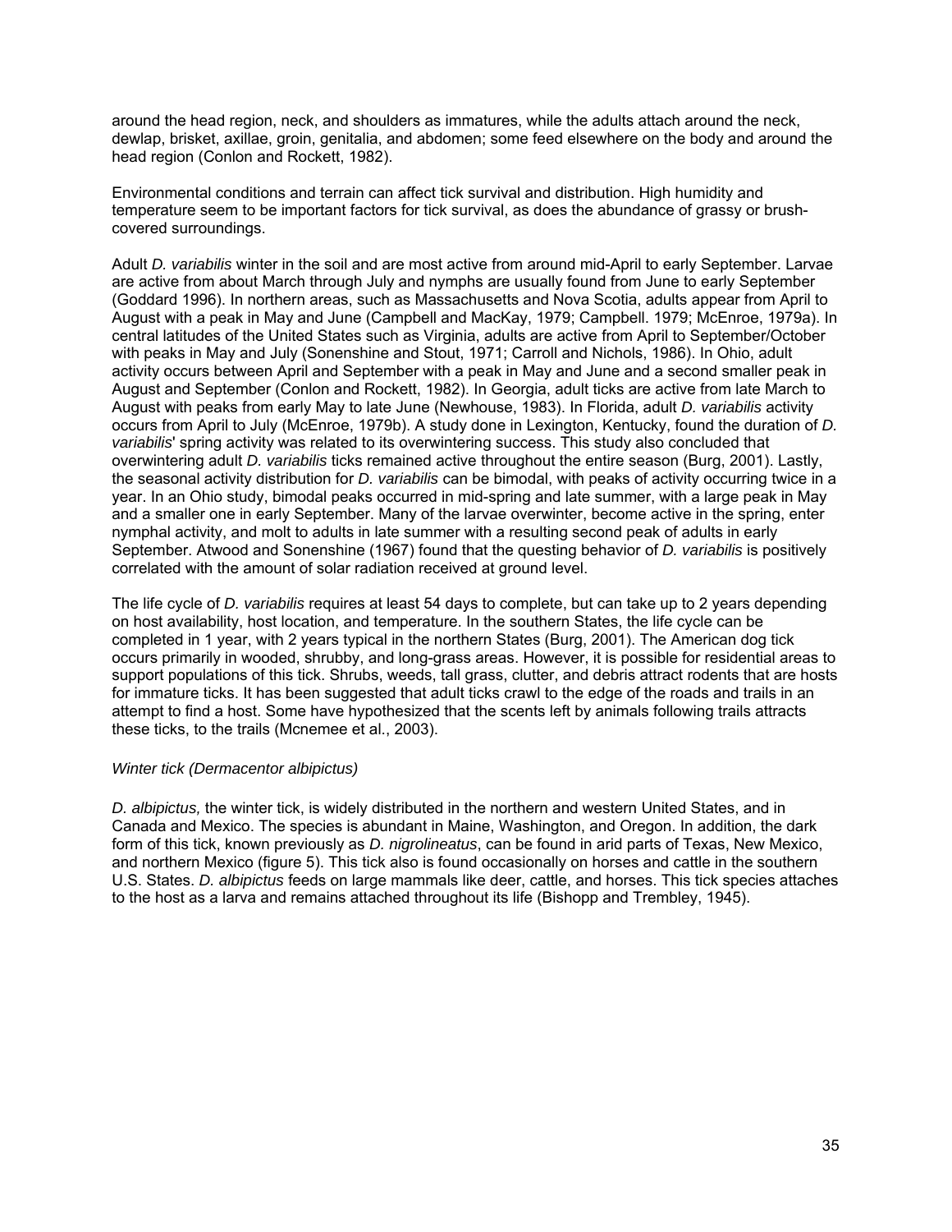around the head region, neck, and shoulders as immatures, while the adults attach around the neck, dewlap, brisket, axillae, groin, genitalia, and abdomen; some feed elsewhere on the body and around the head region (Conlon and Rockett, 1982).

Environmental conditions and terrain can affect tick survival and distribution. High humidity and temperature seem to be important factors for tick survival, as does the abundance of grassy or brush-covered surroundings.

Adult *D. variabilis* winter in the soil and are most active from around mid-April to early September. Larvae are active from about March through July and nymphs are usually found from June to early September (Goddard 1996). In northern areas, such as Massachusetts and Nova Scotia, adults appear from April to August with a peak in May and June (Campbell and MacKay, 1979; Campbell. 1979; McEnroe, 1979a). In central latitudes of the United States such as Virginia, adults are active from April to September/October with peaks in May and July (Sonenshine and Stout, 1971; Carroll and Nichols, 1986). In Ohio, adult activity occurs between April and September with a peak in May and June and a second smaller peak in August and September (Conlon and Rockett, 1982). In Georgia, adult ticks are active from late March to August with peaks from early May to late June (Newhouse, 1983). In Florida, adult *D. variabilis* activity occurs from April to July (McEnroe, 1979b). A study done in Lexington, Kentucky, found the duration of *D. variabilis*' spring activity was related to its overwintering success. This study also concluded that overwintering adult *D. variabilis* ticks remained active throughout the entire season (Burg, 2001). Lastly, the seasonal activity distribution for *D. variabilis* can be bimodal, with peaks of activity occurring twice in a year. In an Ohio study, bimodal peaks occurred in mid-spring and late summer, with a large peak in May and a smaller one in early September. Many of the larvae overwinter, become active in the spring, enter nymphal activity, and molt to adults in late summer with a resulting second peak of adults in early September. Atwood and Sonenshine (1967) found that the questing behavior of *D. variabilis* is positively correlated with the amount of solar radiation received at ground level.

The life cycle of *D. variabilis* requires at least 54 days to complete, but can take up to 2 years depending on host availability, host location, and temperature. In the southern States, the life cycle can be completed in 1 year, with 2 years typical in the northern States (Burg, 2001). The American dog tick occurs primarily in wooded, shrubby, and long-grass areas. However, it is possible for residential areas to support populations of this tick. Shrubs, weeds, tall grass, clutter, and debris attract rodents that are hosts for immature ticks. It has been suggested that adult ticks crawl to the edge of the roads and trails in an attempt to find a host. Some have hypothesized that the scents left by animals following trails attracts these ticks, to the trails (Mcnemee et al., 2003).

*Winter tick (Dermacentor albipictus)*

*D. albipictus,* the winter tick, is widely distributed in the northern and western United States, and in Canada and Mexico. The species is abundant in Maine, Washington, and Oregon. In addition, the dark form of this tick, known previously as *D. nigrolineatus*, can be found in arid parts of Texas, New Mexico, and northern Mexico (figure 5). This tick also is found occasionally on horses and cattle in the southern U.S. States. *D. albipictus* feeds on large mammals like deer, cattle, and horses. This tick species attaches to the host as a larva and remains attached throughout its life (Bishopp and Trembley, 1945).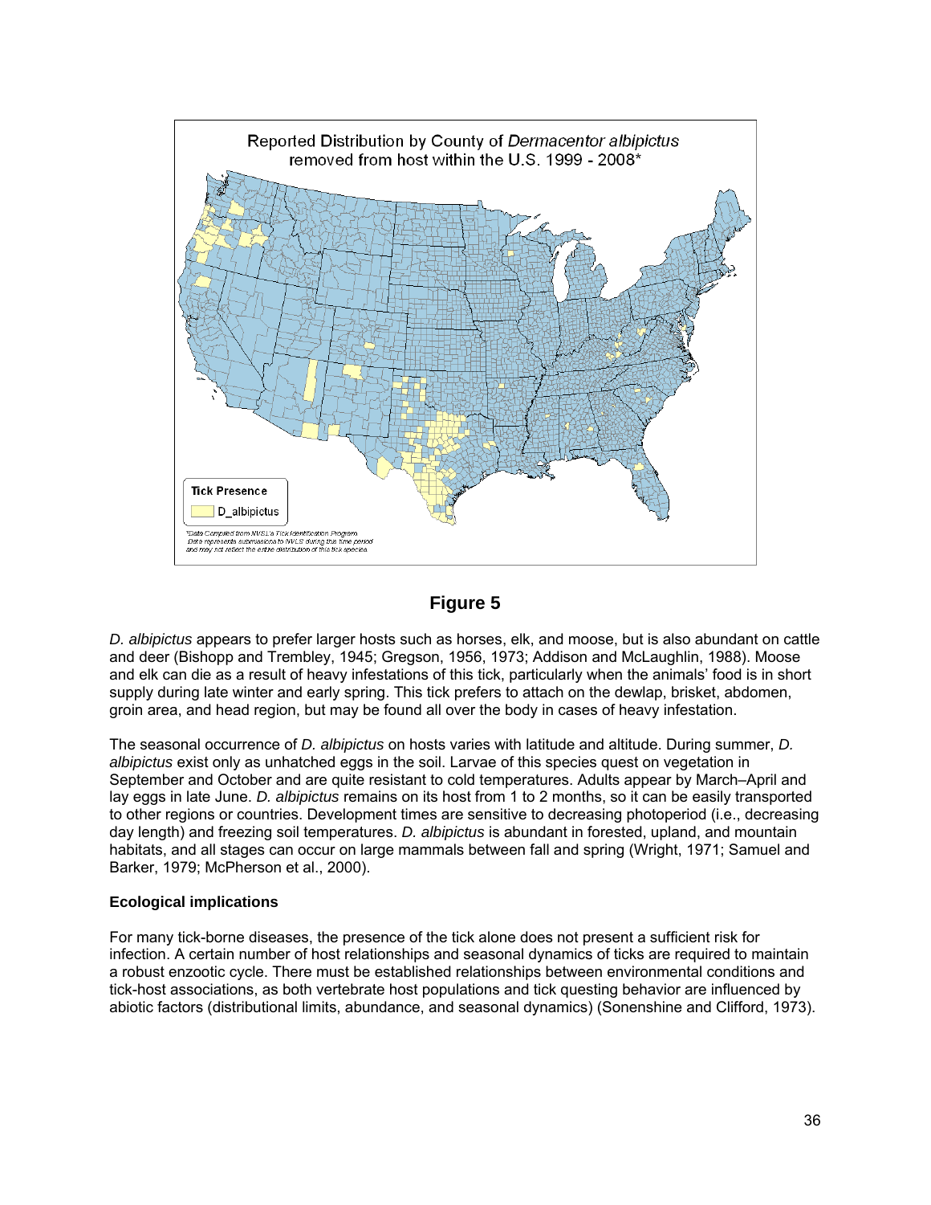**Figure 5**

*D. albipictus* appears to prefer larger hosts such as horses, elk, and moose, but is also abundant on cattle and deer (Bishopp and Trembley, 1945; Gregson, 1956, 1973; Addison and McLaughlin, 1988). Moose and elk can die as a result of heavy infestations of this tick, particularly when the animals' food is in short supply during late winter and early spring. This tick prefers to attach on the dewlap, brisket, abdomen, groin area, and head region, but may be found all over the body in cases of heavy infestation.

The seasonal occurrence of *D. albipictus* on hosts varies with latitude and altitude. During summer, *D. albipictus* exist only as unhatched eggs in the soil. Larvae of this species quest on vegetation in September and October and are quite resistant to cold temperatures. Adults appear by March–April and lay eggs in late June. *D. albipictus* remains on its host from 1 to 2 months, so it can be easily transported to other regions or countries. Development times are sensitive to decreasing photoperiod (i.e., decreasing day length) and freezing soil temperatures. *D. albipictus* is abundant in forested, upland, and mountain habitats, and all stages can occur on large mammals between fall and spring (Wright, 1971; Samuel and Barker, 1979; McPherson et al., 2000).

**Ecological implications**

For many tick-borne diseases, the presence of the tick alone does not present a sufficient risk for infection. A certain number of host relationships and seasonal dynamics of ticks are required to maintain a robust enzootic cycle. There must be established relationships between environmental conditions and tick-host associations, as both vertebrate host populations and tick questing behavior are influenced by abiotic factors (distributional limits, abundance, and seasonal dynamics) (Sonenshine and Clifford, 1973).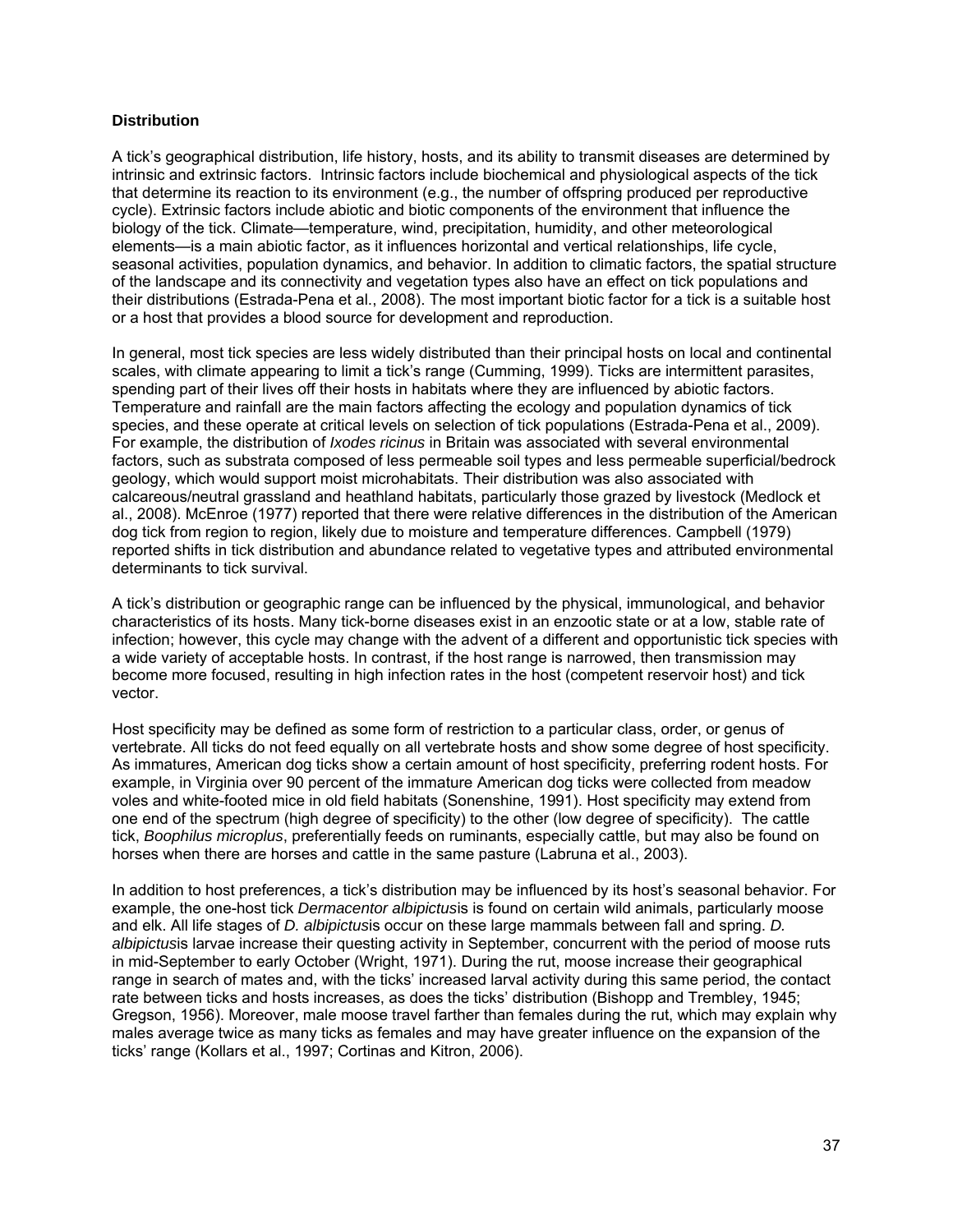**Distribution**

A tick's geographical distribution, life history, hosts, and its ability to transmit diseases are determined by intrinsic and extrinsic factors. Intrinsic factors include biochemical and physiological aspects of the tick that determine its reaction to its environment (e.g., the number of offspring produced per reproductive cycle). Extrinsic factors include abiotic and biotic components of the environment that influence the biology of the tick. Climate—temperature, wind, precipitation, humidity, and other meteorological elements—is a main abiotic factor, as it influences horizontal and vertical relationships, life cycle, seasonal activities, population dynamics, and behavior. In addition to climatic factors, the spatial structure of the landscape and its connectivity and vegetation types also have an effect on tick populations and their distributions (Estrada-Pena et al., 2008). The most important biotic factor for a tick is a suitable host or a host that provides a blood source for development and reproduction.

In general, most tick species are less widely distributed than their principal hosts on local and continental scales, with climate appearing to limit a tick's range (Cumming, 1999). Ticks are intermittent parasites, spending part of their lives off their hosts in habitats where they are influenced by abiotic factors. Temperature and rainfall are the main factors affecting the ecology and population dynamics of tick species, and these operate at critical levels on selection of tick populations (Estrada-Pena et al., 2009). For example, the distribution of *Ixodes ricinus* in Britain was associated with several environmental factors, such as substrata composed of less permeable soil types and less permeable superficial/bedrock geology, which would support moist microhabitats. Their distribution was also associated with calcareous/neutral grassland and heathland habitats, particularly those grazed by livestock (Medlock et al., 2008). McEnroe (1977) reported that there were relative differences in the distribution of the American dog tick from region to region, likely due to moisture and temperature differences. Campbell (1979) reported shifts in tick distribution and abundance related to vegetative types and attributed environmental determinants to tick survival.

A tick's distribution or geographic range can be influenced by the physical, immunological, and behavior characteristics of its hosts. Many tick-borne diseases exist in an enzootic state or at a low, stable rate of infection; however, this cycle may change with the advent of a different and opportunistic tick species with a wide variety of acceptable hosts. In contrast, if the host range is narrowed, then transmission may become more focused, resulting in high infection rates in the host (competent reservoir host) and tick vector.

Host specificity may be defined as some form of restriction to a particular class, order, or genus of vertebrate. All ticks do not feed equally on all vertebrate hosts and show some degree of host specificity. As immatures, American dog ticks show a certain amount of host specificity, preferring rodent hosts. For example, in Virginia over 90 percent of the immature American dog ticks were collected from meadow voles and white-footed mice in old field habitats (Sonenshine, 1991). Host specificity may extend from one end of the spectrum (high degree of specificity) to the other (low degree of specificity). The cattle tick, *Boophilus microplus*, preferentially feeds on ruminants, especially cattle, but may also be found on horses when there are horses and cattle in the same pasture (Labruna et al., 2003).

In addition to host preferences, a tick's distribution may be influenced by its host's seasonal behavior. For example, the one-host tick *Dermacentor albipictus*is is found on certain wild animals, particularly moose and elk. All life stages of *D. albipictus*is occur on these large mammals between fall and spring. *D. albipictus*is larvae increase their questing activity in September, concurrent with the period of moose ruts in mid-September to early October (Wright, 1971). During the rut, moose increase their geographical range in search of mates and, with the ticks' increased larval activity during this same period, the contact rate between ticks and hosts increases, as does the ticks' distribution (Bishopp and Trembley, 1945; Gregson, 1956). Moreover, male moose travel farther than females during the rut, which may explain why males average twice as many ticks as females and may have greater influence on the expansion of the ticks' range (Kollars et al., 1997; Cortinas and Kitron, 2006).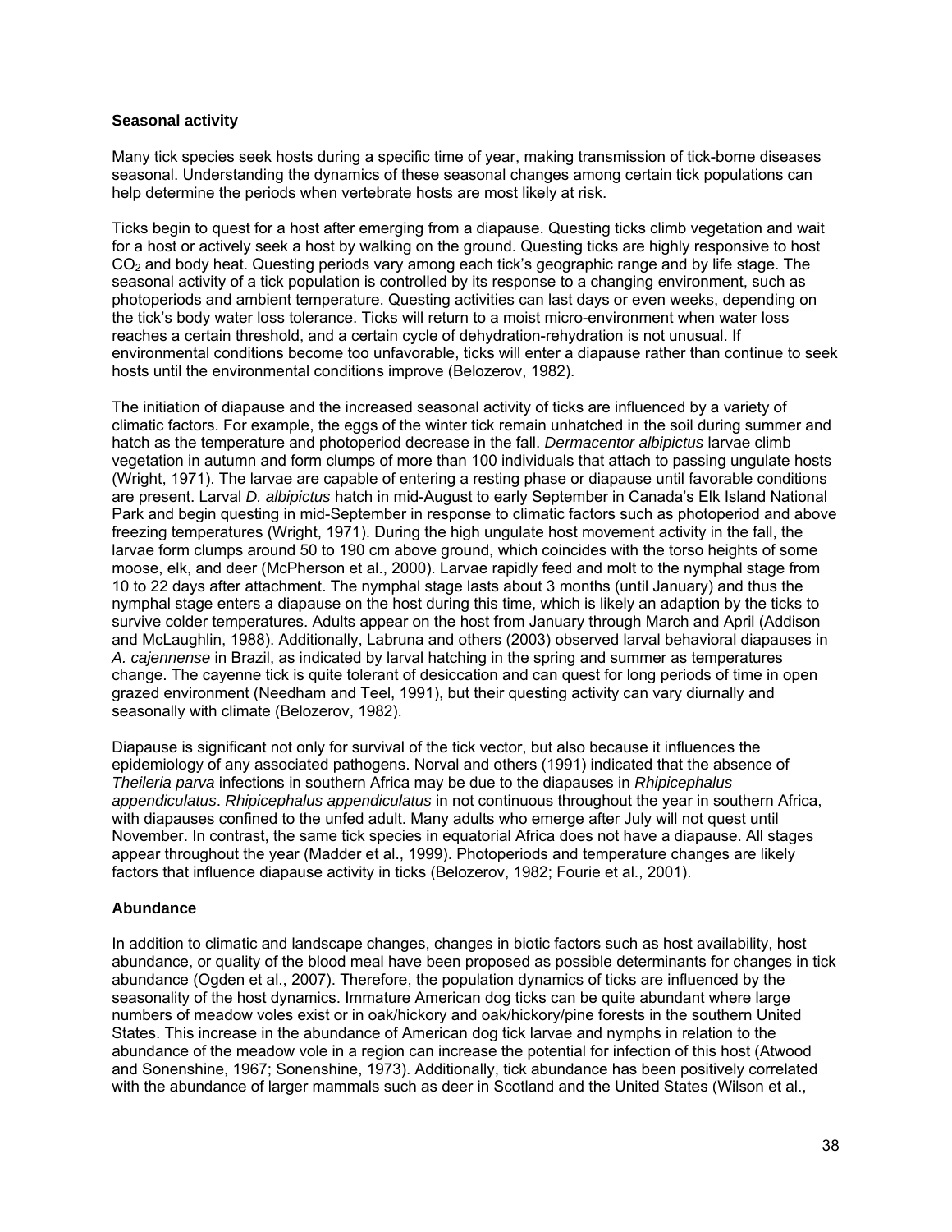## Seasonal activity

Many tick species seek hosts during a specific time of year, making transmission of tick-borne diseases seasonal. Understanding the dynamics of these seasonal changes among certain tick populations can help determine the periods when vertebrate hosts are most likely at risk.

Ticks begin to quest for a host after emerging from a diapause. Questing ticks climb vegetation and wait for a host or actively seek a host by walking on the ground. Questing ticks are highly responsive to host $CO_2$ and body heat. Questing periods vary among each tick's geographic range and by life stage. The seasonal activity of a tick population is controlled by its response to a changing environment, such as photoperiods and ambient temperature. Questing activities can last days or even weeks, depending on the tick's body water loss tolerance. Ticks will return to a moist micro-environment when water loss reaches a certain threshold, and a certain cycle of dehydration-rehydration is not unusual. If environmental conditions become too unfavorable, ticks will enter a diapause rather than continue to seek hosts until the environmental conditions improve (Belozerov, 1982).

The initiation of diapause and the increased seasonal activity of ticks are influenced by a variety of climatic factors. For example, the eggs of the winter tick remain unhatched in the soil during summer and hatch as the temperature and photoperiod decrease in the fall. *Dermacentor albipictus* larvae climb vegetation in autumn and form clumps of more than 100 individuals that attach to passing ungulate hosts (Wright, 1971). The larvae are capable of entering a resting phase or diapause until favorable conditions are present. Larval *D. albipictus* hatch in mid-August to early September in Canada's Elk Island National Park and begin questing in mid-September in response to climatic factors such as photoperiod and above freezing temperatures (Wright, 1971). During the high ungulate host movement activity in the fall, the larvae form clumps around 50 to 190 cm above ground, which coincides with the torso heights of some moose, elk, and deer (McPherson et al., 2000). Larvae rapidly feed and molt to the nymphal stage from 10 to 22 days after attachment. The nymphal stage lasts about 3 months (until January) and thus the nymphal stage enters a diapause on the host during this time, which is likely an adaption by the ticks to survive colder temperatures. Adults appear on the host from January through March and April (Addison and McLaughlin, 1988). Additionally, Labruna and others (2003) observed larval behavioral diapauses in *A. cajennense* in Brazil, as indicated by larval hatching in the spring and summer as temperatures change. The cayenne tick is quite tolerant of desiccation and can quest for long periods of time in open grazed environment (Needham and Teel, 1991), but their questing activity can vary diurnally and seasonally with climate (Belozerov, 1982).

Diapause is significant not only for survival of the tick vector, but also because it influences the epidemiology of any associated pathogens. Norval and others (1991) indicated that the absence of *Theileria parva* infections in southern Africa may be due to the diapauses in *Rhipicephalus appendiculatus*. *Rhipicephalus appendiculatus* in not continuous throughout the year in southern Africa, with diapauses confined to the unfed adult. Many adults who emerge after July will not quest until November. In contrast, the same tick species in equatorial Africa does not have a diapause. All stages appear throughout the year (Madder et al., 1999). Photoperiods and temperature changes are likely factors that influence diapause activity in ticks (Belozerov, 1982; Fourie et al., 2001).

## Abundance

In addition to climatic and landscape changes, changes in biotic factors such as host availability, host abundance, or quality of the blood meal have been proposed as possible determinants for changes in tick abundance (Ogden et al., 2007). Therefore, the population dynamics of ticks are influenced by the seasonality of the host dynamics. Immature American dog ticks can be quite abundant where large numbers of meadow voles exist or in oak/hickory and oak/hickory/pine forests in the southern United States. This increase in the abundance of American dog tick larvae and nymphs in relation to the abundance of the meadow vole in a region can increase the potential for infection of this host (Atwood and Sonenshine, 1967; Sonenshine, 1973). Additionally, tick abundance has been positively correlated with the abundance of larger mammals such as deer in Scotland and the United States (Wilson et al.,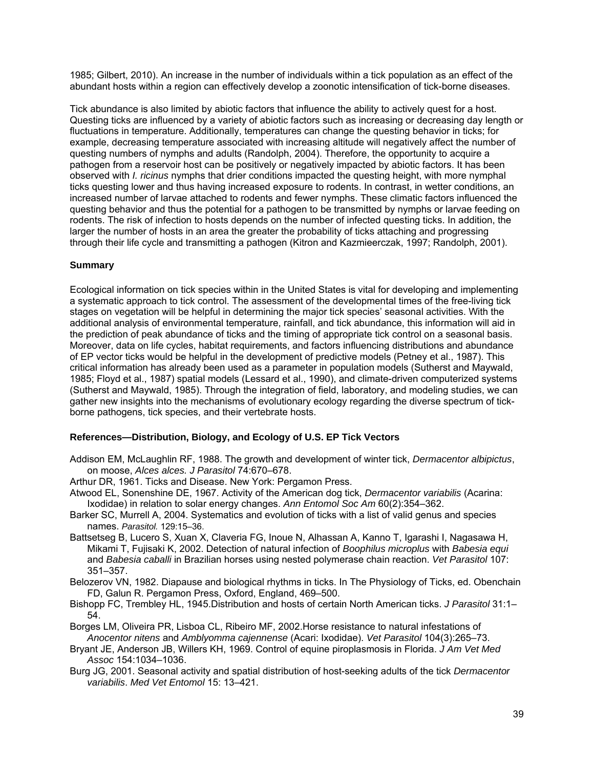1985; Gilbert, 2010). An increase in the number of individuals within a tick population as an effect of the abundant hosts within a region can effectively develop a zoonotic intensification of tick-borne diseases.

Tick abundance is also limited by abiotic factors that influence the ability to actively quest for a host. Questing ticks are influenced by a variety of abiotic factors such as increasing or decreasing day length or fluctuations in temperature. Additionally, temperatures can change the questing behavior in ticks; for example, decreasing temperature associated with increasing altitude will negatively affect the number of questing numbers of nymphs and adults (Randolph, 2004). Therefore, the opportunity to acquire a pathogen from a reservoir host can be positively or negatively impacted by abiotic factors. It has been observed with *I. ricinus* nymphs that drier conditions impacted the questing height, with more nymphal ticks questing lower and thus having increased exposure to rodents. In contrast, in wetter conditions, an increased number of larvae attached to rodents and fewer nymphs. These climatic factors influenced the questing behavior and thus the potential for a pathogen to be transmitted by nymphs or larvae feeding on rodents. The risk of infection to hosts depends on the number of infected questing ticks. In addition, the larger the number of hosts in an area the greater the probability of ticks attaching and progressing through their life cycle and transmitting a pathogen (Kitron and Kazmieerczak, 1997; Randolph, 2001).

### Summary

Ecological information on tick species within in the United States is vital for developing and implementing a systematic approach to tick control. The assessment of the developmental times of the free-living tick stages on vegetation will be helpful in determining the major tick species' seasonal activities. With the additional analysis of environmental temperature, rainfall, and tick abundance, this information will aid in the prediction of peak abundance of ticks and the timing of appropriate tick control on a seasonal basis. Moreover, data on life cycles, habitat requirements, and factors influencing distributions and abundance of EP vector ticks would be helpful in the development of predictive models (Petney et al., 1987). This critical information has already been used as a parameter in population models (Sutherst and Maywald, 1985; Floyd et al., 1987) spatial models (Lessard et al., 1990), and climate-driven computerized systems (Sutherst and Maywald, 1985). Through the integration of field, laboratory, and modeling studies, we can gather new insights into the mechanisms of evolutionary ecology regarding the diverse spectrum of tick-borne pathogens, tick species, and their vertebrate hosts.

### References—Distribution, Biology, and Ecology of U.S. EP Tick Vectors

Addison EM, McLaughlin RF, 1988. The growth and development of winter tick, *Dermacentor albipictus*, on moose, *Alces alces. J Parasitol* 74:670–678.

Arthur DR, 1961. Ticks and Disease. New York: Pergamon Press.

Atwood EL, Sonenshine DE, 1967. Activity of the American dog tick, *Dermacentor variabilis* (Acarina: Ixodidae) in relation to solar energy changes. *Ann Entomol Soc Am* 60(2):354–362.

Barker SC, Murrell A, 2004. Systematics and evolution of ticks with a list of valid genus and species names. *Parasitol.* 129:15–36.

Battsetseg B, Lucero S, Xuan X, Claveria FG, Inoue N, Alhassan A, Kanno T, Igarashi I, Nagasawa H, Mikami T, Fujisaki K, 2002. Detection of natural infection of *Boophilus microplus* with *Babesia equi* and *Babesia caballi* in Brazilian horses using nested polymerase chain reaction. *Vet Parasitol* 107: 351–357.

Belozerov VN, 1982. Diapause and biological rhythms in ticks. In The Physiology of Ticks, ed. Obenchain FD, Galun R. Pergamon Press, Oxford, England, 469–500.

Bishopp FC, Trembley HL, 1945.Distribution and hosts of certain North American ticks. *J Parasitol* 31:1–54.

Borges LM, Oliveira PR, Lisboa CL, Ribeiro MF, 2002.Horse resistance to natural infestations of *Anocentor nitens* and *Amblyomma cajennense* (Acari: Ixodidae). *Vet Parasitol* 104(3):265–73.

Bryant JE, Anderson JB, Willers KH, 1969. Control of equine piroplasmosis in Florida. *J Am Vet Med Assoc* 154:1034–1036.

Burg JG, 2001. Seasonal activity and spatial distribution of host-seeking adults of the tick *Dermacentor variabilis*. *Med Vet Entomol* 15: 13–421.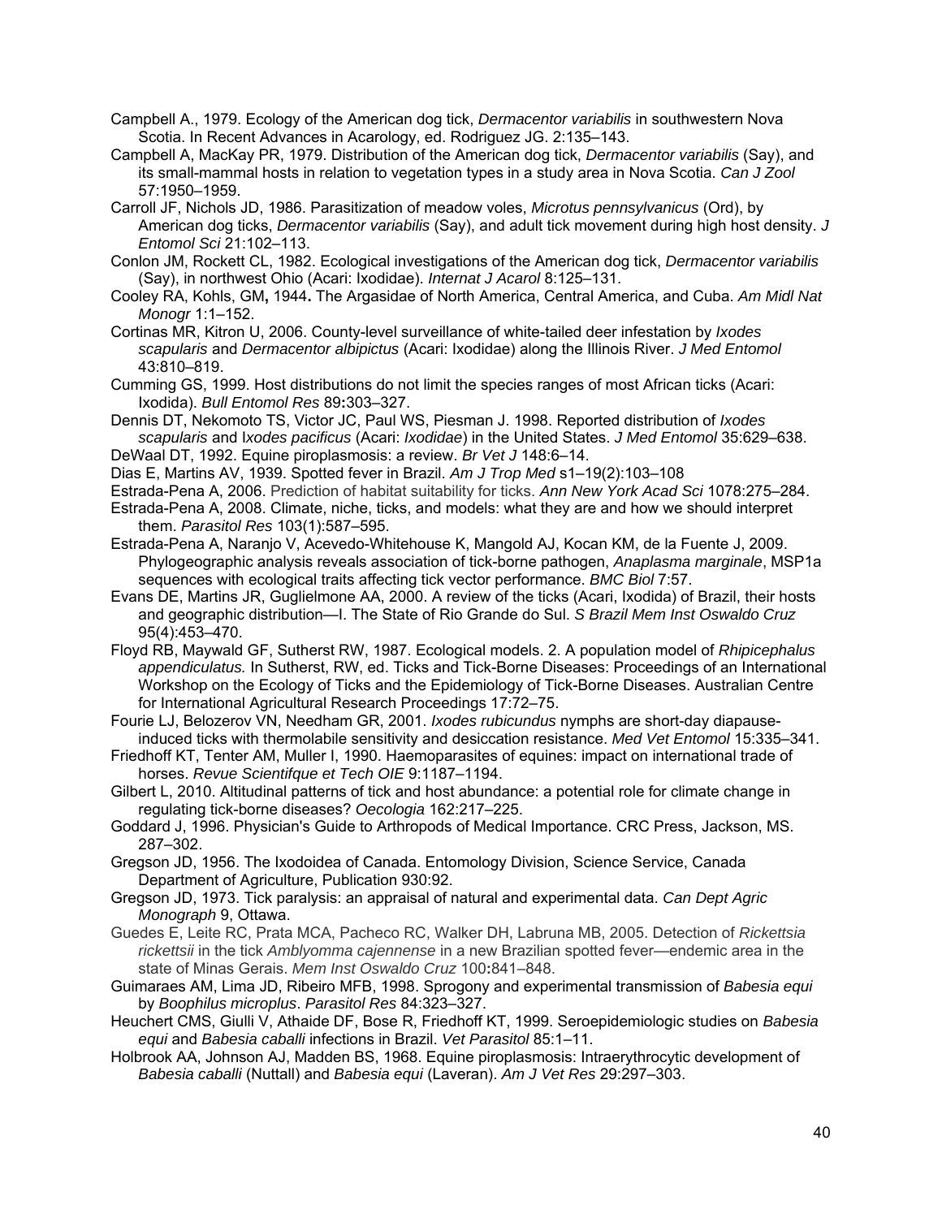Campbell A., 1979. Ecology of the American dog tick, *Dermacentor variabilis* in southwestern Nova Scotia. In Recent Advances in Acarology, ed. Rodriguez JG. 2:135–143.

Campbell A, MacKay PR, 1979. Distribution of the American dog tick, *Dermacentor variabilis* (Say), and its small-mammal hosts in relation to vegetation types in a study area in Nova Scotia. *Can J Zool* 57:1950–1959.

Carroll JF, Nichols JD, 1986. Parasitization of meadow voles, *Microtus pennsylvanicus* (Ord), by American dog ticks, *Dermacentor variabilis* (Say), and adult tick movement during high host density. *J Entomol Sci* 21:102–113.

Conlon JM, Rockett CL, 1982. Ecological investigations of the American dog tick, *Dermacentor variabilis* (Say), in northwest Ohio (Acari: Ixodidae). *Internat J Acarol* 8:125–131.

Cooley RA, Kohls, GM**,** 1944**.** The Argasidae of North America, Central America, and Cuba. *Am Midl Nat Monogr* 1:1–152.

Cortinas MR, Kitron U, 2006. County-level surveillance of white-tailed deer infestation by *Ixodes scapularis* and *Dermacentor albipictus* (Acari: Ixodidae) along the Illinois River. *J Med Entomol* 43:810–819.

Cumming GS, 1999. Host distributions do not limit the species ranges of most African ticks (Acari: Ixodida). *Bull Entomol Res* 89**:**303–327.

Dennis DT, Nekomoto TS, Victor JC, Paul WS, Piesman J. 1998. Reported distribution of *Ixodes scapularis* and I*xodes pacificus* (Acari: *Ixodidae*) in the United States. *J Med Entomol* 35:629–638.

DeWaal DT, 1992. Equine piroplasmosis: a review. *Br Vet J* 148:6–14.

Dias E, Martins AV, 1939. Spotted fever in Brazil. *Am J Trop Med* s1–19(2):103–108

Estrada-Pena A, 2006. Prediction of habitat suitability for ticks. *Ann New York Acad Sci* 1078:275–284.

Estrada-Pena A, 2008. Climate, niche, ticks, and models: what they are and how we should interpret them. *Parasitol Res* 103(1):587–595.

Estrada-Pena A, Naranjo V, Acevedo-Whitehouse K, Mangold AJ, Kocan KM, de la Fuente J, 2009. Phylogeographic analysis reveals association of tick-borne pathogen, *Anaplasma marginale*, MSP1a sequences with ecological traits affecting tick vector performance. *BMC Biol* 7:57.

Evans DE, Martins JR, Guglielmone AA, 2000. A review of the ticks (Acari, Ixodida) of Brazil, their hosts and geographic distribution—I. The State of Rio Grande do Sul. *S Brazil Mem Inst Oswaldo Cruz* 95(4):453–470.

Floyd RB, Maywald GF, Sutherst RW, 1987. Ecological models. 2. A population model of *Rhipicephalus appendiculatus.* In Sutherst, RW, ed. Ticks and Tick-Borne Diseases: Proceedings of an International Workshop on the Ecology of Ticks and the Epidemiology of Tick-Borne Diseases. Australian Centre for International Agricultural Research Proceedings 17:72–75.

Fourie LJ, Belozerov VN, Needham GR, 2001. *Ixodes rubicundus* nymphs are short-day diapause-induced ticks with thermolabile sensitivity and desiccation resistance. *Med Vet Entomol* 15:335–341.

Friedhoff KT, Tenter AM, Muller I, 1990. Haemoparasites of equines: impact on international trade of horses. *Revue Scientifque et Tech OIE* 9:1187–1194.

Gilbert L, 2010. Altitudinal patterns of tick and host abundance: a potential role for climate change in regulating tick-borne diseases? *Oecologia* 162:217–225.

Goddard J, 1996. Physician's Guide to Arthropods of Medical Importance. CRC Press, Jackson, MS. 287–302.

Gregson JD, 1956. The Ixodoidea of Canada. Entomology Division, Science Service, Canada Department of Agriculture, Publication 930:92.

Gregson JD, 1973. Tick paralysis: an appraisal of natural and experimental data. *Can Dept Agric Monograph* 9, Ottawa.

Guedes E, Leite RC, Prata MCA, Pacheco RC, Walker DH, Labruna MB, 2005. Detection of *Rickettsia rickettsii* in the tick *Amblyomma cajennense* in a new Brazilian spotted fever—endemic area in the state of Minas Gerais. *Mem Inst Oswaldo Cruz* 100**:**841–848.

Guimaraes AM, Lima JD, Ribeiro MFB, 1998. Sprogony and experimental transmission of *Babesia equi* by *Boophilus microplus*. *Parasitol Res* 84:323–327.

Heuchert CMS, Giulli V, Athaide DF, Bose R, Friedhoff KT, 1999. Seroepidemiologic studies on *Babesia equi* and *Babesia caballi* infections in Brazil. *Vet Parasitol* 85:1–11.

Holbrook AA, Johnson AJ, Madden BS, 1968. Equine piroplasmosis: Intraerythrocytic development of *Babesia caballi* (Nuttall) and *Babesia equi* (Laveran). *Am J Vet Res* 29:297–303.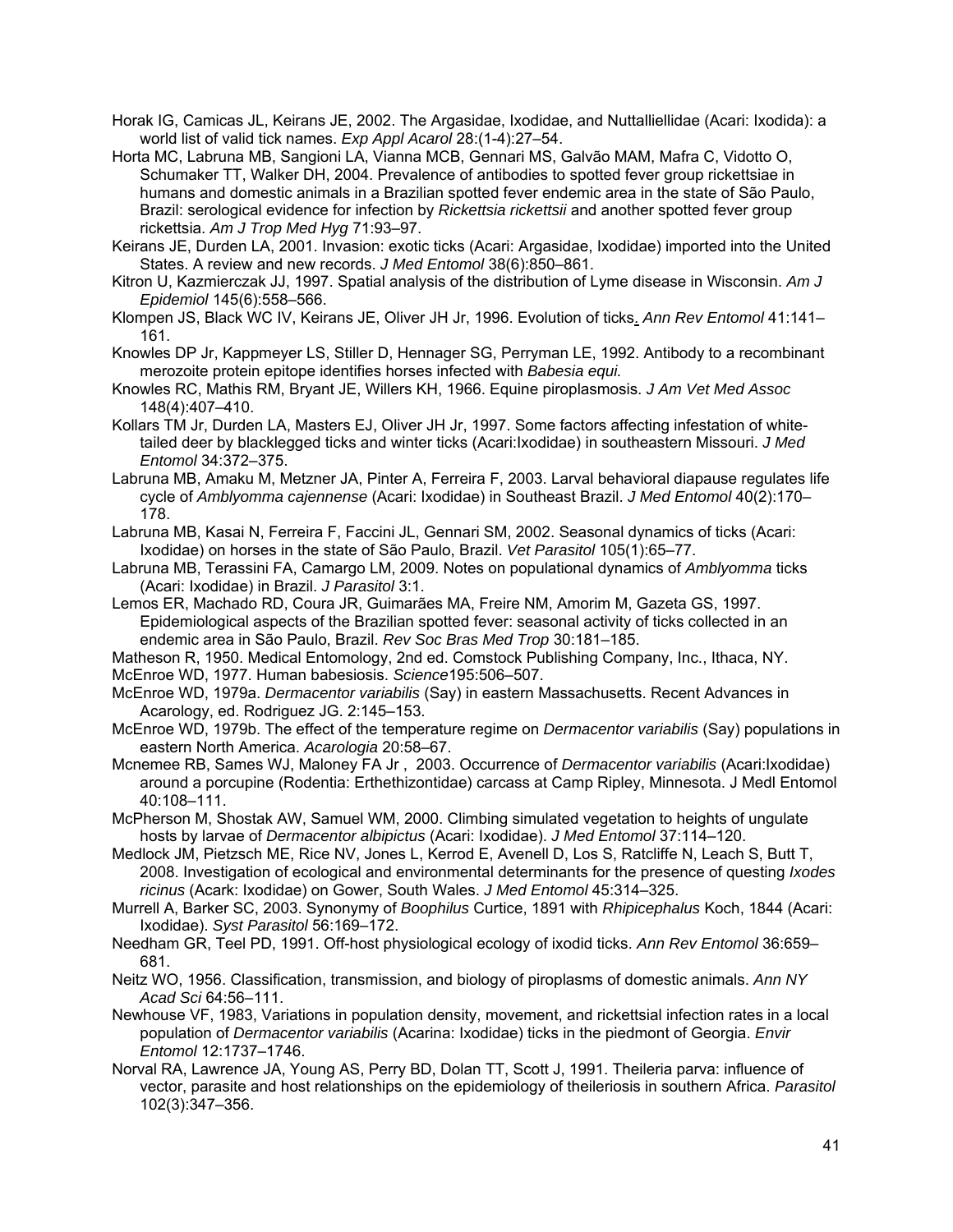Horak IG, Camicas JL, Keirans JE, 2002. The Argasidae, Ixodidae, and Nuttalliellidae (Acari: Ixodida): a world list of valid tick names. *Exp Appl Acarol* 28:(1-4):27–54.

Horta MC, Labruna MB, Sangioni LA, Vianna MCB, Gennari MS, Galvão MAM, Mafra C, Vidotto O, Schumaker TT, Walker DH, 2004. Prevalence of antibodies to spotted fever group rickettsiae in humans and domestic animals in a Brazilian spotted fever endemic area in the state of São Paulo, Brazil: serological evidence for infection by *Rickettsia rickettsii* and another spotted fever group rickettsia. *Am J Trop Med Hyg* 71:93–97.

Keirans JE, Durden LA, 2001. Invasion: exotic ticks (Acari: Argasidae, Ixodidae) imported into the United States. A review and new records. *J Med Entomol* 38(6):850–861.

Kitron U, Kazmierczak JJ, 1997. Spatial analysis of the distribution of Lyme disease in Wisconsin. *Am J Epidemiol* 145(6):558–566.

Klompen JS, Black WC IV, Keirans JE, Oliver JH Jr, 1996. Evolution of ticks. *Ann Rev Entomol* 41:141–161.

Knowles DP Jr, Kappmeyer LS, Stiller D, Hennager SG, Perryman LE, 1992. Antibody to a recombinant merozoite protein epitope identifies horses infected with *Babesia equi.*

Knowles RC, Mathis RM, Bryant JE, Willers KH, 1966. Equine piroplasmosis. *J Am Vet Med Assoc* 148(4):407–410.

Kollars TM Jr, Durden LA, Masters EJ, Oliver JH Jr, 1997. Some factors affecting infestation of white-tailed deer by blacklegged ticks and winter ticks (Acari:Ixodidae) in southeastern Missouri. *J Med Entomol* 34:372–375.

Labruna MB, Amaku M, Metzner JA, Pinter A, Ferreira F, 2003. Larval behavioral diapause regulates life cycle of *Amblyomma cajennense* (Acari: Ixodidae) in Southeast Brazil. *J Med Entomol* 40(2):170–178.

Labruna MB, Kasai N, Ferreira F, Faccini JL, Gennari SM, 2002. Seasonal dynamics of ticks (Acari: Ixodidae) on horses in the state of São Paulo, Brazil. *Vet Parasitol* 105(1):65–77.

Labruna MB, Terassini FA, Camargo LM, 2009. Notes on populational dynamics of *Amblyomma* ticks (Acari: Ixodidae) in Brazil. *J Parasitol* 3:1.

Lemos ER, Machado RD, Coura JR, Guimarães MA, Freire NM, Amorim M, Gazeta GS, 1997. Epidemiological aspects of the Brazilian spotted fever: seasonal activity of ticks collected in an endemic area in São Paulo, Brazil. *Rev Soc Bras Med Trop* 30:181–185.

Matheson R, 1950. Medical Entomology, 2nd ed. Comstock Publishing Company, Inc., Ithaca, NY.

McEnroe WD, 1977. Human babesiosis. *Science*195:506–507.

McEnroe WD, 1979a. *Dermacentor variabilis* (Say) in eastern Massachusetts. Recent Advances in Acarology, ed. Rodriguez JG. 2:145–153.

McEnroe WD, 1979b. The effect of the temperature regime on *Dermacentor variabilis* (Say) populations in eastern North America. *Acarologia* 20:58–67.

Mcnemee RB, Sames WJ, Maloney FA Jr , 2003. Occurrence of *Dermacentor variabilis* (Acari:Ixodidae) around a porcupine (Rodentia: Erthethizontidae) carcass at Camp Ripley, Minnesota. J Medl Entomol 40:108–111.

McPherson M, Shostak AW, Samuel WM, 2000. Climbing simulated vegetation to heights of ungulate hosts by larvae of *Dermacentor albipictus* (Acari: Ixodidae). *J Med Entomol* 37:114–120.

Medlock JM, Pietzsch ME, Rice NV, Jones L, Kerrod E, Avenell D, Los S, Ratcliffe N, Leach S, Butt T, 2008. Investigation of ecological and environmental determinants for the presence of questing *Ixodes ricinus* (Acark: Ixodidae) on Gower, South Wales. *J Med Entomol* 45:314–325.

Murrell A, Barker SC, 2003. Synonymy of *Boophilus* Curtice, 1891 with *Rhipicephalus* Koch, 1844 (Acari: Ixodidae). *Syst Parasitol* 56:169–172.

Needham GR, Teel PD, 1991. Off-host physiological ecology of ixodid ticks. *Ann Rev Entomol* 36:659–681.

Neitz WO, 1956. Classification, transmission, and biology of piroplasms of domestic animals. *Ann NY Acad Sci* 64:56–111.

Newhouse VF, 1983, Variations in population density, movement, and rickettsial infection rates in a local population of *Dermacentor variabilis* (Acarina: Ixodidae) ticks in the piedmont of Georgia. *Envir Entomol* 12:1737–1746.

Norval RA, Lawrence JA, Young AS, Perry BD, Dolan TT, Scott J, 1991. Theileria parva: influence of vector, parasite and host relationships on the epidemiology of theileriosis in southern Africa. *Parasitol* 102(3):347–356.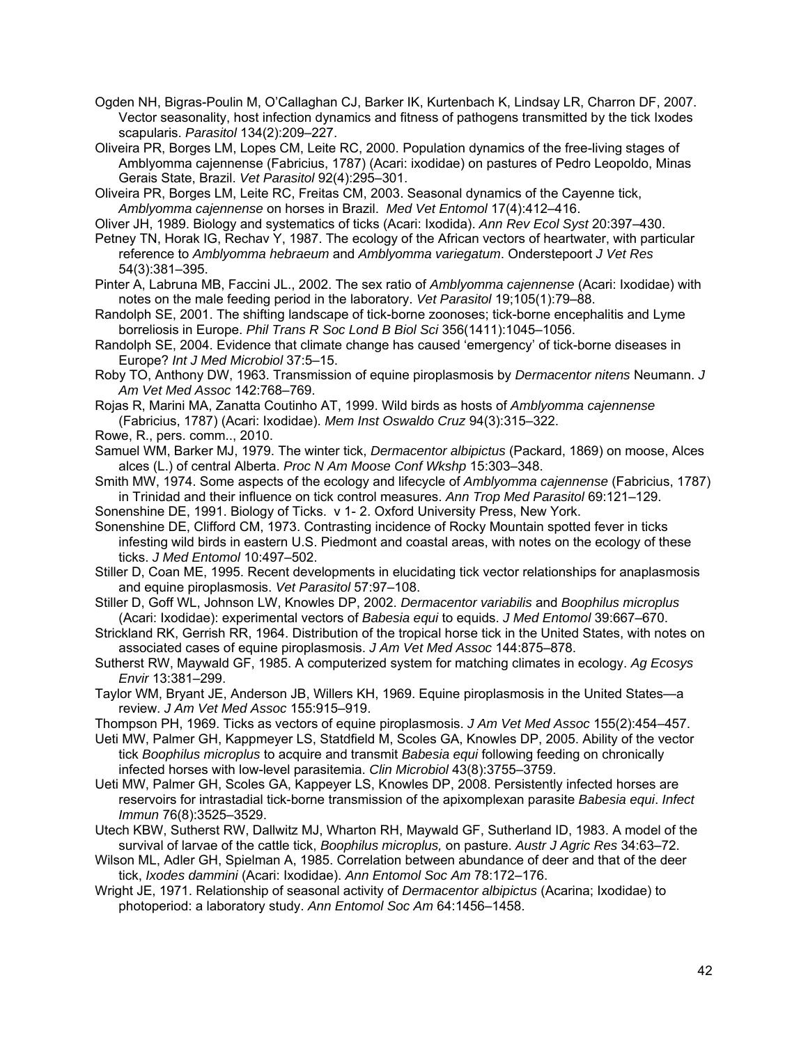Ogden NH, Bigras-Poulin M, O'Callaghan CJ, Barker IK, Kurtenbach K, Lindsay LR, Charron DF, 2007. Vector seasonality, host infection dynamics and fitness of pathogens transmitted by the tick Ixodes scapularis. *Parasitol* 134(2):209–227.

Oliveira PR, Borges LM, Lopes CM, Leite RC, 2000. Population dynamics of the free-living stages of Amblyomma cajennense (Fabricius, 1787) (Acari: ixodidae) on pastures of Pedro Leopoldo, Minas Gerais State, Brazil. *Vet Parasitol* 92(4):295–301.

Oliveira PR, Borges LM, Leite RC, Freitas CM, 2003. Seasonal dynamics of the Cayenne tick, *Amblyomma cajennense* on horses in Brazil. *Med Vet Entomol* 17(4):412–416.

Oliver JH, 1989. Biology and systematics of ticks (Acari: Ixodida). *Ann Rev Ecol Syst* 20:397–430.

Petney TN, Horak IG, Rechav Y, 1987. The ecology of the African vectors of heartwater, with particular reference to *Amblyomma hebraeum* and *Amblyomma variegatum*. Onderstepoort *J Vet Res* 54(3):381–395.

Pinter A, Labruna MB, Faccini JL., 2002. The sex ratio of *Amblyomma cajennense* (Acari: Ixodidae) with notes on the male feeding period in the laboratory. *Vet Parasitol* 19;105(1):79–88.

Randolph SE, 2001. The shifting landscape of tick-borne zoonoses; tick-borne encephalitis and Lyme borreliosis in Europe. *Phil Trans R Soc Lond B Biol Sci* 356(1411):1045–1056.

Randolph SE, 2004. Evidence that climate change has caused 'emergency' of tick-borne diseases in Europe? *Int J Med Microbiol* 37:5–15.

Roby TO, Anthony DW, 1963. Transmission of equine piroplasmosis by *Dermacentor nitens* Neumann. *J Am Vet Med Assoc* 142:768–769.

Rojas R, Marini MA, Zanatta Coutinho AT, 1999. Wild birds as hosts of *Amblyomma cajennense* (Fabricius, 1787) (Acari: Ixodidae). *Mem Inst Oswaldo Cruz* 94(3):315–322.

Rowe, R., pers. comm.., 2010.

Samuel WM, Barker MJ, 1979. The winter tick, *Dermacentor albipictus* (Packard, 1869) on moose, Alces alces (L.) of central Alberta. *Proc N Am Moose Conf Wkshp* 15:303–348.

Smith MW, 1974. Some aspects of the ecology and lifecycle of *Amblyomma cajennense* (Fabricius, 1787) in Trinidad and their influence on tick control measures. *Ann Trop Med Parasitol* 69:121–129.

Sonenshine DE, 1991. Biology of Ticks. v 1- 2. Oxford University Press, New York.

Sonenshine DE, Clifford CM, 1973. Contrasting incidence of Rocky Mountain spotted fever in ticks infesting wild birds in eastern U.S. Piedmont and coastal areas, with notes on the ecology of these ticks. *J Med Entomol* 10:497–502.

Stiller D, Coan ME, 1995. Recent developments in elucidating tick vector relationships for anaplasmosis and equine piroplasmosis. *Vet Parasitol* 57:97–108.

Stiller D, Goff WL, Johnson LW, Knowles DP, 2002. *Dermacentor variabilis* and *Boophilus microplus* (Acari: Ixodidae): experimental vectors of *Babesia equi* to equids. *J Med Entomol* 39:667–670.

Strickland RK, Gerrish RR, 1964. Distribution of the tropical horse tick in the United States, with notes on associated cases of equine piroplasmosis. *J Am Vet Med Assoc* 144:875–878.

Sutherst RW, Maywald GF, 1985. A computerized system for matching climates in ecology. *Ag Ecosys Envir* 13:381–299.

Taylor WM, Bryant JE, Anderson JB, Willers KH, 1969. Equine piroplasmosis in the United States—a review. *J Am Vet Med Assoc* 155:915–919.

Thompson PH, 1969. Ticks as vectors of equine piroplasmosis. *J Am Vet Med Assoc* 155(2):454–457.

Ueti MW, Palmer GH, Kappmeyer LS, Statdfield M, Scoles GA, Knowles DP, 2005. Ability of the vector tick *Boophilus microplus* to acquire and transmit *Babesia equi* following feeding on chronically infected horses with low-level parasitemia. *Clin Microbiol* 43(8):3755–3759.

Ueti MW, Palmer GH, Scoles GA, Kappeyer LS, Knowles DP, 2008. Persistently infected horses are reservoirs for intrastadial tick-borne transmission of the apixomplexan parasite *Babesia equi*. *Infect Immun* 76(8):3525–3529.

Utech KBW, Sutherst RW, Dallwitz MJ, Wharton RH, Maywald GF, Sutherland ID, 1983. A model of the survival of larvae of the cattle tick, *Boophilus microplus,* on pasture. *Austr J Agric Res* 34:63–72.

Wilson ML, Adler GH, Spielman A, 1985. Correlation between abundance of deer and that of the deer tick, *Ixodes dammini* (Acari: Ixodidae). *Ann Entomol Soc Am* 78:172–176.

Wright JE, 1971. Relationship of seasonal activity of *Dermacentor albipictus* (Acarina; Ixodidae) to photoperiod: a laboratory study. *Ann Entomol Soc Am* 64:1456–1458.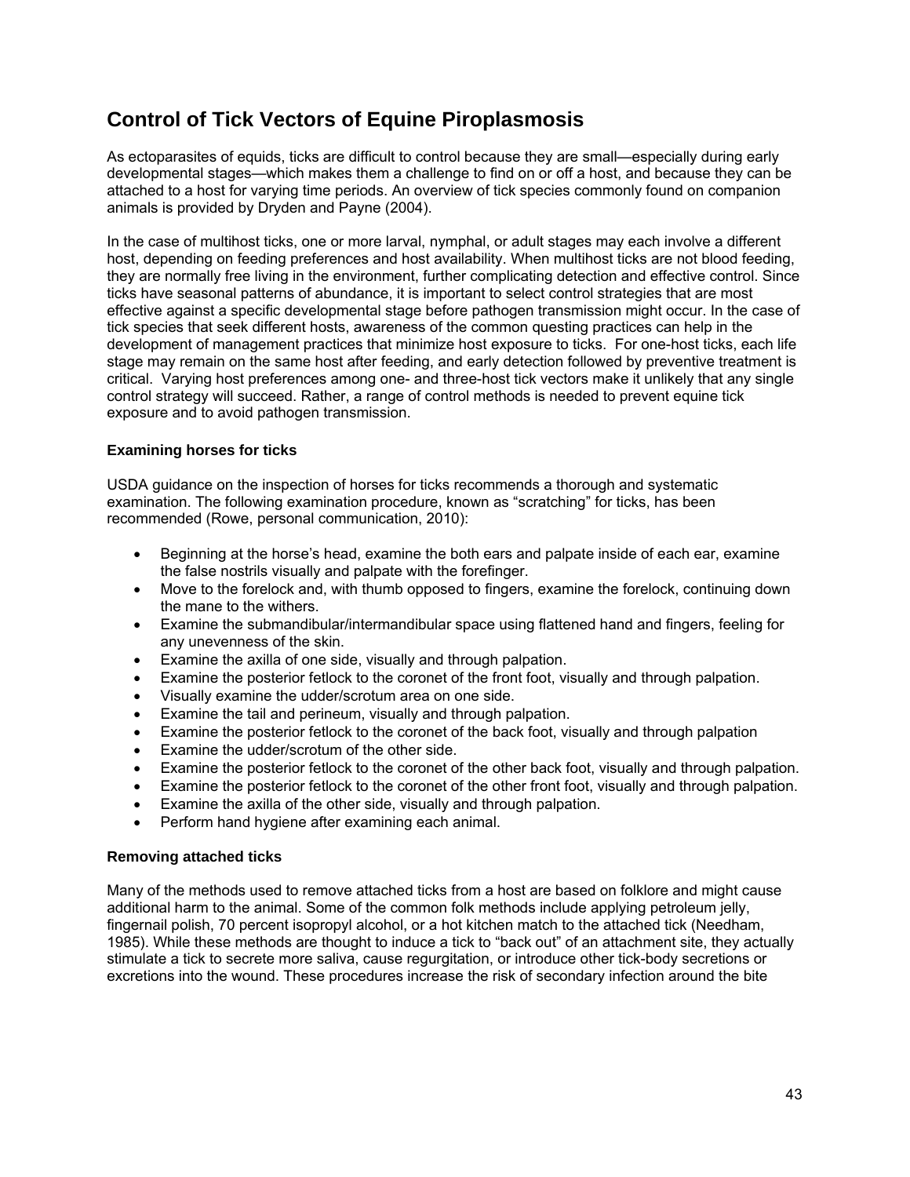## Control of Tick Vectors of Equine Piroplasmosis

As ectoparasites of equids, ticks are difficult to control because they are small—especially during early developmental stages—which makes them a challenge to find on or off a host, and because they can be attached to a host for varying time periods. An overview of tick species commonly found on companion animals is provided by Dryden and Payne (2004).

In the case of multihost ticks, one or more larval, nymphal, or adult stages may each involve a different host, depending on feeding preferences and host availability. When multihost ticks are not blood feeding, they are normally free living in the environment, further complicating detection and effective control. Since ticks have seasonal patterns of abundance, it is important to select control strategies that are most effective against a specific developmental stage before pathogen transmission might occur. In the case of tick species that seek different hosts, awareness of the common questing practices can help in the development of management practices that minimize host exposure to ticks. For one-host ticks, each life stage may remain on the same host after feeding, and early detection followed by preventive treatment is critical. Varying host preferences among one- and three-host tick vectors make it unlikely that any single control strategy will succeed. Rather, a range of control methods is needed to prevent equine tick exposure and to avoid pathogen transmission.

### Examining horses for ticks

USDA guidance on the inspection of horses for ticks recommends a thorough and systematic examination. The following examination procedure, known as "scratching" for ticks, has been recommended (Rowe, personal communication, 2010):

- Beginning at the horse's head, examine the both ears and palpate inside of each ear, examine the false nostrils visually and palpate with the forefinger.
- Move to the forelock and, with thumb opposed to fingers, examine the forelock, continuing down the mane to the withers.
- Examine the submandibular/intermandibular space using flattened hand and fingers, feeling for any unevenness of the skin.
- Examine the axilla of one side, visually and through palpation.
- Examine the posterior fetlock to the coronet of the front foot, visually and through palpation.
- Visually examine the udder/scrotum area on one side.
- Examine the tail and perineum, visually and through palpation.
- Examine the posterior fetlock to the coronet of the back foot, visually and through palpation
- Examine the udder/scrotum of the other side.
- Examine the posterior fetlock to the coronet of the other back foot, visually and through palpation.
- Examine the posterior fetlock to the coronet of the other front foot, visually and through palpation.
- Examine the axilla of the other side, visually and through palpation.
- Perform hand hygiene after examining each animal.

### Removing attached ticks

Many of the methods used to remove attached ticks from a host are based on folklore and might cause additional harm to the animal. Some of the common folk methods include applying petroleum jelly, fingernail polish, 70 percent isopropyl alcohol, or a hot kitchen match to the attached tick (Needham, 1985). While these methods are thought to induce a tick to "back out" of an attachment site, they actually stimulate a tick to secrete more saliva, cause regurgitation, or introduce other tick-body secretions or excretions into the wound. These procedures increase the risk of secondary infection around the bite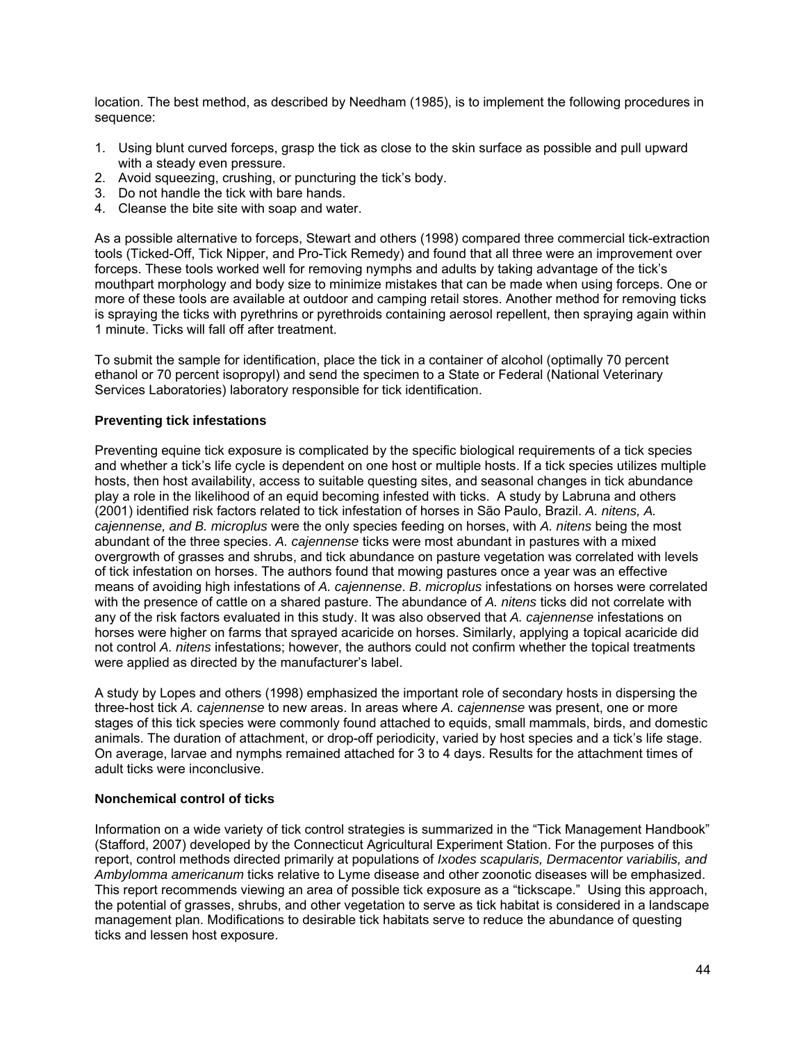location. The best method, as described by Needham (1985), is to implement the following procedures in sequence:

1. Using blunt curved forceps, grasp the tick as close to the skin surface as possible and pull upward with a steady even pressure.
2. Avoid squeezing, crushing, or puncturing the tick's body.
3. Do not handle the tick with bare hands.
4. Cleanse the bite site with soap and water.

As a possible alternative to forceps, Stewart and others (1998) compared three commercial tick-extraction tools (Ticked-Off, Tick Nipper, and Pro-Tick Remedy) and found that all three were an improvement over forceps. These tools worked well for removing nymphs and adults by taking advantage of the tick's mouthpart morphology and body size to minimize mistakes that can be made when using forceps. One or more of these tools are available at outdoor and camping retail stores. Another method for removing ticks is spraying the ticks with pyrethrins or pyrethroids containing aerosol repellent, then spraying again within 1 minute. Ticks will fall off after treatment.

To submit the sample for identification, place the tick in a container of alcohol (optimally 70 percent ethanol or 70 percent isopropyl) and send the specimen to a State or Federal (National Veterinary Services Laboratories) laboratory responsible for tick identification.

**Preventing tick infestations**

Preventing equine tick exposure is complicated by the specific biological requirements of a tick species and whether a tick's life cycle is dependent on one host or multiple hosts. If a tick species utilizes multiple hosts, then host availability, access to suitable questing sites, and seasonal changes in tick abundance play a role in the likelihood of an equid becoming infested with ticks. A study by Labruna and others (2001) identified risk factors related to tick infestation of horses in São Paulo, Brazil. *A. nitens, A. cajennense, and B. microplus* were the only species feeding on horses, with *A. nitens* being the most abundant of the three species. *A. cajennense* ticks were most abundant in pastures with a mixed overgrowth of grasses and shrubs, and tick abundance on pasture vegetation was correlated with levels of tick infestation on horses. The authors found that mowing pastures once a year was an effective means of avoiding high infestations of *A. cajennense*. *B. microplus* infestations on horses were correlated with the presence of cattle on a shared pasture. The abundance of *A. nitens* ticks did not correlate with any of the risk factors evaluated in this study. It was also observed that *A. cajennense* infestations on horses were higher on farms that sprayed acaricide on horses. Similarly, applying a topical acaricide did not control *A. nitens* infestations; however, the authors could not confirm whether the topical treatments were applied as directed by the manufacturer's label.

A study by Lopes and others (1998) emphasized the important role of secondary hosts in dispersing the three-host tick *A. cajennense* to new areas. In areas where *A. cajennense* was present, one or more stages of this tick species were commonly found attached to equids, small mammals, birds, and domestic animals. The duration of attachment, or drop-off periodicity, varied by host species and a tick's life stage. On average, larvae and nymphs remained attached for 3 to 4 days. Results for the attachment times of adult ticks were inconclusive.

**Nonchemical control of ticks**

Information on a wide variety of tick control strategies is summarized in the "Tick Management Handbook" (Stafford, 2007) developed by the Connecticut Agricultural Experiment Station. For the purposes of this report, control methods directed primarily at populations of *Ixodes scapularis, Dermacentor variabilis, and Ambylomma americanum* ticks relative to Lyme disease and other zoonotic diseases will be emphasized. This report recommends viewing an area of possible tick exposure as a "tickscape." Using this approach, the potential of grasses, shrubs, and other vegetation to serve as tick habitat is considered in a landscape management plan. Modifications to desirable tick habitats serve to reduce the abundance of questing ticks and lessen host exposure.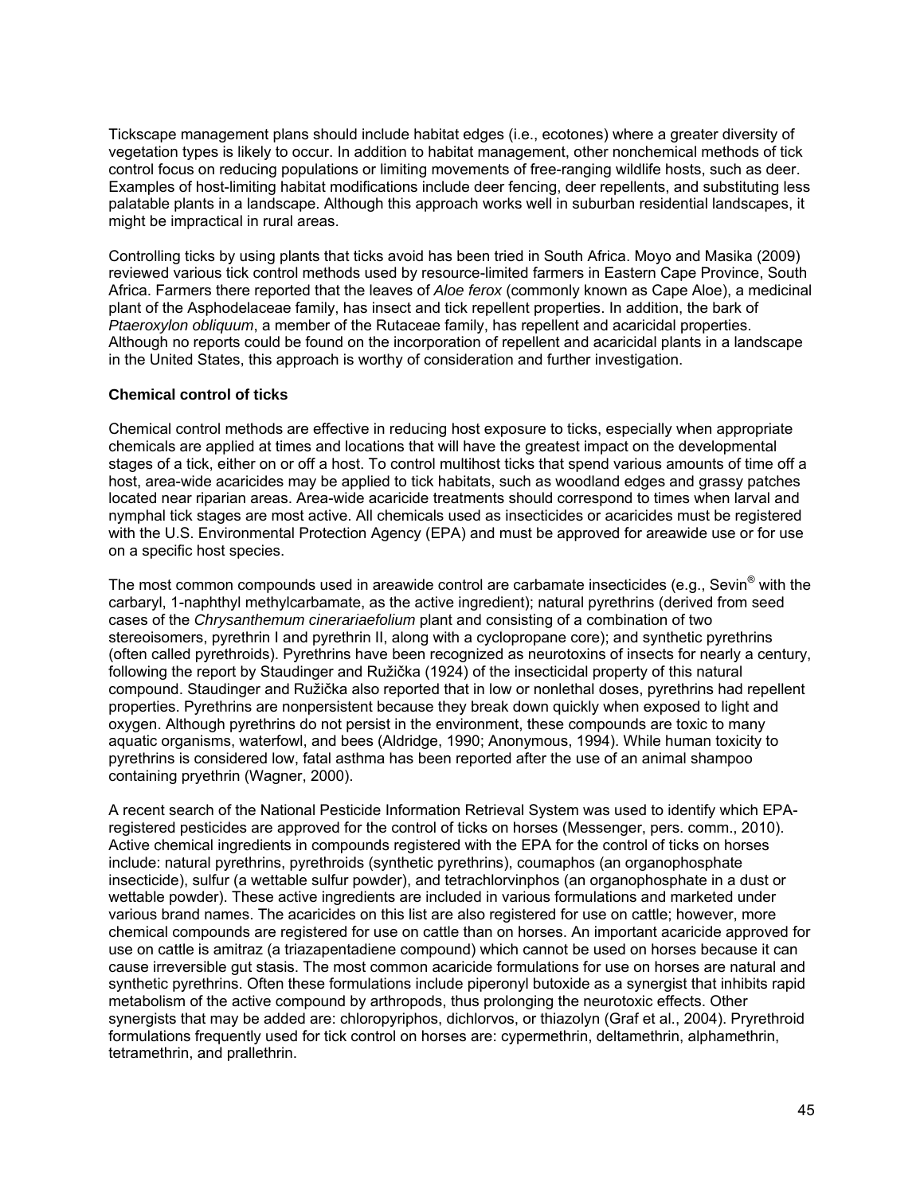Tickscape management plans should include habitat edges (i.e., ecotones) where a greater diversity of vegetation types is likely to occur. In addition to habitat management, other nonchemical methods of tick control focus on reducing populations or limiting movements of free-ranging wildlife hosts, such as deer. Examples of host-limiting habitat modifications include deer fencing, deer repellents, and substituting less palatable plants in a landscape. Although this approach works well in suburban residential landscapes, it might be impractical in rural areas.

Controlling ticks by using plants that ticks avoid has been tried in South Africa. Moyo and Masika (2009) reviewed various tick control methods used by resource-limited farmers in Eastern Cape Province, South Africa. Farmers there reported that the leaves of *Aloe ferox* (commonly known as Cape Aloe), a medicinal plant of the Asphodelaceae family, has insect and tick repellent properties. In addition, the bark of *Ptaeroxylon obliquum*, a member of the Rutaceae family, has repellent and acaricidal properties. Although no reports could be found on the incorporation of repellent and acaricidal plants in a landscape in the United States, this approach is worthy of consideration and further investigation.

**Chemical control of ticks**

Chemical control methods are effective in reducing host exposure to ticks, especially when appropriate chemicals are applied at times and locations that will have the greatest impact on the developmental stages of a tick, either on or off a host. To control multihost ticks that spend various amounts of time off a host, area-wide acaricides may be applied to tick habitats, such as woodland edges and grassy patches located near riparian areas. Area-wide acaricide treatments should correspond to times when larval and nymphal tick stages are most active. All chemicals used as insecticides or acaricides must be registered with the U.S. Environmental Protection Agency (EPA) and must be approved for areawide use or for use on a specific host species.

The most common compounds used in areawide control are carbamate insecticides (e.g., Sevin® with the carbaryl, 1-naphthyl methylcarbamate, as the active ingredient); natural pyrethrins (derived from seed cases of the *Chrysanthemum cinerariaefolium* plant and consisting of a combination of two stereoisomers, pyrethrin I and pyrethrin II, along with a cyclopropane core); and synthetic pyrethrins (often called pyrethroids). Pyrethrins have been recognized as neurotoxins of insects for nearly a century, following the report by Staudinger and Ružička (1924) of the insecticidal property of this natural compound. Staudinger and Ružička also reported that in low or nonlethal doses, pyrethrins had repellent properties. Pyrethrins are nonpersistent because they break down quickly when exposed to light and oxygen. Although pyrethrins do not persist in the environment, these compounds are toxic to many aquatic organisms, waterfowl, and bees (Aldridge, 1990; Anonymous, 1994). While human toxicity to pyrethrins is considered low, fatal asthma has been reported after the use of an animal shampoo containing pryethrin (Wagner, 2000).

A recent search of the National Pesticide Information Retrieval System was used to identify which EPA-registered pesticides are approved for the control of ticks on horses (Messenger, pers. comm., 2010). Active chemical ingredients in compounds registered with the EPA for the control of ticks on horses include: natural pyrethrins, pyrethroids (synthetic pyrethrins), coumaphos (an organophosphate insecticide), sulfur (a wettable sulfur powder), and tetrachlorvinphos (an organophosphate in a dust or wettable powder). These active ingredients are included in various formulations and marketed under various brand names. The acaricides on this list are also registered for use on cattle; however, more chemical compounds are registered for use on cattle than on horses. An important acaricide approved for use on cattle is amitraz (a triazapentadiene compound) which cannot be used on horses because it can cause irreversible gut stasis. The most common acaricide formulations for use on horses are natural and synthetic pyrethrins. Often these formulations include piperonyl butoxide as a synergist that inhibits rapid metabolism of the active compound by arthropods, thus prolonging the neurotoxic effects. Other synergists that may be added are: chloropyriphos, dichlorvos, or thiazolyn (Graf et al., 2004). Pryrethroid formulations frequently used for tick control on horses are: cypermethrin, deltamethrin, alphamethrin, tetramethrin, and prallethrin.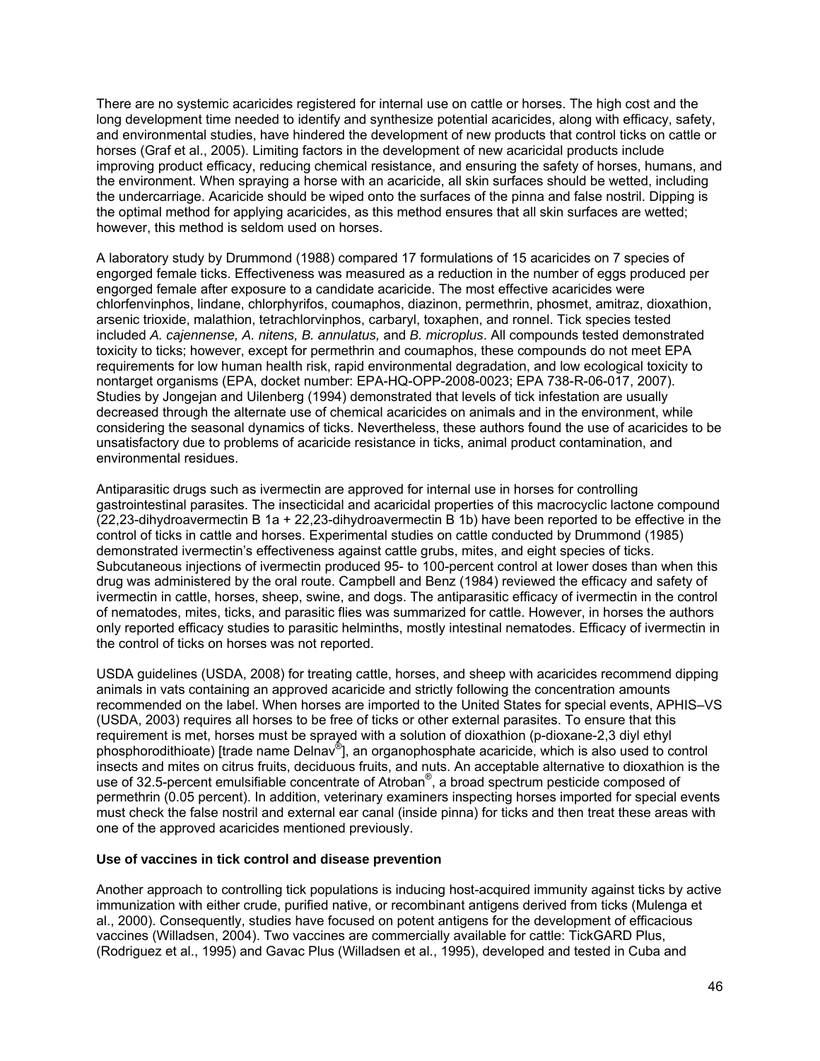There are no systemic acaricides registered for internal use on cattle or horses. The high cost and the long development time needed to identify and synthesize potential acaricides, along with efficacy, safety, and environmental studies, have hindered the development of new products that control ticks on cattle or horses (Graf et al., 2005). Limiting factors in the development of new acaricidal products include improving product efficacy, reducing chemical resistance, and ensuring the safety of horses, humans, and the environment. When spraying a horse with an acaricide, all skin surfaces should be wetted, including the undercarriage. Acaricide should be wiped onto the surfaces of the pinna and false nostril. Dipping is the optimal method for applying acaricides, as this method ensures that all skin surfaces are wetted; however, this method is seldom used on horses.

A laboratory study by Drummond (1988) compared 17 formulations of 15 acaricides on 7 species of engorged female ticks. Effectiveness was measured as a reduction in the number of eggs produced per engorged female after exposure to a candidate acaricide. The most effective acaricides were chlorfenvinphos, lindane, chlorphyrifos, coumaphos, diazinon, permethrin, phosmet, amitraz, dioxathion, arsenic trioxide, malathion, tetrachlorvinphos, carbaryl, toxaphen, and ronnel. Tick species tested included *A. cajennense, A. nitens, B. annulatus,* and *B. microplus*. All compounds tested demonstrated toxicity to ticks; however, except for permethrin and coumaphos, these compounds do not meet EPA requirements for low human health risk, rapid environmental degradation, and low ecological toxicity to nontarget organisms (EPA, docket number: EPA-HQ-OPP-2008-0023; EPA 738-R-06-017, 2007). Studies by Jongejan and Uilenberg (1994) demonstrated that levels of tick infestation are usually decreased through the alternate use of chemical acaricides on animals and in the environment, while considering the seasonal dynamics of ticks. Nevertheless, these authors found the use of acaricides to be unsatisfactory due to problems of acaricide resistance in ticks, animal product contamination, and environmental residues.

Antiparasitic drugs such as ivermectin are approved for internal use in horses for controlling gastrointestinal parasites. The insecticidal and acaricidal properties of this macrocyclic lactone compound (22,23-dihydroavermectin B 1a + 22,23-dihydroavermectin B 1b) have been reported to be effective in the control of ticks in cattle and horses. Experimental studies on cattle conducted by Drummond (1985) demonstrated ivermectin's effectiveness against cattle grubs, mites, and eight species of ticks. Subcutaneous injections of ivermectin produced 95- to 100-percent control at lower doses than when this drug was administered by the oral route. Campbell and Benz (1984) reviewed the efficacy and safety of ivermectin in cattle, horses, sheep, swine, and dogs. The antiparasitic efficacy of ivermectin in the control of nematodes, mites, ticks, and parasitic flies was summarized for cattle. However, in horses the authors only reported efficacy studies to parasitic helminths, mostly intestinal nematodes. Efficacy of ivermectin in the control of ticks on horses was not reported.

USDA guidelines (USDA, 2008) for treating cattle, horses, and sheep with acaricides recommend dipping animals in vats containing an approved acaricide and strictly following the concentration amounts recommended on the label. When horses are imported to the United States for special events, APHIS–VS (USDA, 2003) requires all horses to be free of ticks or other external parasites. To ensure that this requirement is met, horses must be sprayed with a solution of dioxathion (p-dioxane-2,3 diyl ethyl phosphorodithioate) [trade name Delnav®], an organophosphate acaricide, which is also used to control insects and mites on citrus fruits, deciduous fruits, and nuts. An acceptable alternative to dioxathion is the use of 32.5-percent emulsifiable concentrate of Atroban®, a broad spectrum pesticide composed of permethrin (0.05 percent). In addition, veterinary examiners inspecting horses imported for special events must check the false nostril and external ear canal (inside pinna) for ticks and then treat these areas with one of the approved acaricides mentioned previously.

**Use of vaccines in tick control and disease prevention**

Another approach to controlling tick populations is inducing host-acquired immunity against ticks by active immunization with either crude, purified native, or recombinant antigens derived from ticks (Mulenga et al., 2000). Consequently, studies have focused on potent antigens for the development of efficacious vaccines (Willadsen, 2004). Two vaccines are commercially available for cattle: TickGARD Plus, (Rodriguez et al., 1995) and Gavac Plus (Willadsen et al., 1995), developed and tested in Cuba and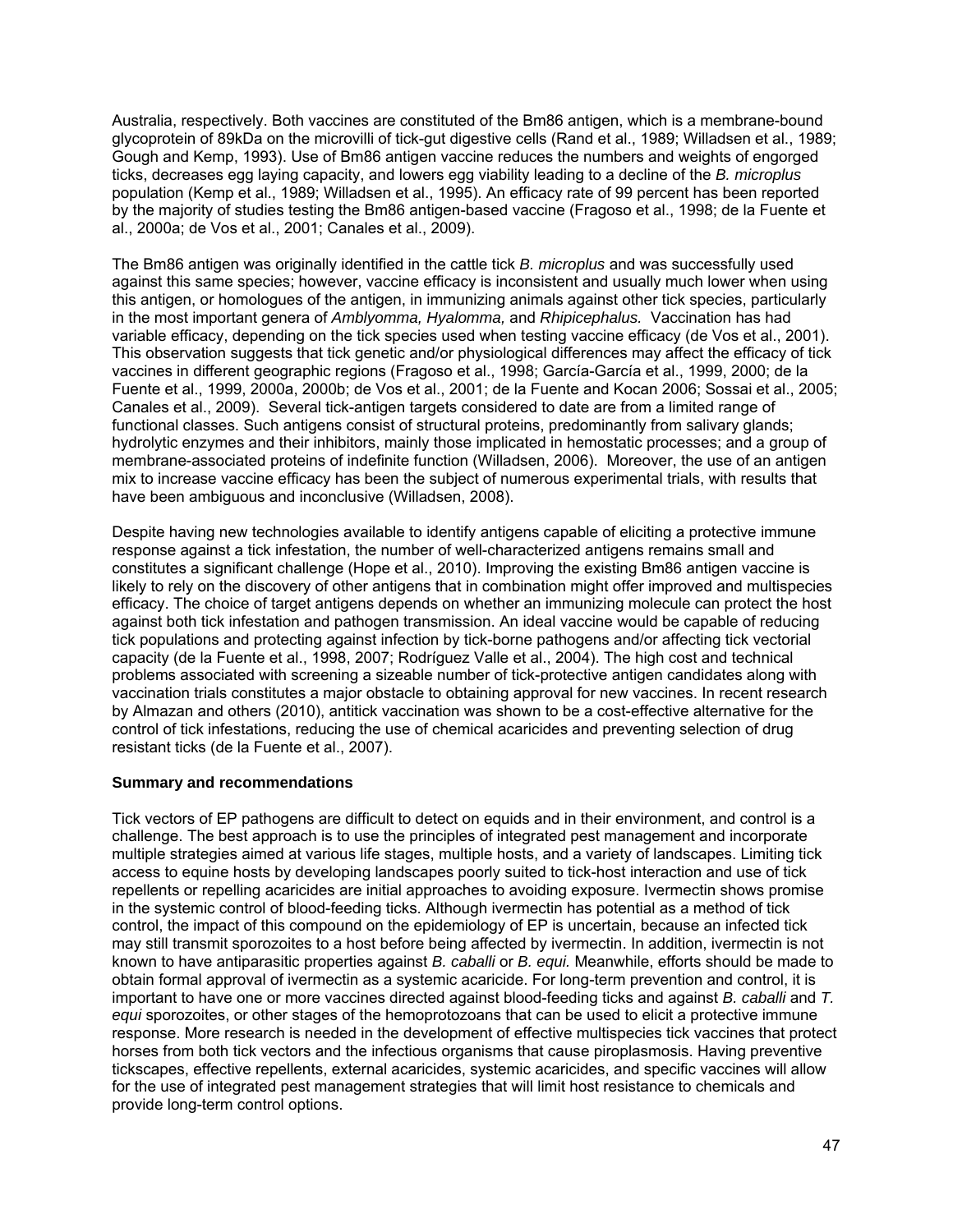Australia, respectively. Both vaccines are constituted of the Bm86 antigen, which is a membrane-bound glycoprotein of 89kDa on the microvilli of tick-gut digestive cells (Rand et al., 1989; Willadsen et al., 1989; Gough and Kemp, 1993). Use of Bm86 antigen vaccine reduces the numbers and weights of engorged ticks, decreases egg laying capacity, and lowers egg viability leading to a decline of the *B. microplus* population (Kemp et al., 1989; Willadsen et al., 1995). An efficacy rate of 99 percent has been reported by the majority of studies testing the Bm86 antigen-based vaccine (Fragoso et al., 1998; de la Fuente et al., 2000a; de Vos et al., 2001; Canales et al., 2009).

The Bm86 antigen was originally identified in the cattle tick *B. microplus* and was successfully used against this same species; however, vaccine efficacy is inconsistent and usually much lower when using this antigen, or homologues of the antigen, in immunizing animals against other tick species, particularly in the most important genera of *Amblyomma, Hyalomma,* and *Rhipicephalus.* Vaccination has had variable efficacy, depending on the tick species used when testing vaccine efficacy (de Vos et al., 2001). This observation suggests that tick genetic and/or physiological differences may affect the efficacy of tick vaccines in different geographic regions (Fragoso et al., 1998; García-García et al., 1999, 2000; de la Fuente et al., 1999, 2000a, 2000b; de Vos et al., 2001; de la Fuente and Kocan 2006; Sossai et al., 2005; Canales et al., 2009). Several tick-antigen targets considered to date are from a limited range of functional classes. Such antigens consist of structural proteins, predominantly from salivary glands; hydrolytic enzymes and their inhibitors, mainly those implicated in hemostatic processes; and a group of membrane-associated proteins of indefinite function (Willadsen, 2006). Moreover, the use of an antigen mix to increase vaccine efficacy has been the subject of numerous experimental trials, with results that have been ambiguous and inconclusive (Willadsen, 2008).

Despite having new technologies available to identify antigens capable of eliciting a protective immune response against a tick infestation, the number of well-characterized antigens remains small and constitutes a significant challenge (Hope et al., 2010). Improving the existing Bm86 antigen vaccine is likely to rely on the discovery of other antigens that in combination might offer improved and multispecies efficacy. The choice of target antigens depends on whether an immunizing molecule can protect the host against both tick infestation and pathogen transmission. An ideal vaccine would be capable of reducing tick populations and protecting against infection by tick-borne pathogens and/or affecting tick vectorial capacity (de la Fuente et al., 1998, 2007; Rodríguez Valle et al., 2004). The high cost and technical problems associated with screening a sizeable number of tick-protective antigen candidates along with vaccination trials constitutes a major obstacle to obtaining approval for new vaccines. In recent research by Almazan and others (2010), antitick vaccination was shown to be a cost-effective alternative for the control of tick infestations, reducing the use of chemical acaricides and preventing selection of drug resistant ticks (de la Fuente et al., 2007).

**Summary and recommendations**

Tick vectors of EP pathogens are difficult to detect on equids and in their environment, and control is a challenge. The best approach is to use the principles of integrated pest management and incorporate multiple strategies aimed at various life stages, multiple hosts, and a variety of landscapes. Limiting tick access to equine hosts by developing landscapes poorly suited to tick-host interaction and use of tick repellents or repelling acaricides are initial approaches to avoiding exposure. Ivermectin shows promise in the systemic control of blood-feeding ticks. Although ivermectin has potential as a method of tick control, the impact of this compound on the epidemiology of EP is uncertain, because an infected tick may still transmit sporozoites to a host before being affected by ivermectin. In addition, ivermectin is not known to have antiparasitic properties against *B. caballi* or *B. equi.* Meanwhile, efforts should be made to obtain formal approval of ivermectin as a systemic acaricide. For long-term prevention and control, it is important to have one or more vaccines directed against blood-feeding ticks and against *B. caballi* and *T. equi* sporozoites, or other stages of the hemoprotozoans that can be used to elicit a protective immune response. More research is needed in the development of effective multispecies tick vaccines that protect horses from both tick vectors and the infectious organisms that cause piroplasmosis. Having preventive tickscapes, effective repellents, external acaricides, systemic acaricides, and specific vaccines will allow for the use of integrated pest management strategies that will limit host resistance to chemicals and provide long-term control options.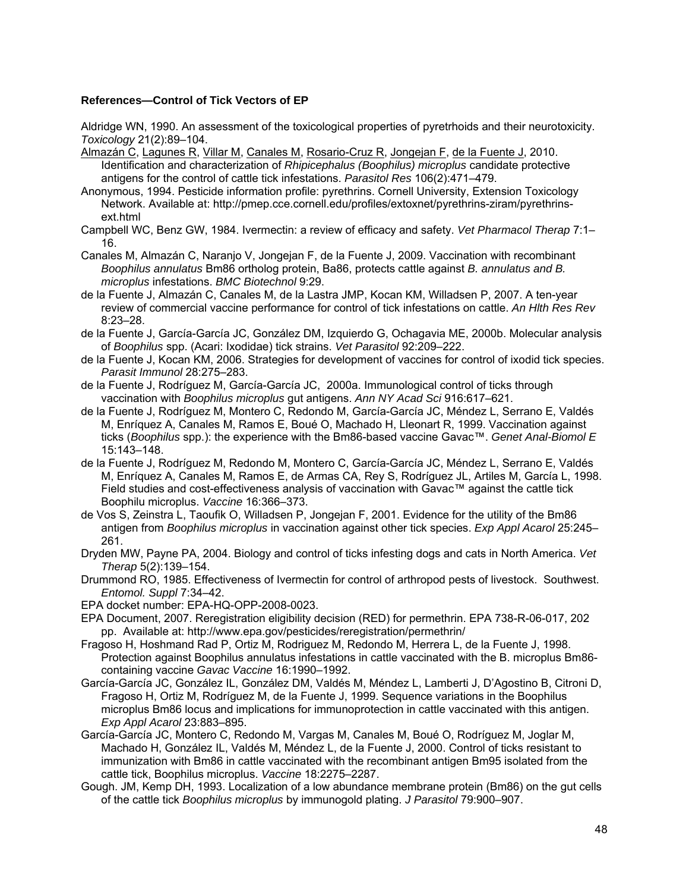**References—Control of Tick Vectors of EP**

Aldridge WN, 1990. An assessment of the toxicological properties of pyretrhoids and their neurotoxicity. *Toxicology* 21(2):89–104.

Almazán C, Lagunes R, Villar M, Canales M, Rosario-Cruz R, Jongejan F, de la Fuente J, 2010. Identification and characterization of *Rhipicephalus (Boophilus) microplus* candidate protective antigens for the control of cattle tick infestations. *Parasitol Res* 106(2):471–479.

Anonymous, 1994. Pesticide information profile: pyrethrins. Cornell University, Extension Toxicology Network. Available at: http://pmep.cce.cornell.edu/profiles/extoxnet/pyrethrins-ziram/pyrethrins-ext.html

Campbell WC, Benz GW, 1984. Ivermectin: a review of efficacy and safety. *Vet Pharmacol Therap* 7:1–16.

Canales M, Almazán C, Naranjo V, Jongejan F, de la Fuente J, 2009. Vaccination with recombinant *Boophilus annulatus* Bm86 ortholog protein, Ba86, protects cattle against *B. annulatus and B. microplus* infestations. *BMC Biotechnol* 9:29.

de la Fuente J, Almazán C, Canales M, de la Lastra JMP, Kocan KM, Willadsen P, 2007. A ten-year review of commercial vaccine performance for control of tick infestations on cattle. *An Hlth Res Rev* 8:23–28.

de la Fuente J, García-García JC, González DM, Izquierdo G, Ochagavia ME, 2000b. Molecular analysis of *Boophilus* spp. (Acari: Ixodidae) tick strains. *Vet Parasitol* 92:209–222.

de la Fuente J, Kocan KM, 2006. Strategies for development of vaccines for control of ixodid tick species. *Parasit Immunol* 28:275–283.

de la Fuente J, Rodríguez M, García-García JC, 2000a. Immunological control of ticks through vaccination with *Boophilus microplus* gut antigens. *Ann NY Acad Sci* 916:617–621.

de la Fuente J, Rodríguez M, Montero C, Redondo M, García-García JC, Méndez L, Serrano E, Valdés M, Enríquez A, Canales M, Ramos E, Boué O, Machado H, Lleonart R, 1999. Vaccination against ticks (*Boophilus* spp.): the experience with the Bm86-based vaccine Gavac™. *Genet Anal-Biomol E* 15:143–148.

de la Fuente J, Rodríguez M, Redondo M, Montero C, García-García JC, Méndez L, Serrano E, Valdés M, Enríquez A, Canales M, Ramos E, de Armas CA, Rey S, Rodríguez JL, Artiles M, García L, 1998. Field studies and cost-effectiveness analysis of vaccination with Gavac™ against the cattle tick Boophilu microplus. *Vaccine* 16:366–373.

de Vos S, Zeinstra L, Taoufik O, Willadsen P, Jongejan F, 2001. Evidence for the utility of the Bm86 antigen from *Boophilus microplus* in vaccination against other tick species. *Exp Appl Acarol* 25:245–261.

Dryden MW, Payne PA, 2004. Biology and control of ticks infesting dogs and cats in North America. *Vet Therap* 5(2):139–154.

Drummond RO, 1985. Effectiveness of Ivermectin for control of arthropod pests of livestock. Southwest. *Entomol. Suppl* 7:34–42.

EPA docket number: EPA-HQ-OPP-2008-0023.

EPA Document, 2007. Reregistration eligibility decision (RED) for permethrin. EPA 738-R-06-017, 202 pp. Available at: http://www.epa.gov/pesticides/reregistration/permethrin/

Fragoso H, Hoshmand Rad P, Ortiz M, Rodriguez M, Redondo M, Herrera L, de la Fuente J, 1998. Protection against Boophilus annulatus infestations in cattle vaccinated with the B. microplus Bm86-containing vaccine *Gavac Vaccine* 16:1990–1992.

García-García JC, González IL, González DM, Valdés M, Méndez L, Lamberti J, D'Agostino B, Citroni D, Fragoso H, Ortiz M, Rodríguez M, de la Fuente J, 1999. Sequence variations in the Boophilus microplus Bm86 locus and implications for immunoprotection in cattle vaccinated with this antigen. *Exp Appl Acarol* 23:883–895.

García-García JC, Montero C, Redondo M, Vargas M, Canales M, Boué O, Rodríguez M, Joglar M, Machado H, González IL, Valdés M, Méndez L, de la Fuente J, 2000. Control of ticks resistant to immunization with Bm86 in cattle vaccinated with the recombinant antigen Bm95 isolated from the cattle tick, Boophilus microplus. *Vaccine* 18:2275–2287.

Gough. JM, Kemp DH, 1993. Localization of a low abundance membrane protein (Bm86) on the gut cells of the cattle tick *Boophilus microplus* by immunogold plating. *J Parasitol* 79:900–907.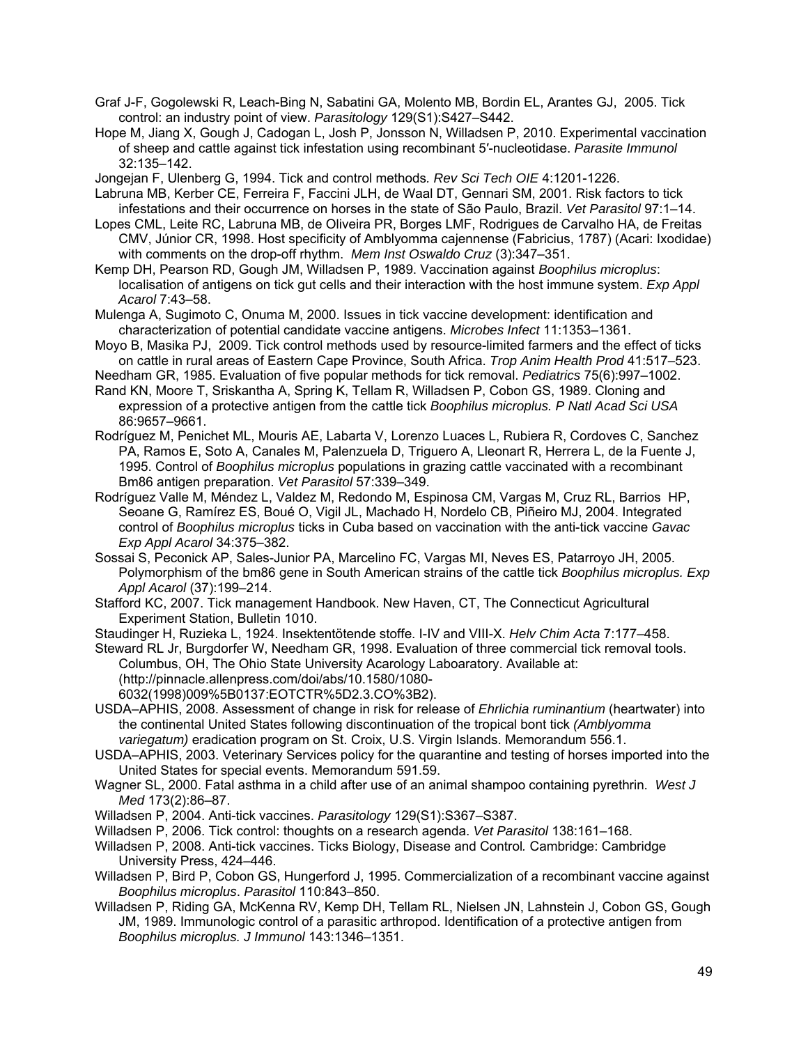Graf J-F, Gogolewski R, Leach-Bing N, Sabatini GA, Molento MB, Bordin EL, Arantes GJ, 2005. Tick control: an industry point of view. *Parasitology* 129(S1):S427–S442.

Hope M, Jiang X, Gough J, Cadogan L, Josh P, Jonsson N, Willadsen P, 2010. Experimental vaccination of sheep and cattle against tick infestation using recombinant 5′-nucleotidase. *Parasite Immunol* 32:135–142.

Jongejan F, Ulenberg G, 1994. Tick and control methods. *Rev Sci Tech OIE* 4:1201-1226.

Labruna MB, Kerber CE, Ferreira F, Faccini JLH, de Waal DT, Gennari SM, 2001. Risk factors to tick infestations and their occurrence on horses in the state of São Paulo, Brazil. *Vet Parasitol* 97:1–14.

Lopes CML, Leite RC, Labruna MB, de Oliveira PR, Borges LMF, Rodrigues de Carvalho HA, de Freitas CMV, Júnior CR, 1998. Host specificity of Amblyomma cajennense (Fabricius, 1787) (Acari: Ixodidae) with comments on the drop-off rhythm. *Mem Inst Oswaldo Cruz* (3):347–351.

Kemp DH, Pearson RD, Gough JM, Willadsen P, 1989. Vaccination against *Boophilus microplus*: localisation of antigens on tick gut cells and their interaction with the host immune system. *Exp Appl Acarol* 7:43–58.

Mulenga A, Sugimoto C, Onuma M, 2000. Issues in tick vaccine development: identification and characterization of potential candidate vaccine antigens. *Microbes Infect* 11:1353–1361.

Moyo B, Masika PJ, 2009. Tick control methods used by resource-limited farmers and the effect of ticks on cattle in rural areas of Eastern Cape Province, South Africa. *Trop Anim Health Prod* 41:517–523.

Needham GR, 1985. Evaluation of five popular methods for tick removal. *Pediatrics* 75(6):997–1002.

Rand KN, Moore T, Sriskantha A, Spring K, Tellam R, Willadsen P, Cobon GS, 1989. Cloning and expression of a protective antigen from the cattle tick *Boophilus microplus. P Natl Acad Sci USA* 86:9657–9661.

Rodríguez M, Penichet ML, Mouris AE, Labarta V, Lorenzo Luaces L, Rubiera R, Cordoves C, Sanchez PA, Ramos E, Soto A, Canales M, Palenzuela D, Triguero A, Lleonart R, Herrera L, de la Fuente J, 1995. Control of *Boophilus microplus* populations in grazing cattle vaccinated with a recombinant Bm86 antigen preparation. *Vet Parasitol* 57:339–349.

Rodríguez Valle M, Méndez L, Valdez M, Redondo M, Espinosa CM, Vargas M, Cruz RL, Barrios HP, Seoane G, Ramírez ES, Boué O, Vigil JL, Machado H, Nordelo CB, Piñeiro MJ, 2004. Integrated control of *Boophilus microplus* ticks in Cuba based on vaccination with the anti-tick vaccine *Gavac Exp Appl Acarol* 34:375–382.

Sossai S, Peconick AP, Sales-Junior PA, Marcelino FC, Vargas MI, Neves ES, Patarroyo JH, 2005. Polymorphism of the bm86 gene in South American strains of the cattle tick *Boophilus microplus. Exp Appl Acarol* (37):199–214.

Stafford KC, 2007. Tick management Handbook. New Haven, CT, The Connecticut Agricultural Experiment Station, Bulletin 1010.

Staudinger H, Ruzieka L, 1924. Insektentötende stoffe. I-IV and VIII-X. *Helv Chim Acta* 7:177–458.

Steward RL Jr, Burgdorfer W, Needham GR, 1998. Evaluation of three commercial tick removal tools. Columbus, OH, The Ohio State University Acarology Laboaratory. Available at: (http://pinnacle.allenpress.com/doi/abs/10.1580/1080-6032(1998)009%5B0137:EOTCTR%5D2.3.CO%3B2).

USDA–APHIS, 2008. Assessment of change in risk for release of *Ehrlichia ruminantium* (heartwater) into the continental United States following discontinuation of the tropical bont tick *(Amblyomma variegatum)* eradication program on St. Croix, U.S. Virgin Islands. Memorandum 556.1.

USDA–APHIS, 2003. Veterinary Services policy for the quarantine and testing of horses imported into the United States for special events. Memorandum 591.59.

Wagner SL, 2000. Fatal asthma in a child after use of an animal shampoo containing pyrethrin. *West J Med* 173(2):86–87.

Willadsen P, 2004. Anti-tick vaccines. *Parasitology* 129(S1):S367–S387.

Willadsen P, 2006. Tick control: thoughts on a research agenda. *Vet Parasitol* 138:161–168.

Willadsen P, 2008. Anti-tick vaccines. Ticks Biology, Disease and Control*.* Cambridge: Cambridge University Press, 424–446.

Willadsen P, Bird P, Cobon GS, Hungerford J, 1995. Commercialization of a recombinant vaccine against *Boophilus microplus*. *Parasitol* 110:843–850.

Willadsen P, Riding GA, McKenna RV, Kemp DH, Tellam RL, Nielsen JN, Lahnstein J, Cobon GS, Gough JM, 1989. Immunologic control of a parasitic arthropod. Identification of a protective antigen from *Boophilus microplus. J Immunol* 143:1346–1351.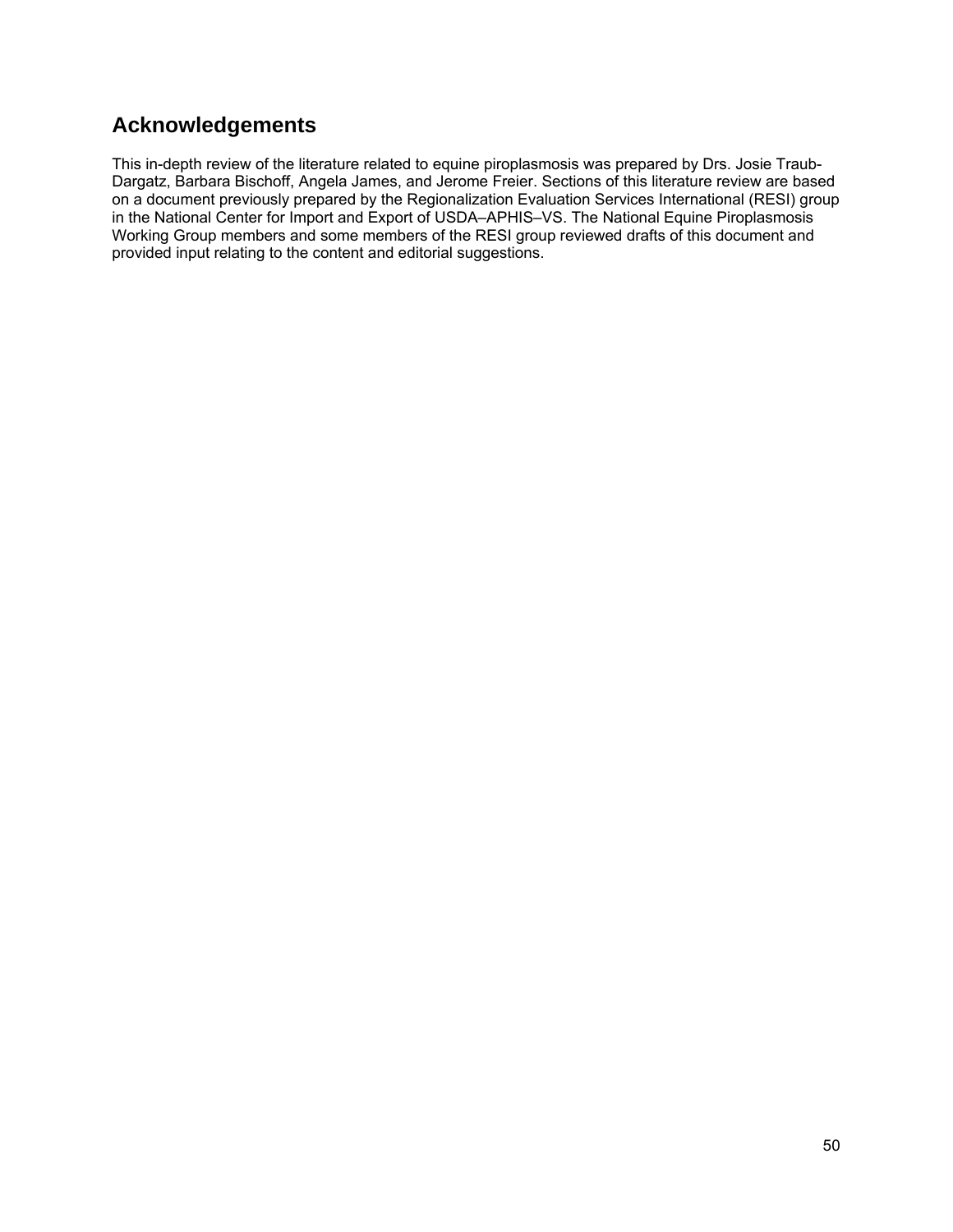## Acknowledgements

This in-depth review of the literature related to equine piroplasmosis was prepared by Drs. Josie Traub-Dargatz, Barbara Bischoff, Angela James, and Jerome Freier. Sections of this literature review are based on a document previously prepared by the Regionalization Evaluation Services International (RESI) group in the National Center for Import and Export of USDA–APHIS–VS. The National Equine Piroplasmosis Working Group members and some members of the RESI group reviewed drafts of this document and provided input relating to the content and editorial suggestions.